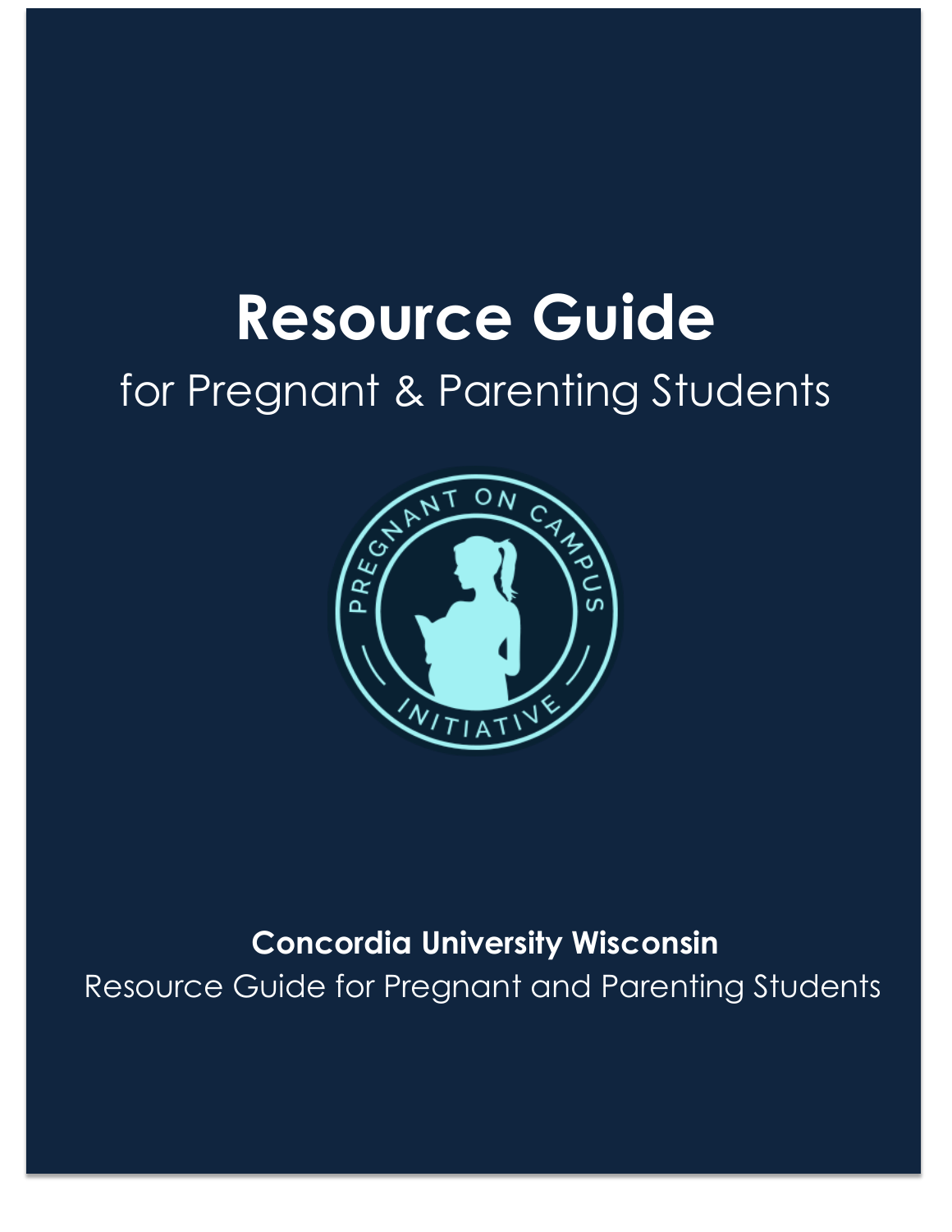# Resource Guide

for Pregnant & Parenting Students

PREGNANT ON CAMPUS INITIATIVE

**Concordia University Wisconsin**

Resource Guide for Pregnant and Parenting Students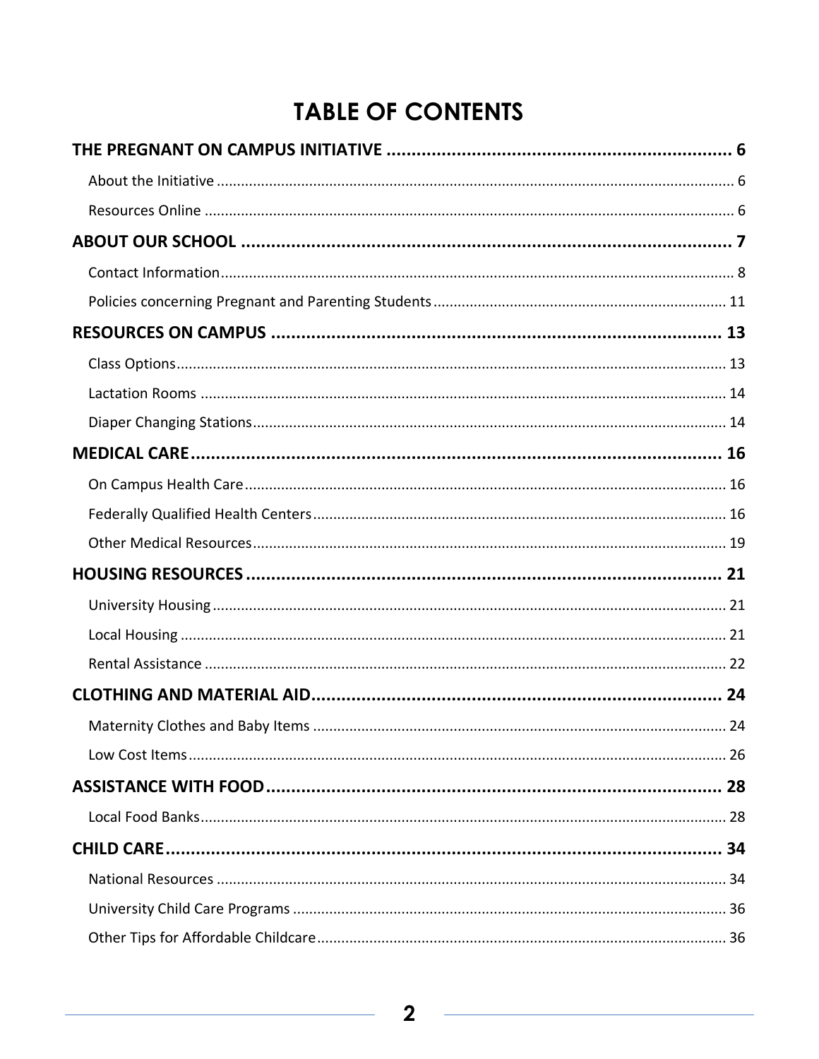# TABLE OF CONTENTS

**THE PREGNANT ON CAMPUS INITIATIVE ........ 6**

- About the Initiative ........ 6
- Resources Online ........ 6

**ABOUT OUR SCHOOL ........ 7**

- Contact Information ........ 8
- Policies concerning Pregnant and Parenting Students ........ 11

**RESOURCES ON CAMPUS ........ 13**

- Class Options ........ 13
- Lactation Rooms ........ 14
- Diaper Changing Stations ........ 14

**MEDICAL CARE ........ 16**

- On Campus Health Care ........ 16
- Federally Qualified Health Centers ........ 16
- Other Medical Resources ........ 19

**HOUSING RESOURCES ........ 21**

- University Housing ........ 21
- Local Housing ........ 21
- Rental Assistance ........ 22

**CLOTHING AND MATERIAL AID ........ 24**

- Maternity Clothes and Baby Items ........ 24
- Low Cost Items ........ 26

**ASSISTANCE WITH FOOD ........ 28**

- Local Food Banks ........ 28

**CHILD CARE ........ 34**

- National Resources ........ 34
- University Child Care Programs ........ 36
- Other Tips for Affordable Childcare ........ 36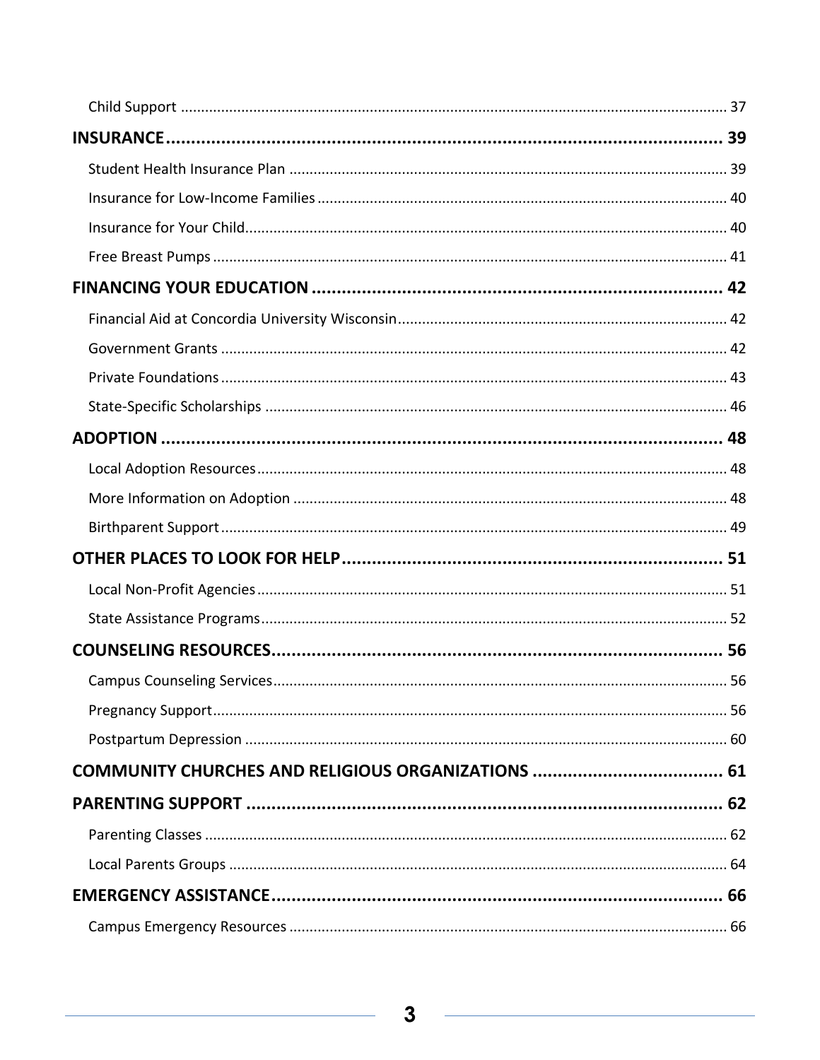Child Support .......................................................................................................................... 37

**INSURANCE ................................................................................................................ 39**

Student Health Insurance Plan ................................................................................................ 39

Insurance for Low-Income Families ......................................................................................... 40

Insurance for Your Child............................................................................................................ 40

Free Breast Pumps .................................................................................................................... 41

**FINANCING YOUR EDUCATION ................................................................................. 42**

Financial Aid at Concordia University Wisconsin...................................................................... 42

Government Grants .................................................................................................................. 42

Private Foundations .................................................................................................................. 43

State-Specific Scholarships ....................................................................................................... 46

**ADOPTION ................................................................................................................. 48**

Local Adoption Resources......................................................................................................... 48

More Information on Adoption ................................................................................................ 48

Birthparent Support .................................................................................................................. 49

**OTHER PLACES TO LOOK FOR HELP............................................................................ 51**

Local Non-Profit Agencies ......................................................................................................... 51

State Assistance Programs........................................................................................................ 52

**COUNSELING RESOURCES.......................................................................................... 56**

Campus Counseling Services..................................................................................................... 56

Pregnancy Support.................................................................................................................... 56

Postpartum Depression ............................................................................................................ 60

**COMMUNITY CHURCHES AND RELIGIOUS ORGANIZATIONS ..................................... 61**

**PARENTING SUPPORT ................................................................................................ 62**

Parenting Classes ...................................................................................................................... 62

Local Parents Groups ................................................................................................................ 64

**EMERGENCY ASSISTANCE........................................................................................... 66**

Campus Emergency Resources ................................................................................................. 66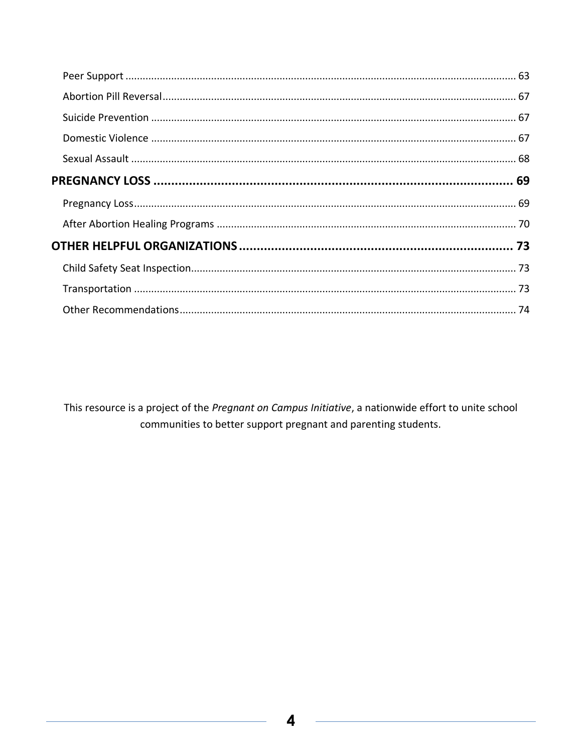Peer Support ........................................................................................................................... 63

Abortion Pill Reversal ............................................................................................................. 67

Suicide Prevention .................................................................................................................. 67

Domestic Violence ................................................................................................................... 67

Sexual Assault ......................................................................................................................... 68

**PREGNANCY LOSS ........................................................................................................... 69**

Pregnancy Loss ........................................................................................................................ 69

After Abortion Healing Programs ........................................................................................... 70

**OTHER HELPFUL ORGANIZATIONS ................................................................................ 73**

Child Safety Seat Inspection .................................................................................................... 73

Transportation ......................................................................................................................... 73

Other Recommendations ......................................................................................................... 74

This resource is a project of the *Pregnant on Campus Initiative*, a nationwide effort to unite school communities to better support pregnant and parenting students.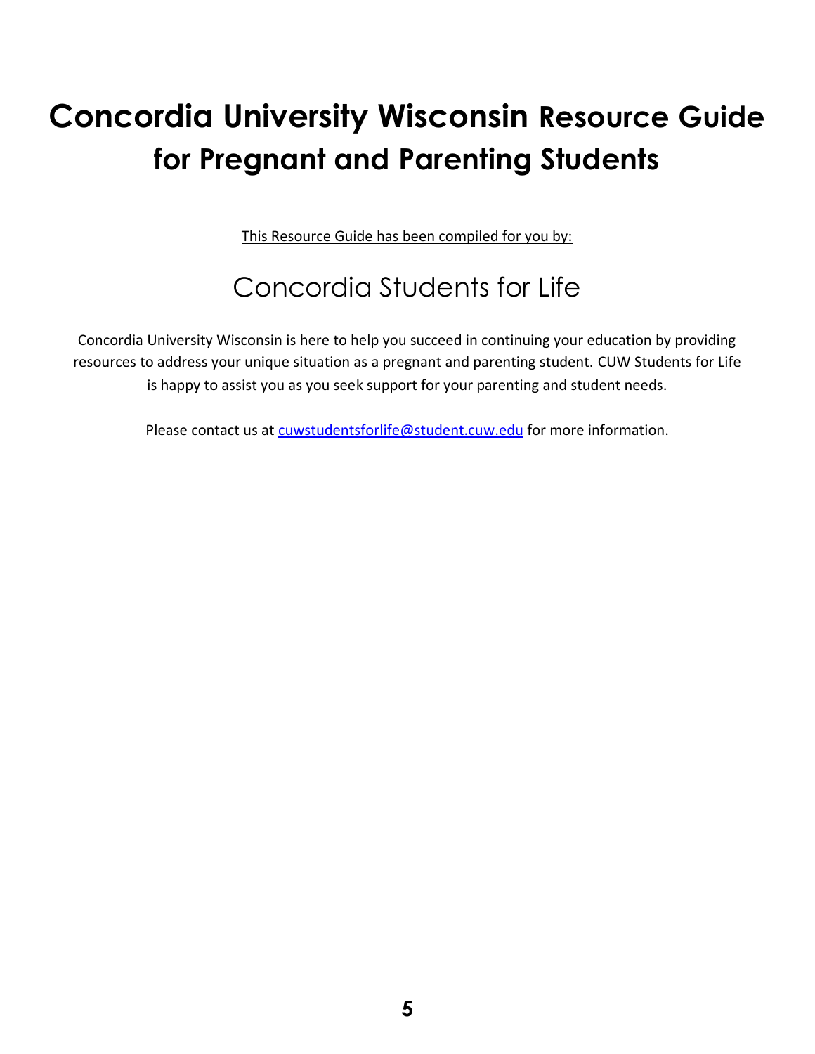# Concordia University Wisconsin Resource Guide for Pregnant and Parenting Students

This Resource Guide has been compiled for you by:

## Concordia Students for Life

Concordia University Wisconsin is here to help you succeed in continuing your education by providing resources to address your unique situation as a pregnant and parenting student. CUW Students for Life is happy to assist you as you seek support for your parenting and student needs.

Please contact us at cuwstudentsforlife@student.cuw.edu for more information.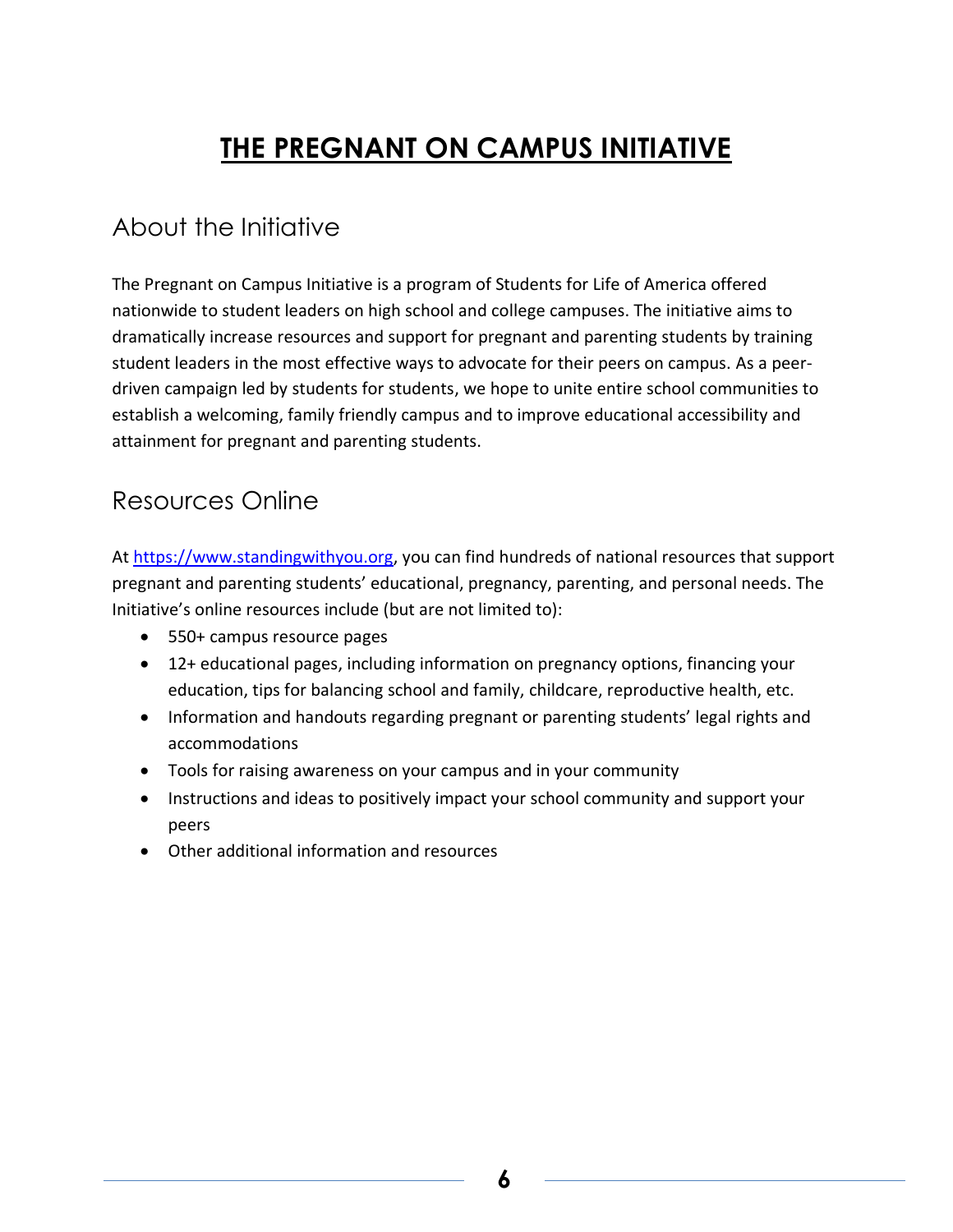# THE PREGNANT ON CAMPUS INITIATIVE

## About the Initiative

The Pregnant on Campus Initiative is a program of Students for Life of America offered nationwide to student leaders on high school and college campuses. The initiative aims to dramatically increase resources and support for pregnant and parenting students by training student leaders in the most effective ways to advocate for their peers on campus. As a peer-driven campaign led by students for students, we hope to unite entire school communities to establish a welcoming, family friendly campus and to improve educational accessibility and attainment for pregnant and parenting students.

## Resources Online

At [https://www.standingwithyou.org](https://www.standingwithyou.org), you can find hundreds of national resources that support pregnant and parenting students' educational, pregnancy, parenting, and personal needs. The Initiative's online resources include (but are not limited to):

- 550+ campus resource pages
- 12+ educational pages, including information on pregnancy options, financing your education, tips for balancing school and family, childcare, reproductive health, etc.
- Information and handouts regarding pregnant or parenting students' legal rights and accommodations
- Tools for raising awareness on your campus and in your community
- Instructions and ideas to positively impact your school community and support your peers
- Other additional information and resources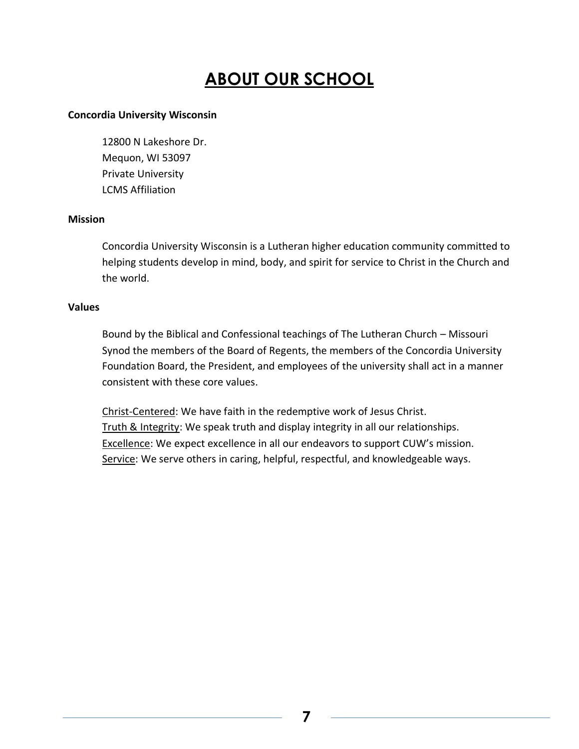# ABOUT OUR SCHOOL

**Concordia University Wisconsin**

12800 N Lakeshore Dr.
Mequon, WI 53097
Private University
LCMS Affiliation

**Mission**

Concordia University Wisconsin is a Lutheran higher education community committed to helping students develop in mind, body, and spirit for service to Christ in the Church and the world.

**Values**

Bound by the Biblical and Confessional teachings of The Lutheran Church – Missouri Synod the members of the Board of Regents, the members of the Concordia University Foundation Board, the President, and employees of the university shall act in a manner consistent with these core values.

Christ-Centered: We have faith in the redemptive work of Jesus Christ.
Truth & Integrity: We speak truth and display integrity in all our relationships.
Excellence: We expect excellence in all our endeavors to support CUW's mission.
Service: We serve others in caring, helpful, respectful, and knowledgeable ways.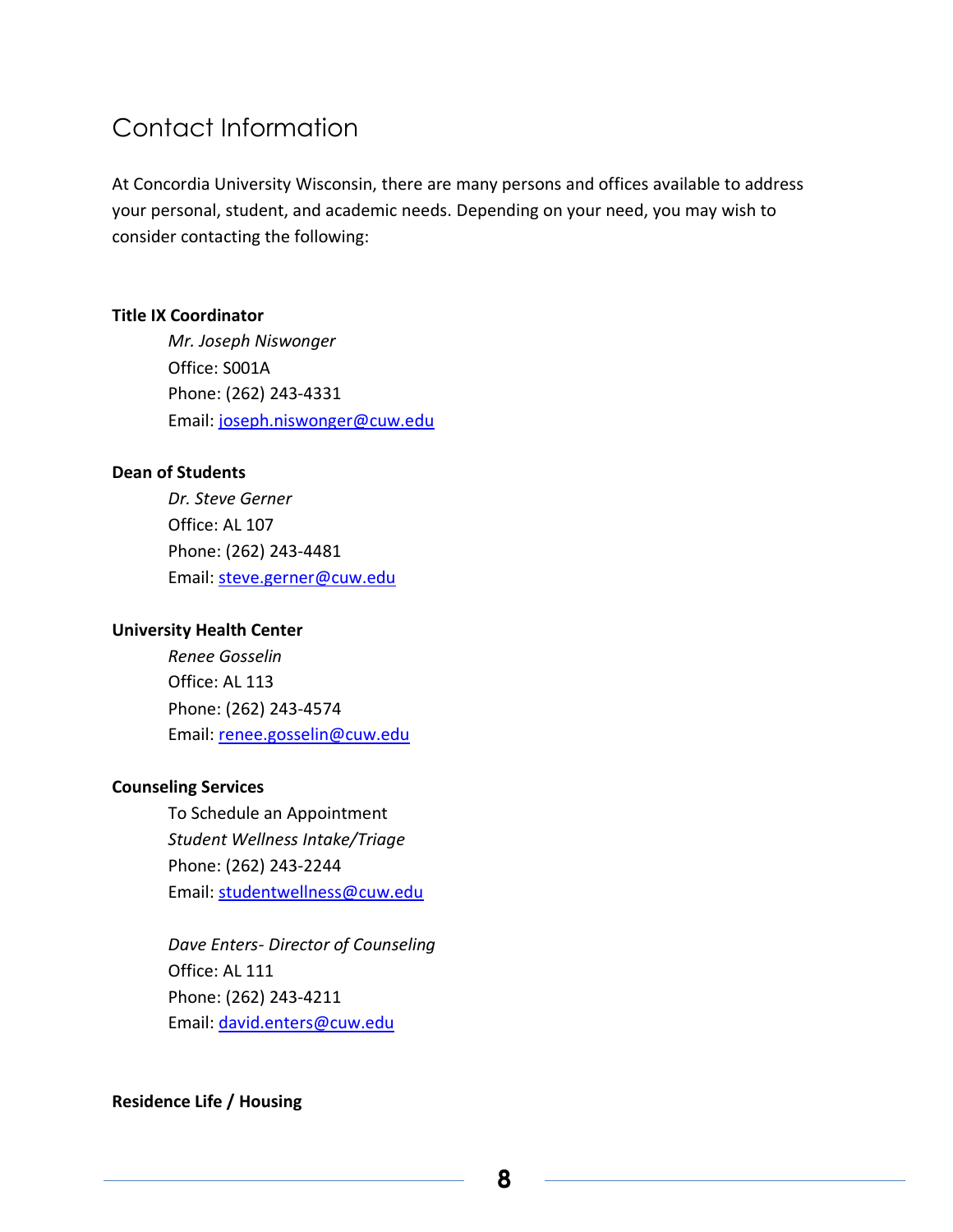# Contact Information

At Concordia University Wisconsin, there are many persons and offices available to address your personal, student, and academic needs. Depending on your need, you may wish to consider contacting the following:

**Title IX Coordinator**

*Mr. Joseph Niswonger*
Office: S001A
Phone: (262) 243-4331
Email: joseph.niswonger@cuw.edu

**Dean of Students**

*Dr. Steve Gerner*
Office: AL 107
Phone: (262) 243-4481
Email: steve.gerner@cuw.edu

**University Health Center**

*Renee Gosselin*
Office: AL 113
Phone: (262) 243-4574
Email: renee.gosselin@cuw.edu

**Counseling Services**

To Schedule an Appointment
*Student Wellness Intake/Triage*
Phone: (262) 243-2244
Email: studentwellness@cuw.edu

*Dave Enters- Director of Counseling*
Office: AL 111
Phone: (262) 243-4211
Email: david.enters@cuw.edu

**Residence Life / Housing**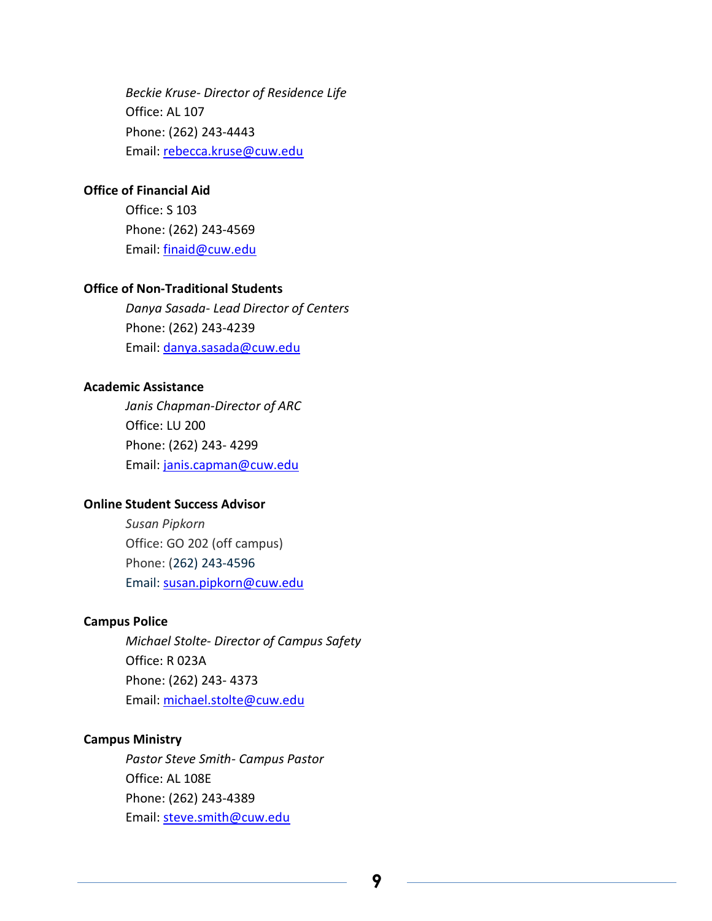*Beckie Kruse- Director of Residence Life*
Office: AL 107
Phone: (262) 243-4443
Email: rebecca.kruse@cuw.edu

**Office of Financial Aid**

Office: S 103
Phone: (262) 243-4569
Email: finaid@cuw.edu

**Office of Non-Traditional Students**

*Danya Sasada- Lead Director of Centers*
Phone: (262) 243-4239
Email: danya.sasada@cuw.edu

**Academic Assistance**

*Janis Chapman-Director of ARC*
Office: LU 200
Phone: (262) 243- 4299
Email: janis.capman@cuw.edu

**Online Student Success Advisor**

*Susan Pipkorn*
Office: GO 202 (off campus)
Phone: (262) 243-4596
Email: susan.pipkorn@cuw.edu

**Campus Police**

*Michael Stolte- Director of Campus Safety*
Office: R 023A
Phone: (262) 243- 4373
Email: michael.stolte@cuw.edu

**Campus Ministry**

*Pastor Steve Smith- Campus Pastor*
Office: AL 108E
Phone: (262) 243-4389
Email: steve.smith@cuw.edu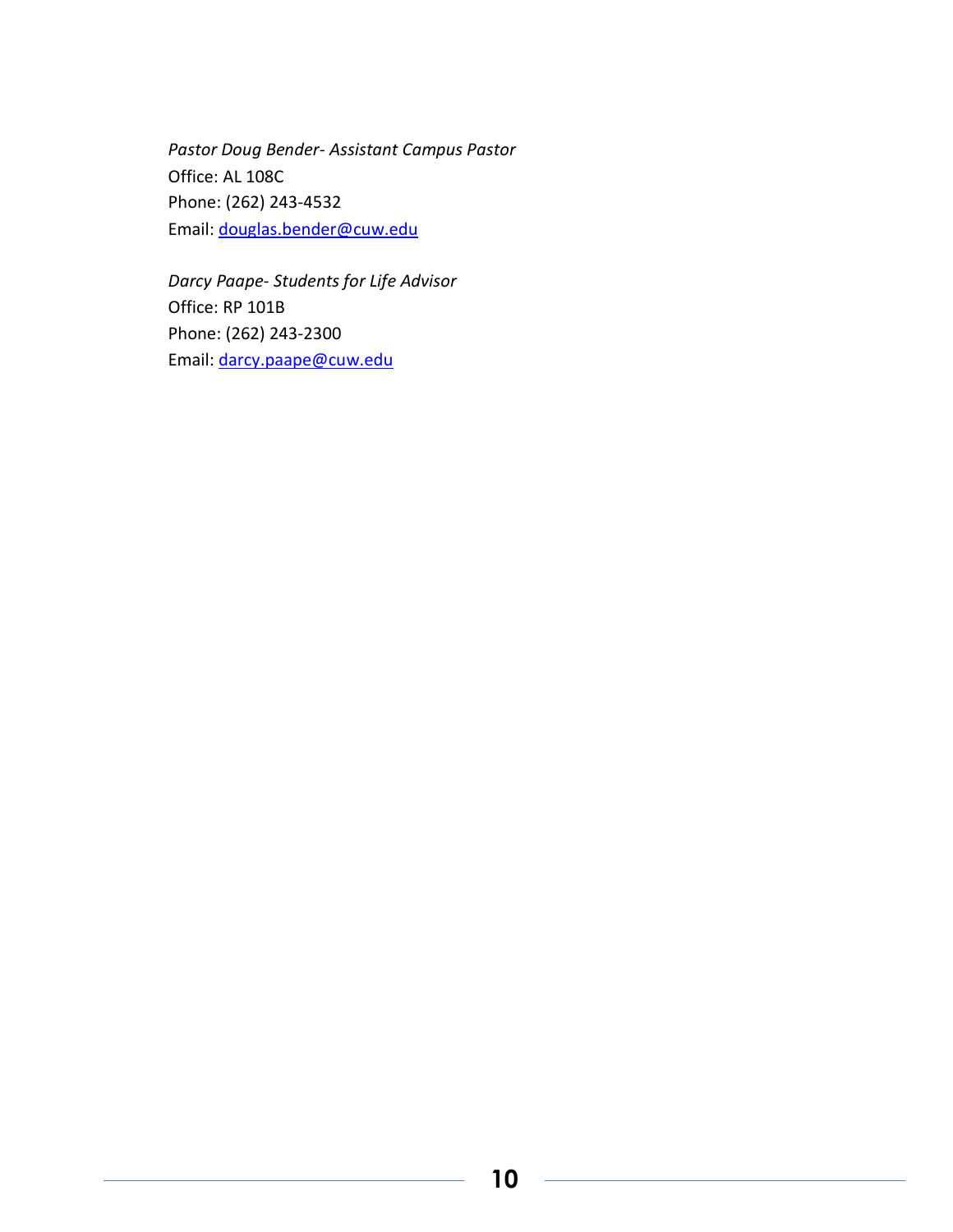*Pastor Doug Bender- Assistant Campus Pastor*
Office: AL 108C
Phone: (262) 243-4532
Email: douglas.bender@cuw.edu

*Darcy Paape- Students for Life Advisor*
Office: RP 101B
Phone: (262) 243-2300
Email: darcy.paape@cuw.edu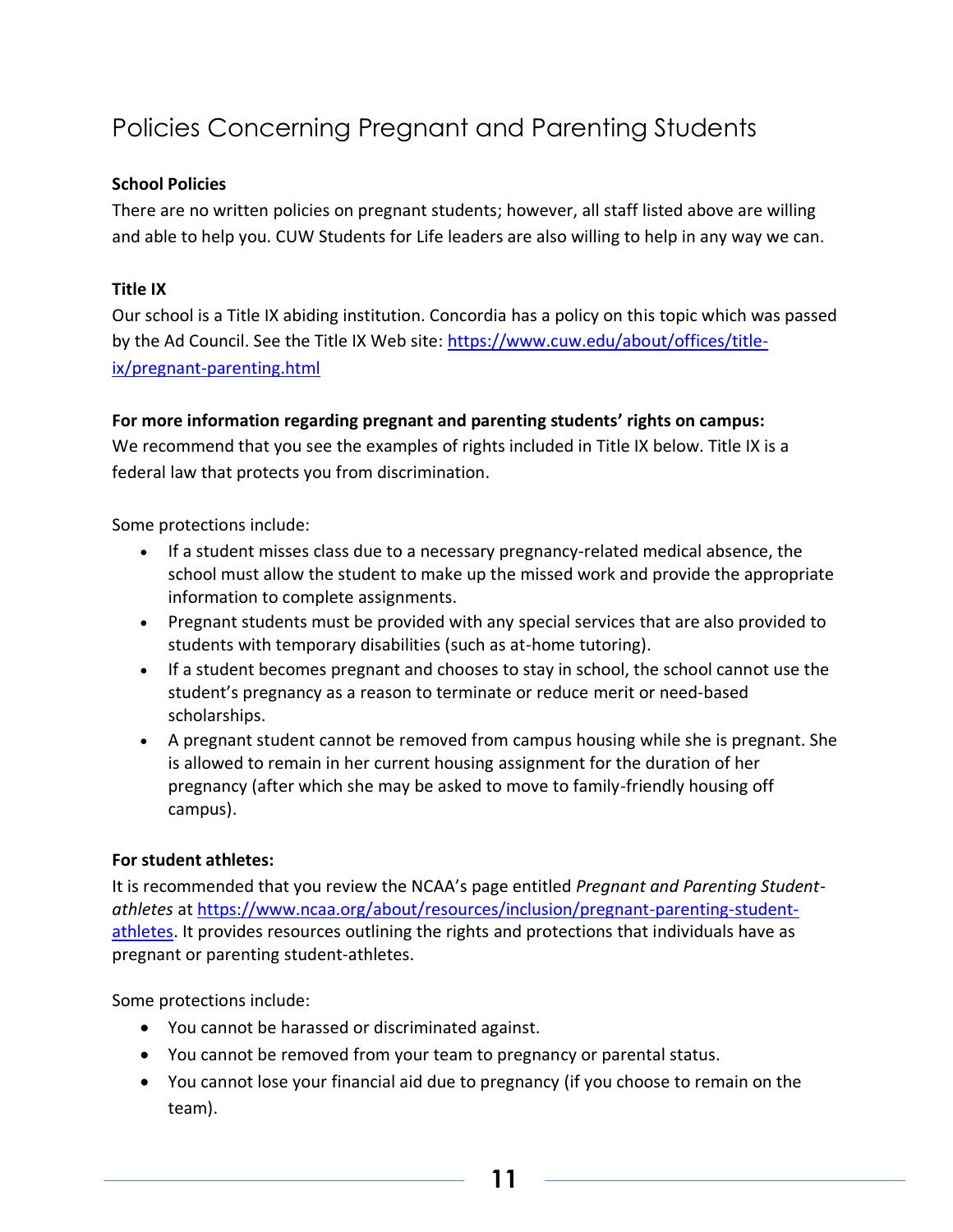# Policies Concerning Pregnant and Parenting Students

**School Policies**

There are no written policies on pregnant students; however, all staff listed above are willing and able to help you. CUW Students for Life leaders are also willing to help in any way we can.

**Title IX**

Our school is a Title IX abiding institution. Concordia has a policy on this topic which was passed by the Ad Council. See the Title IX Web site: https://www.cuw.edu/about/offices/title-ix/pregnant-parenting.html

**For more information regarding pregnant and parenting students' rights on campus:**

We recommend that you see the examples of rights included in Title IX below. Title IX is a federal law that protects you from discrimination.

Some protections include:

- If a student misses class due to a necessary pregnancy-related medical absence, the school must allow the student to make up the missed work and provide the appropriate information to complete assignments.
- Pregnant students must be provided with any special services that are also provided to students with temporary disabilities (such as at-home tutoring).
- If a student becomes pregnant and chooses to stay in school, the school cannot use the student's pregnancy as a reason to terminate or reduce merit or need-based scholarships.
- A pregnant student cannot be removed from campus housing while she is pregnant. She is allowed to remain in her current housing assignment for the duration of her pregnancy (after which she may be asked to move to family-friendly housing off campus).

**For student athletes:**

It is recommended that you review the NCAA's page entitled *Pregnant and Parenting Student-athletes* at https://www.ncaa.org/about/resources/inclusion/pregnant-parenting-student-athletes. It provides resources outlining the rights and protections that individuals have as pregnant or parenting student-athletes.

Some protections include:

- You cannot be harassed or discriminated against.
- You cannot be removed from your team to pregnancy or parental status.
- You cannot lose your financial aid due to pregnancy (if you choose to remain on the team).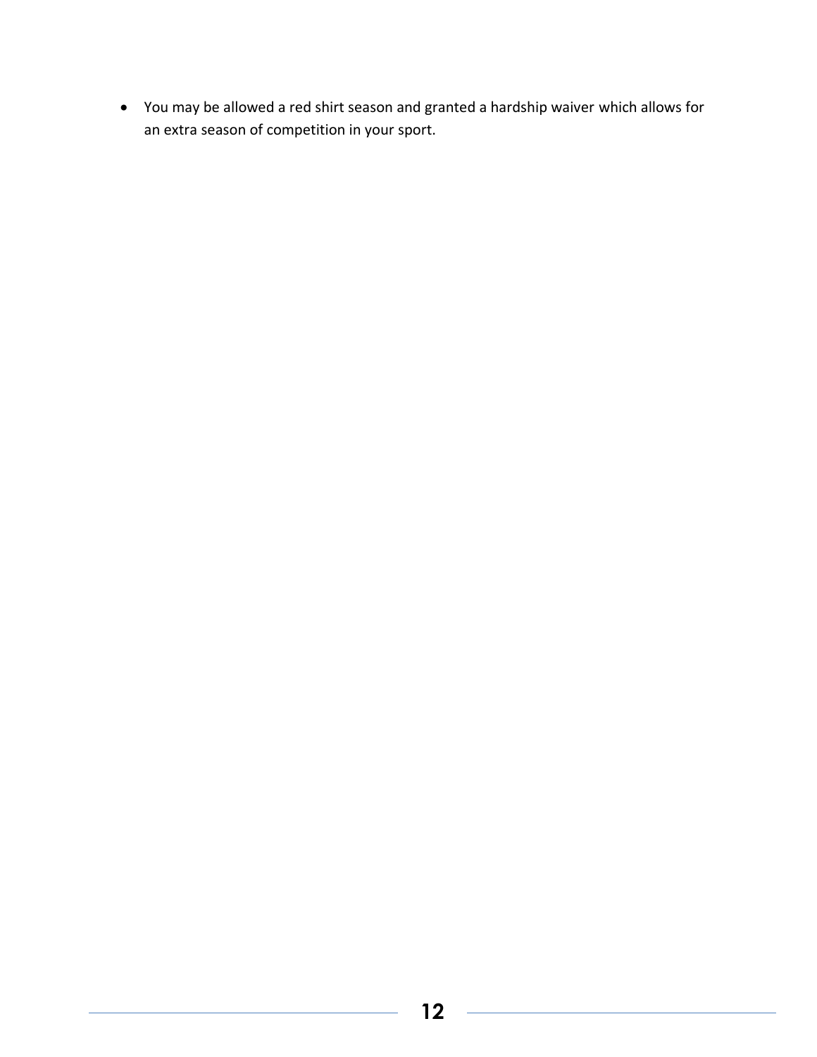- You may be allowed a red shirt season and granted a hardship waiver which allows for an extra season of competition in your sport.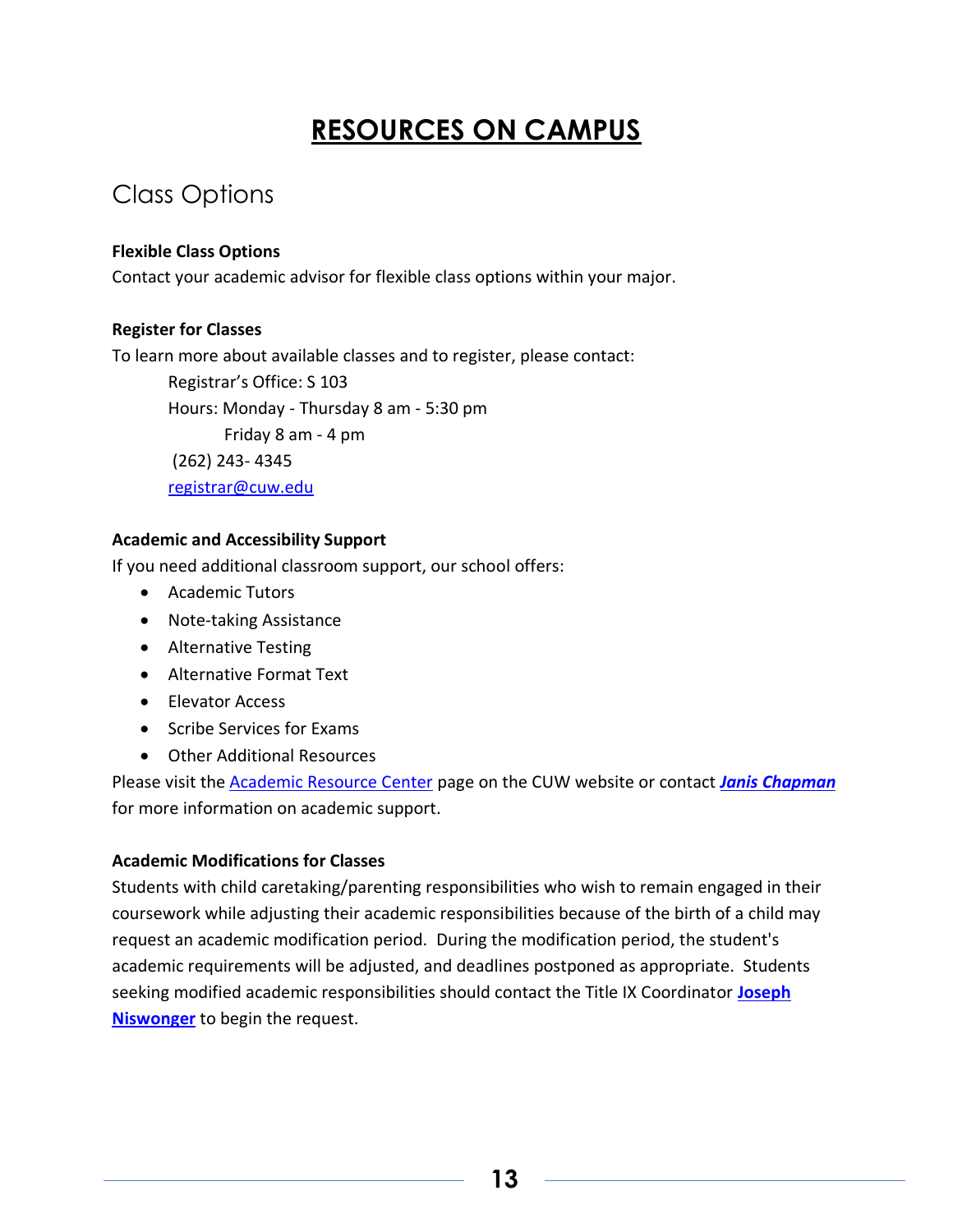# RESOURCES ON CAMPUS

## Class Options

**Flexible Class Options**

Contact your academic advisor for flexible class options within your major.

**Register for Classes**

To learn more about available classes and to register, please contact:

Registrar's Office: S 103
Hours: Monday - Thursday 8 am - 5:30 pm
Friday 8 am - 4 pm
(262) 243- 4345
registrar@cuw.edu

**Academic and Accessibility Support**

If you need additional classroom support, our school offers:

- Academic Tutors
- Note-taking Assistance
- Alternative Testing
- Alternative Format Text
- Elevator Access
- Scribe Services for Exams
- Other Additional Resources

Please visit the Academic Resource Center page on the CUW website or contact ***Janis Chapman*** for more information on academic support.

**Academic Modifications for Classes**

Students with child caretaking/parenting responsibilities who wish to remain engaged in their coursework while adjusting their academic responsibilities because of the birth of a child may request an academic modification period. During the modification period, the student's academic requirements will be adjusted, and deadlines postponed as appropriate. Students seeking modified academic responsibilities should contact the Title IX Coordinator **Joseph Niswonger** to begin the request.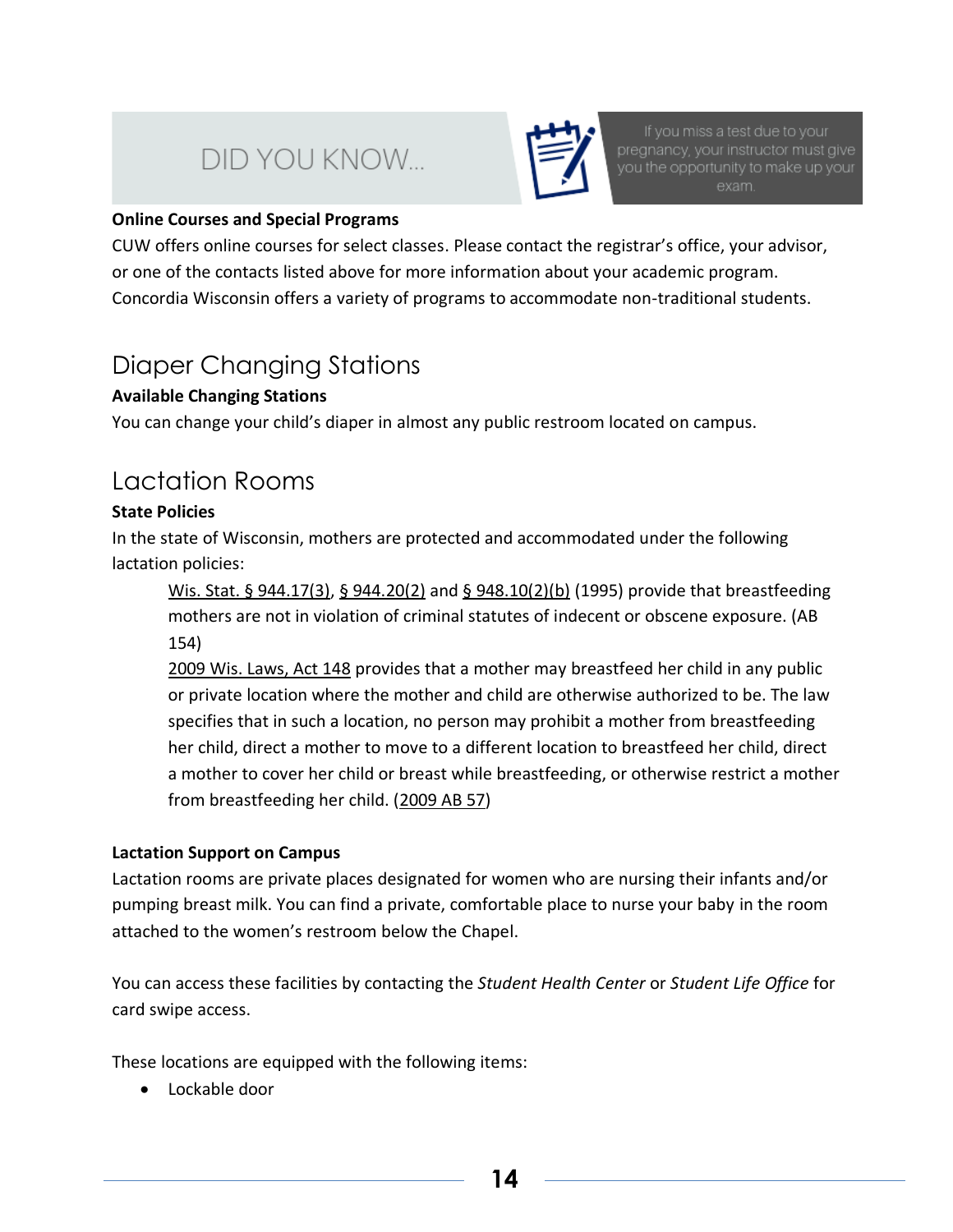DID YOU KNOW...

If you miss a test due to your pregnancy, your instructor must give you the opportunity to make up your exam.

**Online Courses and Special Programs**

CUW offers online courses for select classes. Please contact the registrar's office, your advisor, or one of the contacts listed above for more information about your academic program. Concordia Wisconsin offers a variety of programs to accommodate non-traditional students.

## Diaper Changing Stations

**Available Changing Stations**

You can change your child's diaper in almost any public restroom located on campus.

## Lactation Rooms

**State Policies**

In the state of Wisconsin, mothers are protected and accommodated under the following lactation policies:

> Wis. Stat. § 944.17(3), § 944.20(2) and § 948.10(2)(b) (1995) provide that breastfeeding mothers are not in violation of criminal statutes of indecent or obscene exposure. (AB 154)
>
> 2009 Wis. Laws, Act 148 provides that a mother may breastfeed her child in any public or private location where the mother and child are otherwise authorized to be. The law specifies that in such a location, no person may prohibit a mother from breastfeeding her child, direct a mother to move to a different location to breastfeed her child, direct a mother to cover her child or breast while breastfeeding, or otherwise restrict a mother from breastfeeding her child. (2009 AB 57)

**Lactation Support on Campus**

Lactation rooms are private places designated for women who are nursing their infants and/or pumping breast milk. You can find a private, comfortable place to nurse your baby in the room attached to the women's restroom below the Chapel.

You can access these facilities by contacting the *Student Health Center* or *Student Life Office* for card swipe access.

These locations are equipped with the following items:

- Lockable door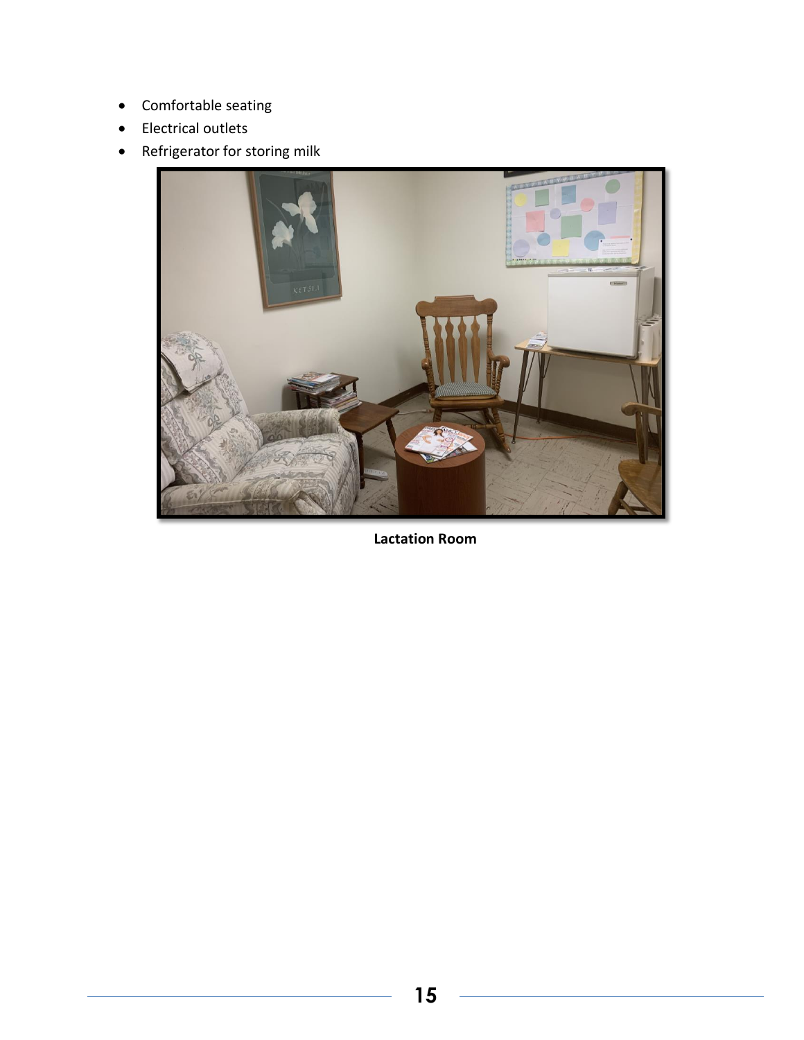- Comfortable seating
- Electrical outlets
- Refrigerator for storing milk

**Lactation Room**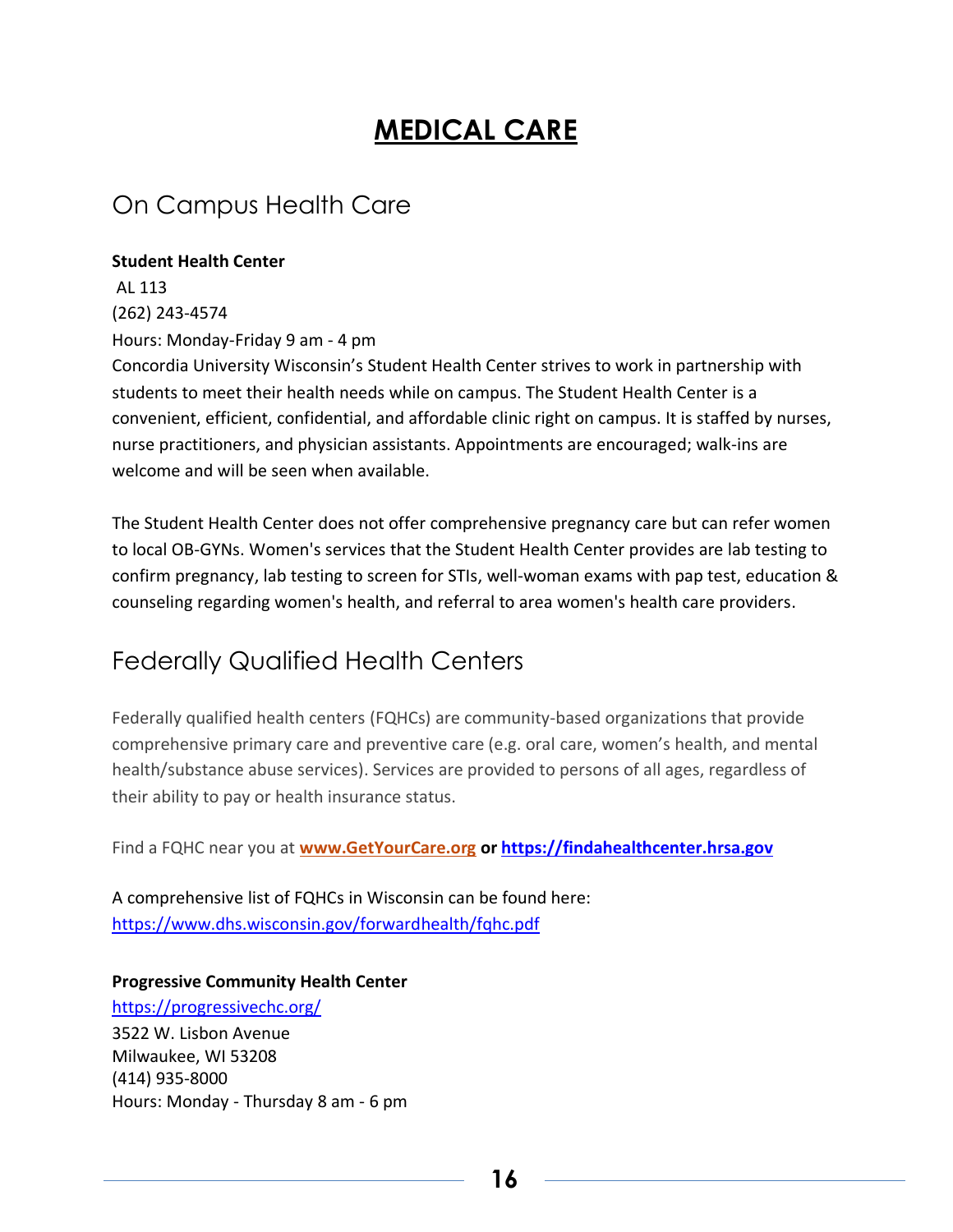# MEDICAL CARE

## On Campus Health Care

**Student Health Center**
AL 113
(262) 243-4574
Hours: Monday-Friday 9 am - 4 pm
Concordia University Wisconsin's Student Health Center strives to work in partnership with students to meet their health needs while on campus. The Student Health Center is a convenient, efficient, confidential, and affordable clinic right on campus. It is staffed by nurses, nurse practitioners, and physician assistants. Appointments are encouraged; walk-ins are welcome and will be seen when available.

The Student Health Center does not offer comprehensive pregnancy care but can refer women to local OB-GYNs. Women's services that the Student Health Center provides are lab testing to confirm pregnancy, lab testing to screen for STIs, well-woman exams with pap test, education & counseling regarding women's health, and referral to area women's health care providers.

## Federally Qualified Health Centers

Federally qualified health centers (FQHCs) are community-based organizations that provide comprehensive primary care and preventive care (e.g. oral care, women's health, and mental health/substance abuse services). Services are provided to persons of all ages, regardless of their ability to pay or health insurance status.

Find a FQHC near you at **www.GetYourCare.org** **or** **https://findahealthcenter.hrsa.gov**

A comprehensive list of FQHCs in Wisconsin can be found here:
https://www.dhs.wisconsin.gov/forwardhealth/fqhc.pdf

**Progressive Community Health Center**
https://progressivechc.org/
3522 W. Lisbon Avenue
Milwaukee, WI 53208
(414) 935-8000
Hours: Monday - Thursday 8 am - 6 pm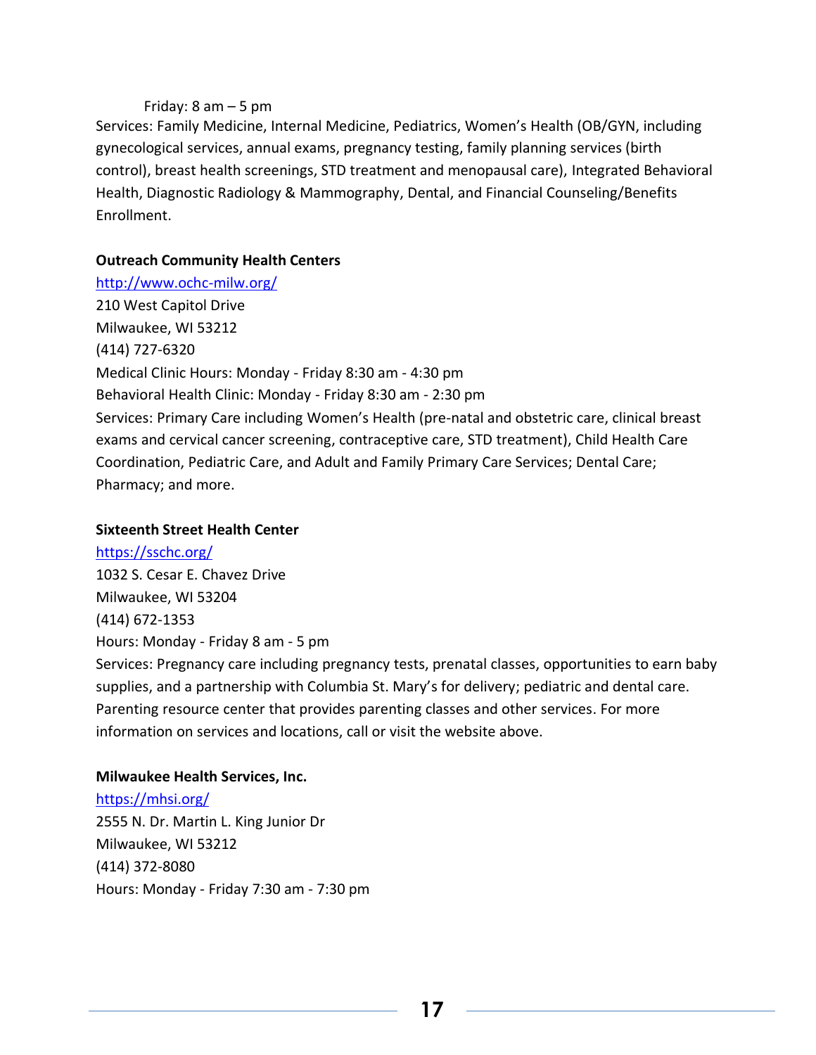Friday: 8 am – 5 pm

Services: Family Medicine, Internal Medicine, Pediatrics, Women's Health (OB/GYN, including gynecological services, annual exams, pregnancy testing, family planning services (birth control), breast health screenings, STD treatment and menopausal care), Integrated Behavioral Health, Diagnostic Radiology & Mammography, Dental, and Financial Counseling/Benefits Enrollment.

**Outreach Community Health Centers**

[http://www.ochc-milw.org/](http://www.ochc-milw.org/)
210 West Capitol Drive
Milwaukee, WI 53212
(414) 727-6320
Medical Clinic Hours: Monday - Friday 8:30 am - 4:30 pm
Behavioral Health Clinic: Monday - Friday 8:30 am - 2:30 pm
Services: Primary Care including Women's Health (pre-natal and obstetric care, clinical breast exams and cervical cancer screening, contraceptive care, STD treatment), Child Health Care Coordination, Pediatric Care, and Adult and Family Primary Care Services; Dental Care; Pharmacy; and more.

**Sixteenth Street Health Center**

[https://sschc.org/](https://sschc.org/)
1032 S. Cesar E. Chavez Drive
Milwaukee, WI 53204
(414) 672-1353
Hours: Monday - Friday 8 am - 5 pm
Services: Pregnancy care including pregnancy tests, prenatal classes, opportunities to earn baby supplies, and a partnership with Columbia St. Mary's for delivery; pediatric and dental care. Parenting resource center that provides parenting classes and other services. For more information on services and locations, call or visit the website above.

**Milwaukee Health Services, Inc.**

[https://mhsi.org/](https://mhsi.org/)
2555 N. Dr. Martin L. King Junior Dr
Milwaukee, WI 53212
(414) 372-8080
Hours: Monday - Friday 7:30 am - 7:30 pm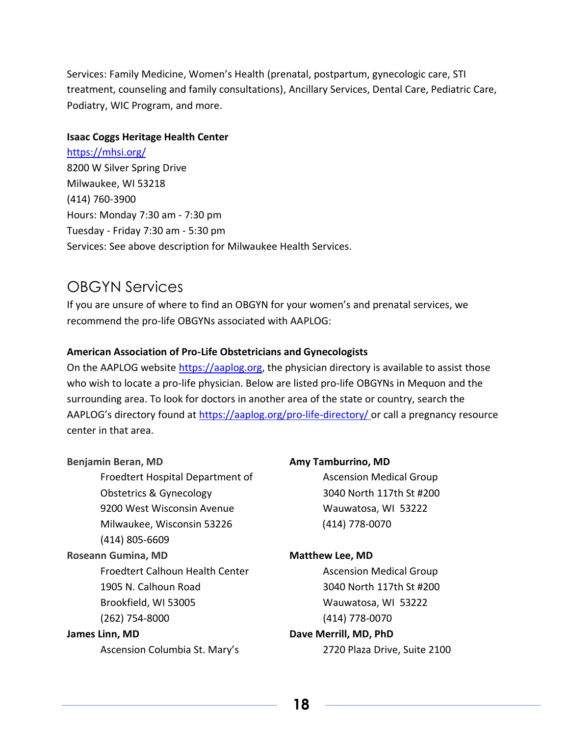Services: Family Medicine, Women's Health (prenatal, postpartum, gynecologic care, STI treatment, counseling and family consultations), Ancillary Services, Dental Care, Pediatric Care, Podiatry, WIC Program, and more.

**Isaac Coggs Heritage Health Center**
https://mhsi.org/
8200 W Silver Spring Drive
Milwaukee, WI 53218
(414) 760-3900
Hours: Monday 7:30 am - 7:30 pm
Tuesday - Friday 7:30 am - 5:30 pm
Services: See above description for Milwaukee Health Services.

## OBGYN Services

If you are unsure of where to find an OBGYN for your women's and prenatal services, we recommend the pro-life OBGYNs associated with AAPLOG:

**American Association of Pro-Life Obstetricians and Gynecologists**
On the AAPLOG website https://aaplog.org, the physician directory is available to assist those who wish to locate a pro-life physician. Below are listed pro-life OBGYNs in Mequon and the surrounding area. To look for doctors in another area of the state or country, search the AAPLOG's directory found at https://aaplog.org/pro-life-directory/ or call a pregnancy resource center in that area.

**Benjamin Beran, MD**
Froedtert Hospital Department of Obstetrics & Gynecology
9200 West Wisconsin Avenue
Milwaukee, Wisconsin 53226
(414) 805-6609

**Roseann Gumina, MD**
Froedtert Calhoun Health Center
1905 N. Calhoun Road
Brookfield, WI 53005
(262) 754-8000

**James Linn, MD**
Ascension Columbia St. Mary's

**Amy Tamburrino, MD**
Ascension Medical Group
3040 North 117th St #200
Wauwatosa, WI 53222
(414) 778-0070

**Matthew Lee, MD**
Ascension Medical Group
3040 North 117th St #200
Wauwatosa, WI 53222
(414) 778-0070

**Dave Merrill, MD, PhD**
2720 Plaza Drive, Suite 2100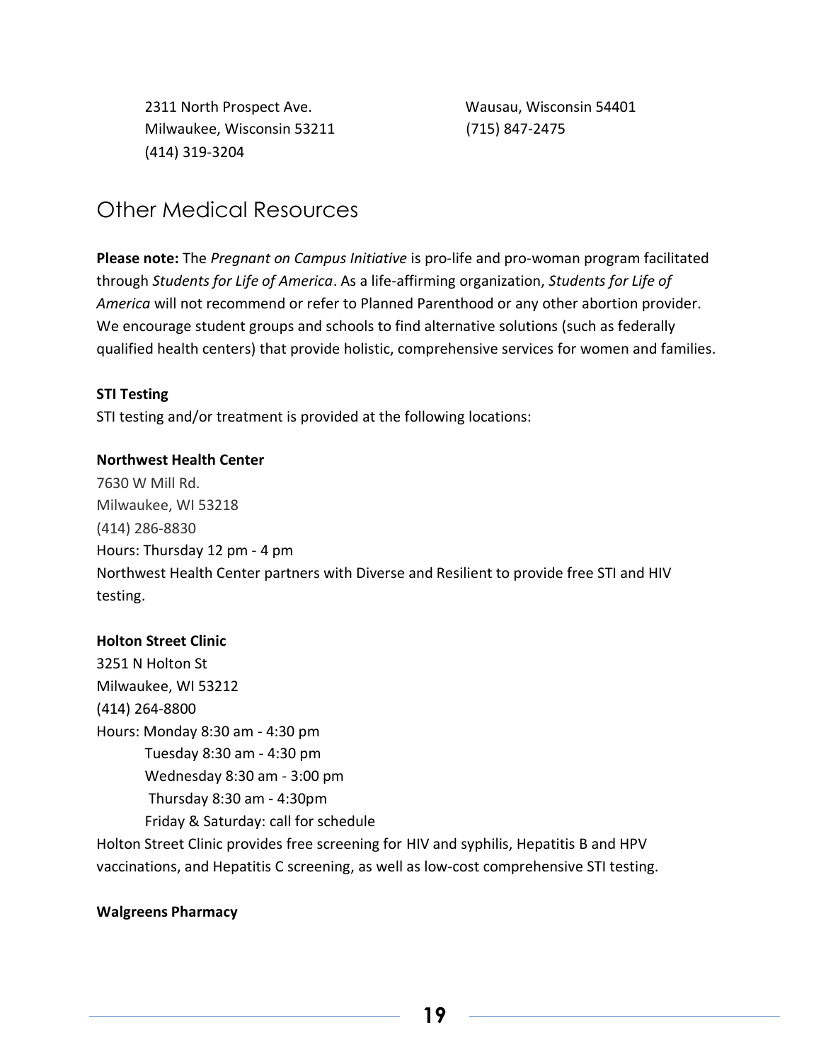2311 North Prospect Ave.
Milwaukee, Wisconsin 53211
(414) 319-3204

Wausau, Wisconsin 54401
(715) 847-2475

## Other Medical Resources

**Please note:** The *Pregnant on Campus Initiative* is pro-life and pro-woman program facilitated through *Students for Life of America*. As a life-affirming organization, *Students for Life of America* will not recommend or refer to Planned Parenthood or any other abortion provider. We encourage student groups and schools to find alternative solutions (such as federally qualified health centers) that provide holistic, comprehensive services for women and families.

**STI Testing**
STI testing and/or treatment is provided at the following locations:

**Northwest Health Center**
7630 W Mill Rd.
Milwaukee, WI 53218
(414) 286-8830
Hours: Thursday 12 pm - 4 pm
Northwest Health Center partners with Diverse and Resilient to provide free STI and HIV testing.

**Holton Street Clinic**
3251 N Holton St
Milwaukee, WI 53212
(414) 264-8800
Hours: Monday 8:30 am - 4:30 pm
Tuesday 8:30 am - 4:30 pm
Wednesday 8:30 am - 3:00 pm
Thursday 8:30 am - 4:30pm
Friday & Saturday: call for schedule
Holton Street Clinic provides free screening for HIV and syphilis, Hepatitis B and HPV vaccinations, and Hepatitis C screening, as well as low-cost comprehensive STI testing.

**Walgreens Pharmacy**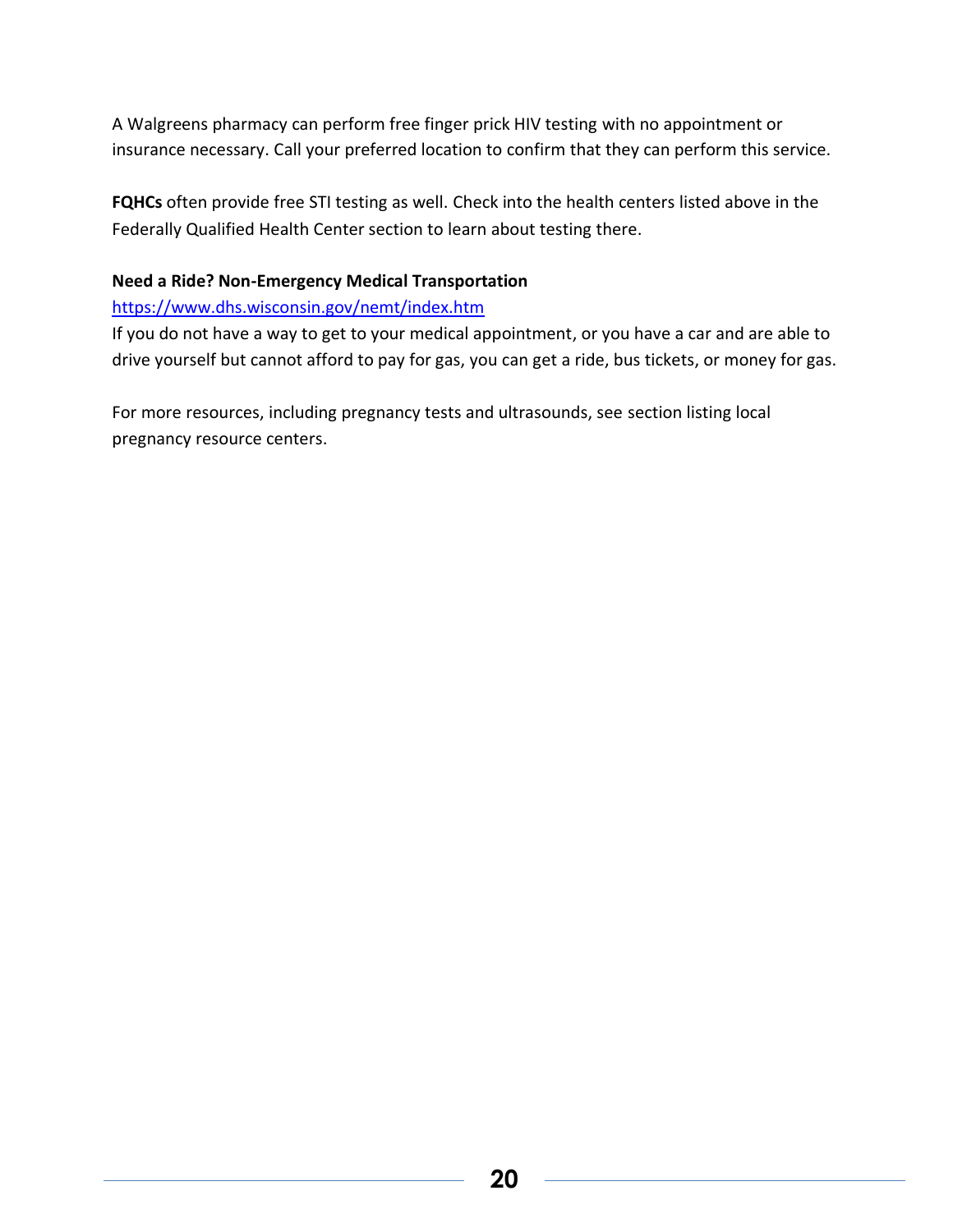A Walgreens pharmacy can perform free finger prick HIV testing with no appointment or insurance necessary. Call your preferred location to confirm that they can perform this service.

**FQHCs** often provide free STI testing as well. Check into the health centers listed above in the Federally Qualified Health Center section to learn about testing there.

**Need a Ride? Non-Emergency Medical Transportation**
[https://www.dhs.wisconsin.gov/nemt/index.htm](https://www.dhs.wisconsin.gov/nemt/index.htm)
If you do not have a way to get to your medical appointment, or you have a car and are able to drive yourself but cannot afford to pay for gas, you can get a ride, bus tickets, or money for gas.

For more resources, including pregnancy tests and ultrasounds, see section listing local pregnancy resource centers.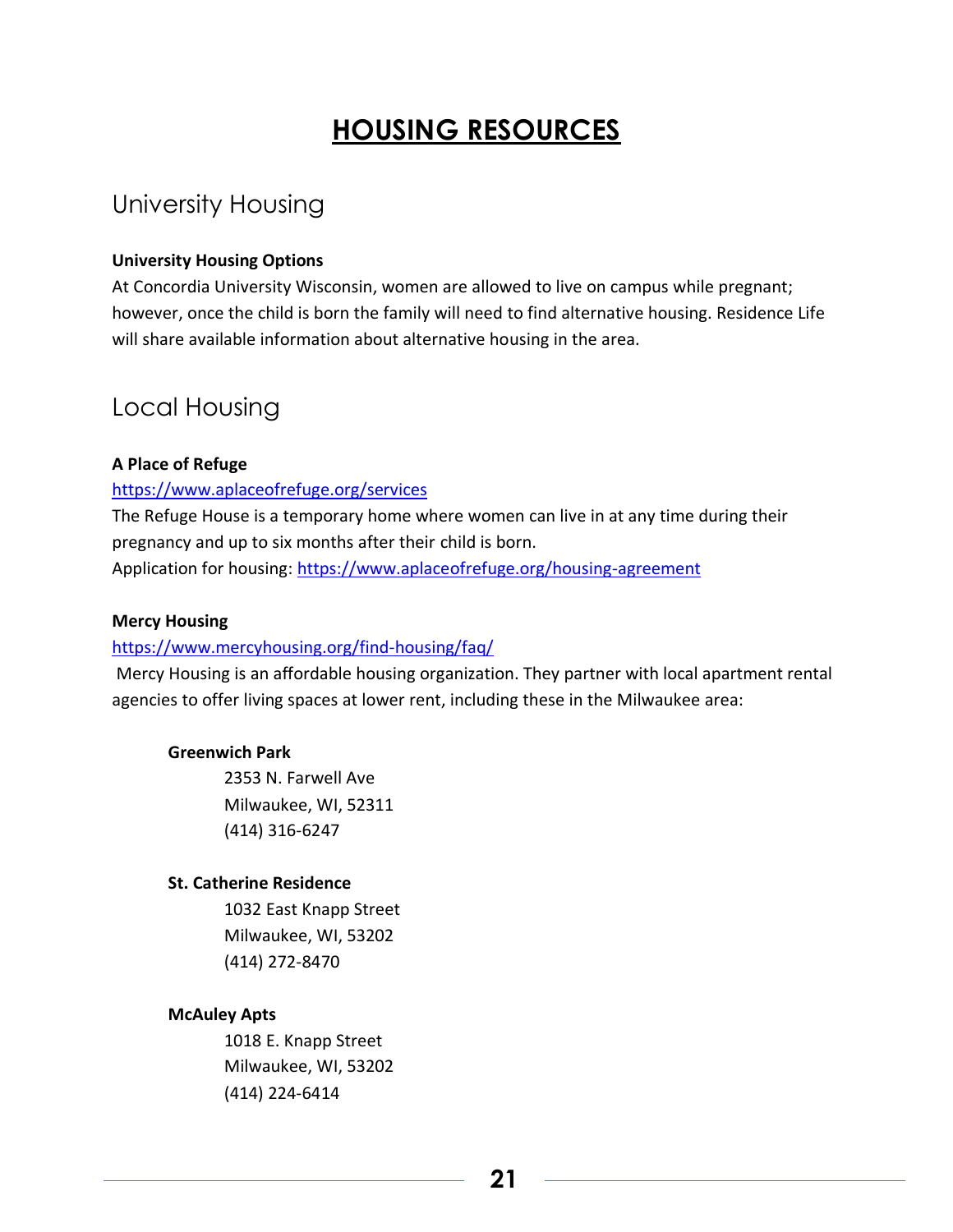# HOUSING RESOURCES

## University Housing

**University Housing Options**

At Concordia University Wisconsin, women are allowed to live on campus while pregnant; however, once the child is born the family will need to find alternative housing. Residence Life will share available information about alternative housing in the area.

## Local Housing

**A Place of Refuge**

https://www.aplaceofrefuge.org/services

The Refuge House is a temporary home where women can live in at any time during their pregnancy and up to six months after their child is born.

Application for housing: https://www.aplaceofrefuge.org/housing-agreement

**Mercy Housing**

https://www.mercyhousing.org/find-housing/faq/

Mercy Housing is an affordable housing organization. They partner with local apartment rental agencies to offer living spaces at lower rent, including these in the Milwaukee area:

**Greenwich Park**

2353 N. Farwell Ave
Milwaukee, WI, 52311
(414) 316-6247

**St. Catherine Residence**

1032 East Knapp Street
Milwaukee, WI, 53202
(414) 272-8470

**McAuley Apts**

1018 E. Knapp Street
Milwaukee, WI, 53202
(414) 224-6414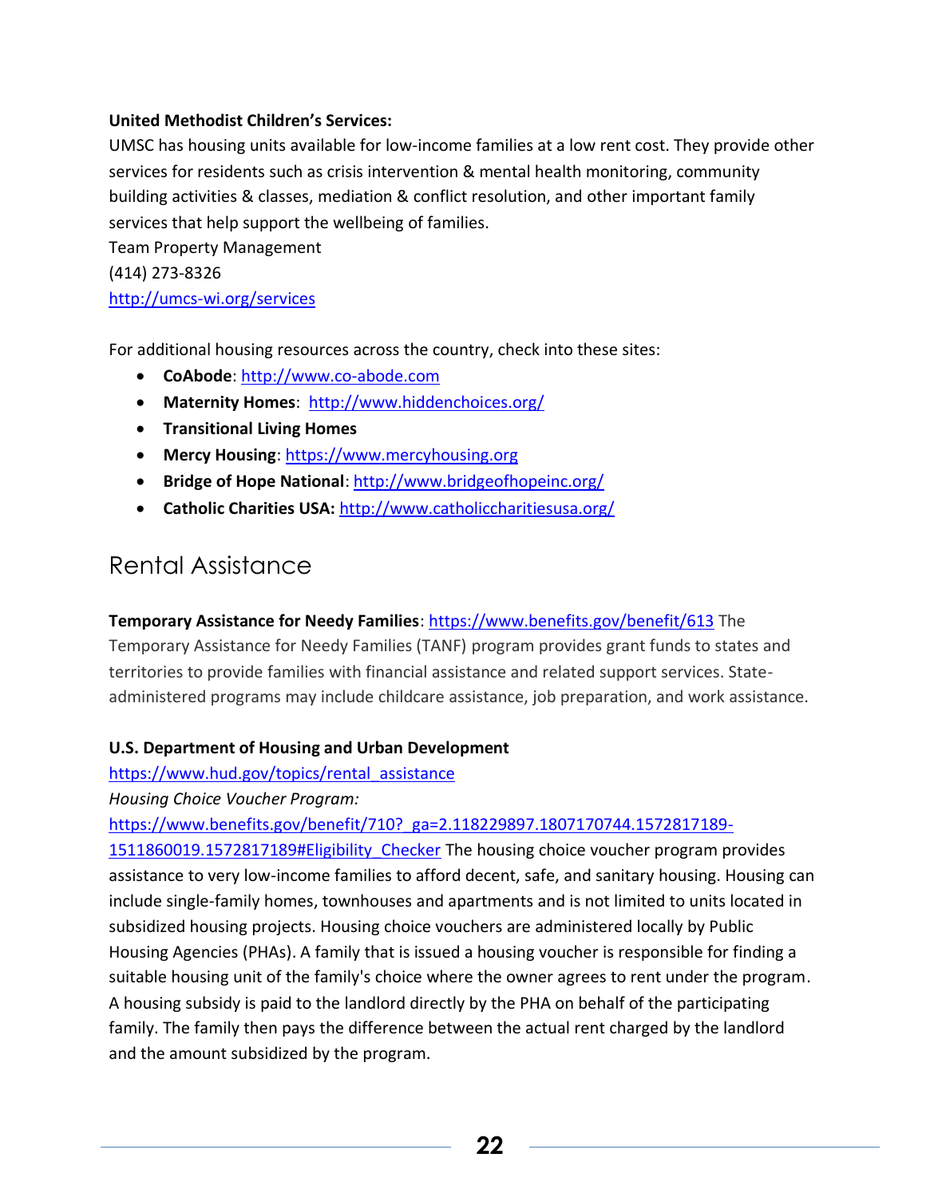**United Methodist Children's Services:**

UMSC has housing units available for low-income families at a low rent cost. They provide other services for residents such as crisis intervention & mental health monitoring, community building activities & classes, mediation & conflict resolution, and other important family services that help support the wellbeing of families.

Team Property Management

(414) 273-8326

http://umcs-wi.org/services

For additional housing resources across the country, check into these sites:

- **CoAbode**: http://www.co-abode.com
- **Maternity Homes**: http://www.hiddenchoices.org/
- **Transitional Living Homes**
- **Mercy Housing**: https://www.mercyhousing.org
- **Bridge of Hope National**: http://www.bridgeofhopeinc.org/
- **Catholic Charities USA:** http://www.catholiccharitiesusa.org/

## Rental Assistance

**Temporary Assistance for Needy Families**: https://www.benefits.gov/benefit/613 The Temporary Assistance for Needy Families (TANF) program provides grant funds to states and territories to provide families with financial assistance and related support services. State-administered programs may include childcare assistance, job preparation, and work assistance.

**U.S. Department of Housing and Urban Development**

https://www.hud.gov/topics/rental_assistance

*Housing Choice Voucher Program:*

https://www.benefits.gov/benefit/710?_ga=2.118229897.1807170744.1572817189-1511860019.1572817189#Eligibility_Checker The housing choice voucher program provides assistance to very low-income families to afford decent, safe, and sanitary housing. Housing can include single-family homes, townhouses and apartments and is not limited to units located in subsidized housing projects. Housing choice vouchers are administered locally by Public Housing Agencies (PHAs). A family that is issued a housing voucher is responsible for finding a suitable housing unit of the family's choice where the owner agrees to rent under the program. A housing subsidy is paid to the landlord directly by the PHA on behalf of the participating family. The family then pays the difference between the actual rent charged by the landlord and the amount subsidized by the program.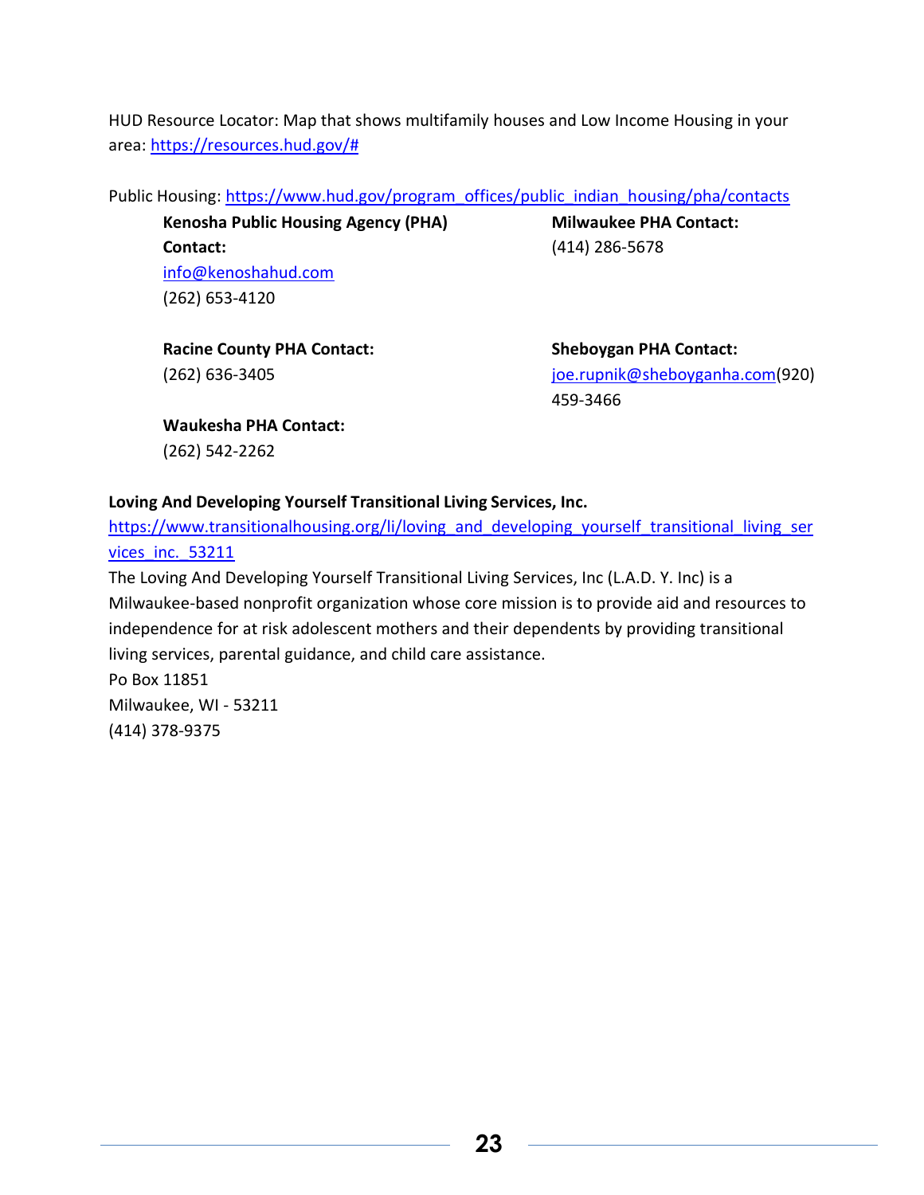HUD Resource Locator: Map that shows multifamily houses and Low Income Housing in your area: https://resources.hud.gov/#

Public Housing: https://www.hud.gov/program_offices/public_indian_housing/pha/contacts

**Kenosha Public Housing Agency (PHA) Contact:**
info@kenoshahud.com
(262) 653-4120

**Milwaukee PHA Contact:**
(414) 286-5678

**Racine County PHA Contact:**
(262) 636-3405

**Sheboygan PHA Contact:**
joe.rupnik@sheboyganha.com(920) 459-3466

**Waukesha PHA Contact:**
(262) 542-2262

**Loving And Developing Yourself Transitional Living Services, Inc.**
https://www.transitionalhousing.org/li/loving_and_developing_yourself_transitional_living_services_inc._53211
The Loving And Developing Yourself Transitional Living Services, Inc (L.A.D. Y. Inc) is a Milwaukee-based nonprofit organization whose core mission is to provide aid and resources to independence for at risk adolescent mothers and their dependents by providing transitional living services, parental guidance, and child care assistance.
Po Box 11851
Milwaukee, WI - 53211
(414) 378-9375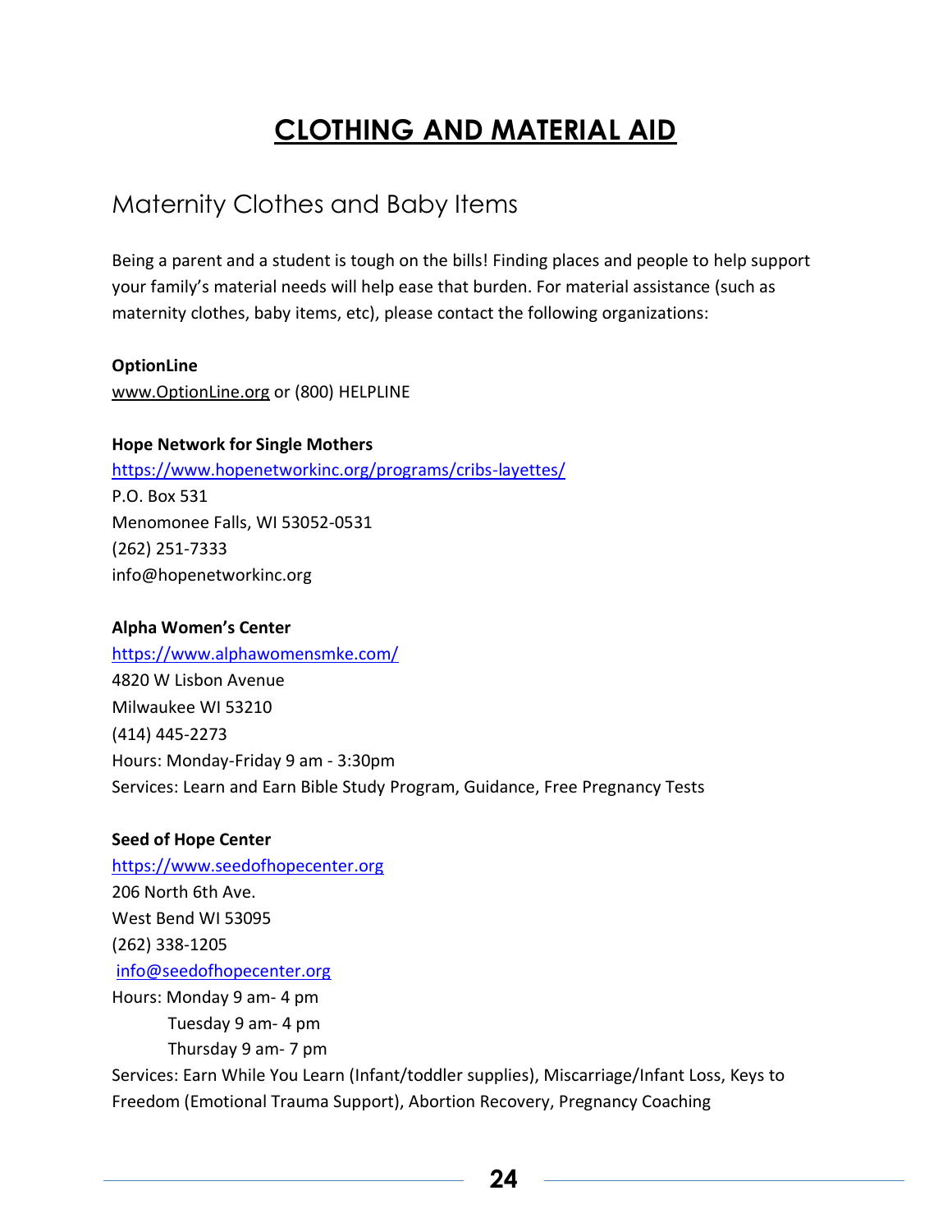# CLOTHING AND MATERIAL AID

## Maternity Clothes and Baby Items

Being a parent and a student is tough on the bills! Finding places and people to help support your family's material needs will help ease that burden. For material assistance (such as maternity clothes, baby items, etc), please contact the following organizations:

**OptionLine**
www.OptionLine.org or (800) HELPLINE

**Hope Network for Single Mothers**
https://www.hopenetworkinc.org/programs/cribs-layettes/
P.O. Box 531
Menomonee Falls, WI 53052-0531
(262) 251-7333
info@hopenetworkinc.org

**Alpha Women's Center**
https://www.alphawomensmke.com/
4820 W Lisbon Avenue
Milwaukee WI 53210
(414) 445-2273
Hours: Monday-Friday 9 am - 3:30pm
Services: Learn and Earn Bible Study Program, Guidance, Free Pregnancy Tests

**Seed of Hope Center**
https://www.seedofhopecenter.org
206 North 6th Ave.
West Bend WI 53095
(262) 338-1205
info@seedofhopecenter.org
Hours: Monday 9 am- 4 pm
Tuesday 9 am- 4 pm
Thursday 9 am- 7 pm
Services: Earn While You Learn (Infant/toddler supplies), Miscarriage/Infant Loss, Keys to Freedom (Emotional Trauma Support), Abortion Recovery, Pregnancy Coaching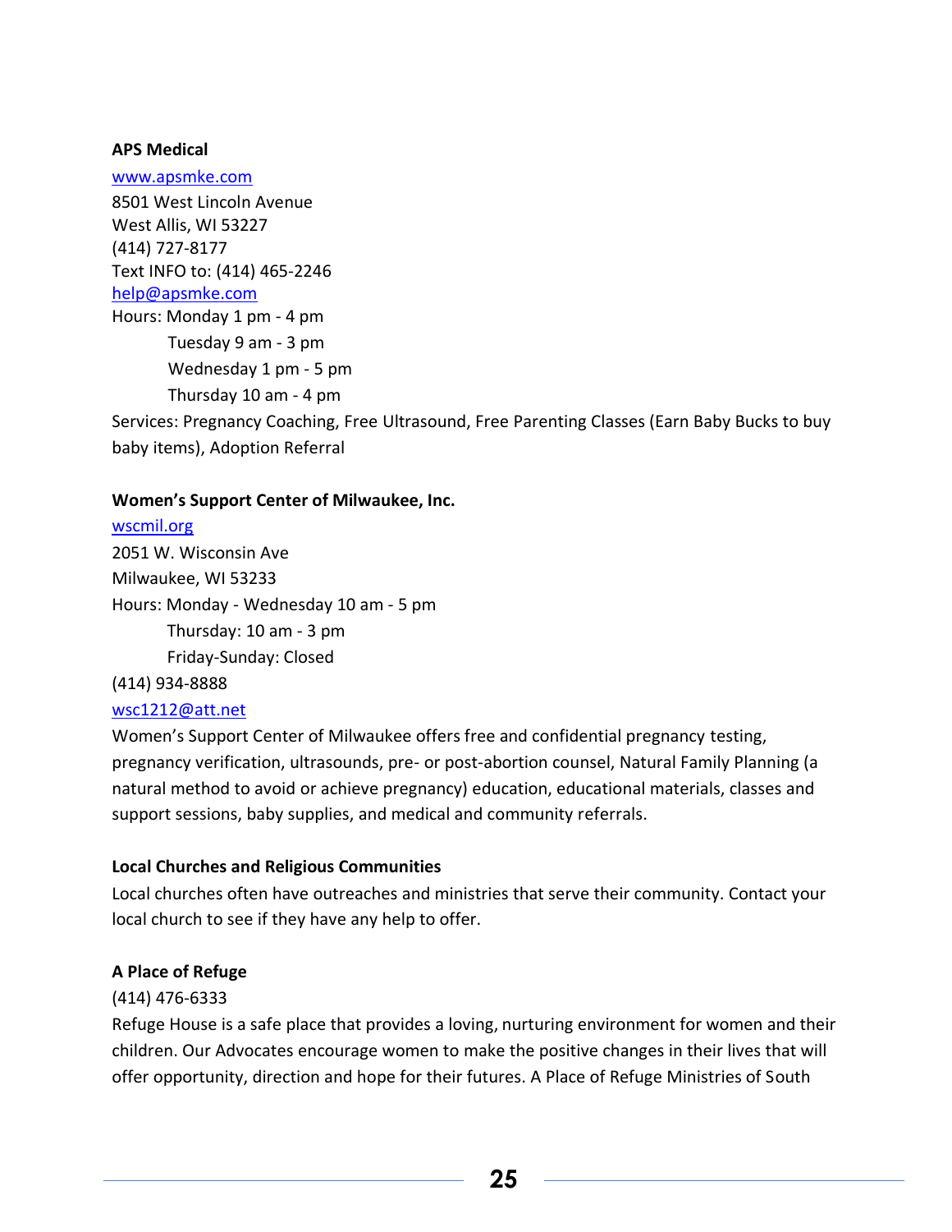**APS Medical**

www.apsmke.com
8501 West Lincoln Avenue
West Allis, WI 53227
(414) 727-8177
Text INFO to: (414) 465-2246
help@apsmke.com
Hours: Monday 1 pm - 4 pm
Tuesday 9 am - 3 pm
Wednesday 1 pm - 5 pm
Thursday 10 am - 4 pm
Services: Pregnancy Coaching, Free Ultrasound, Free Parenting Classes (Earn Baby Bucks to buy baby items), Adoption Referral

**Women's Support Center of Milwaukee, Inc.**

wscmil.org
2051 W. Wisconsin Ave
Milwaukee, WI 53233
Hours: Monday - Wednesday 10 am - 5 pm
Thursday: 10 am - 3 pm
Friday-Sunday: Closed
(414) 934-8888
wsc1212@att.net
Women's Support Center of Milwaukee offers free and confidential pregnancy testing, pregnancy verification, ultrasounds, pre- or post-abortion counsel, Natural Family Planning (a natural method to avoid or achieve pregnancy) education, educational materials, classes and support sessions, baby supplies, and medical and community referrals.

**Local Churches and Religious Communities**

Local churches often have outreaches and ministries that serve their community. Contact your local church to see if they have any help to offer.

**A Place of Refuge**

(414) 476-6333
Refuge House is a safe place that provides a loving, nurturing environment for women and their children. Our Advocates encourage women to make the positive changes in their lives that will offer opportunity, direction and hope for their futures. A Place of Refuge Ministries of South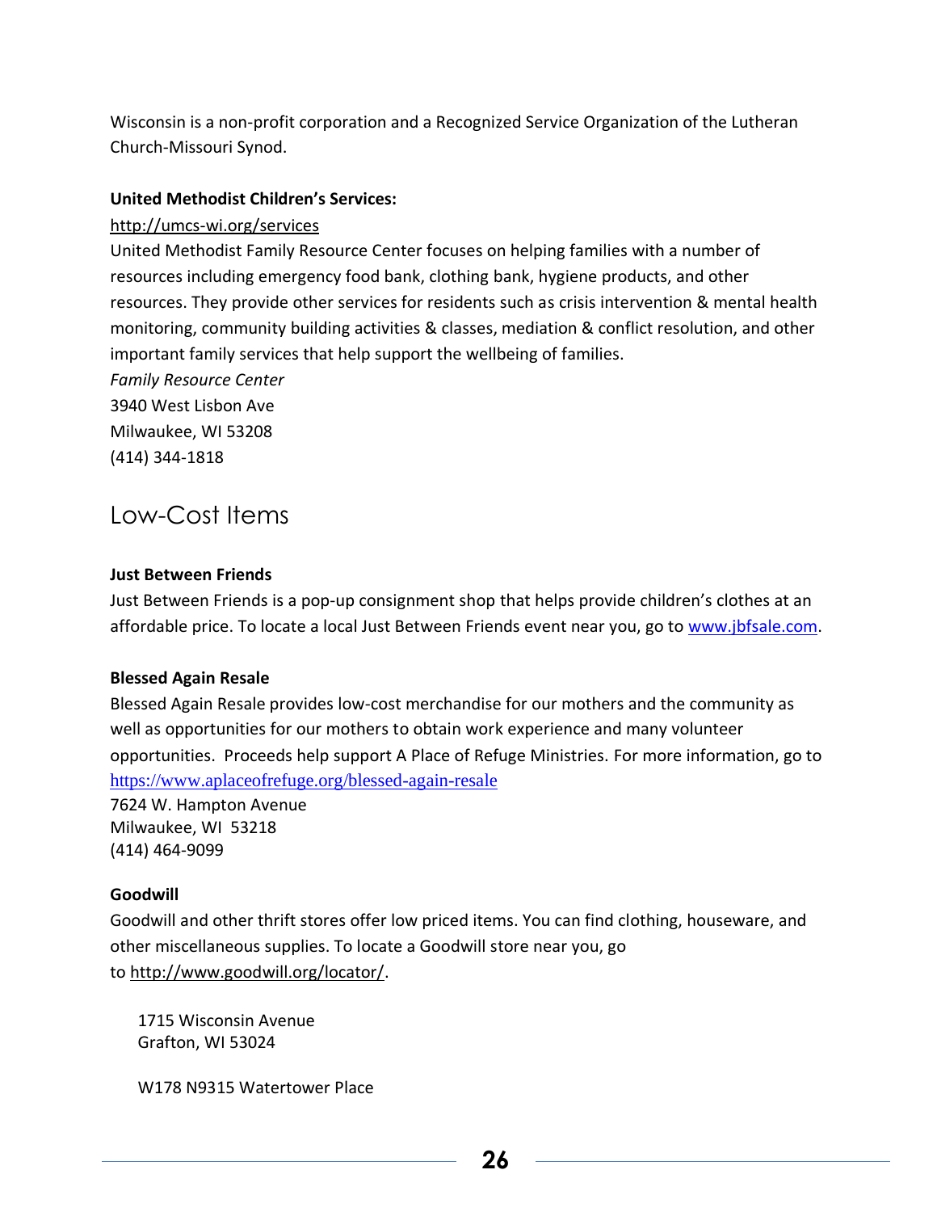Wisconsin is a non-profit corporation and a Recognized Service Organization of the Lutheran Church-Missouri Synod.

**United Methodist Children's Services:**

http://umcs-wi.org/services

United Methodist Family Resource Center focuses on helping families with a number of resources including emergency food bank, clothing bank, hygiene products, and other resources. They provide other services for residents such as crisis intervention & mental health monitoring, community building activities & classes, mediation & conflict resolution, and other important family services that help support the wellbeing of families.

*Family Resource Center*
3940 West Lisbon Ave
Milwaukee, WI 53208
(414) 344-1818

## Low-Cost Items

**Just Between Friends**

Just Between Friends is a pop-up consignment shop that helps provide children's clothes at an affordable price. To locate a local Just Between Friends event near you, go to www.jbfsale.com.

**Blessed Again Resale**

Blessed Again Resale provides low-cost merchandise for our mothers and the community as well as opportunities for our mothers to obtain work experience and many volunteer opportunities. Proceeds help support A Place of Refuge Ministries. For more information, go to https://www.aplaceofrefuge.org/blessed-again-resale

7624 W. Hampton Avenue
Milwaukee, WI 53218
(414) 464-9099

**Goodwill**

Goodwill and other thrift stores offer low priced items. You can find clothing, houseware, and other miscellaneous supplies. To locate a Goodwill store near you, go to http://www.goodwill.org/locator/.

1715 Wisconsin Avenue
Grafton, WI 53024

W178 N9315 Watertower Place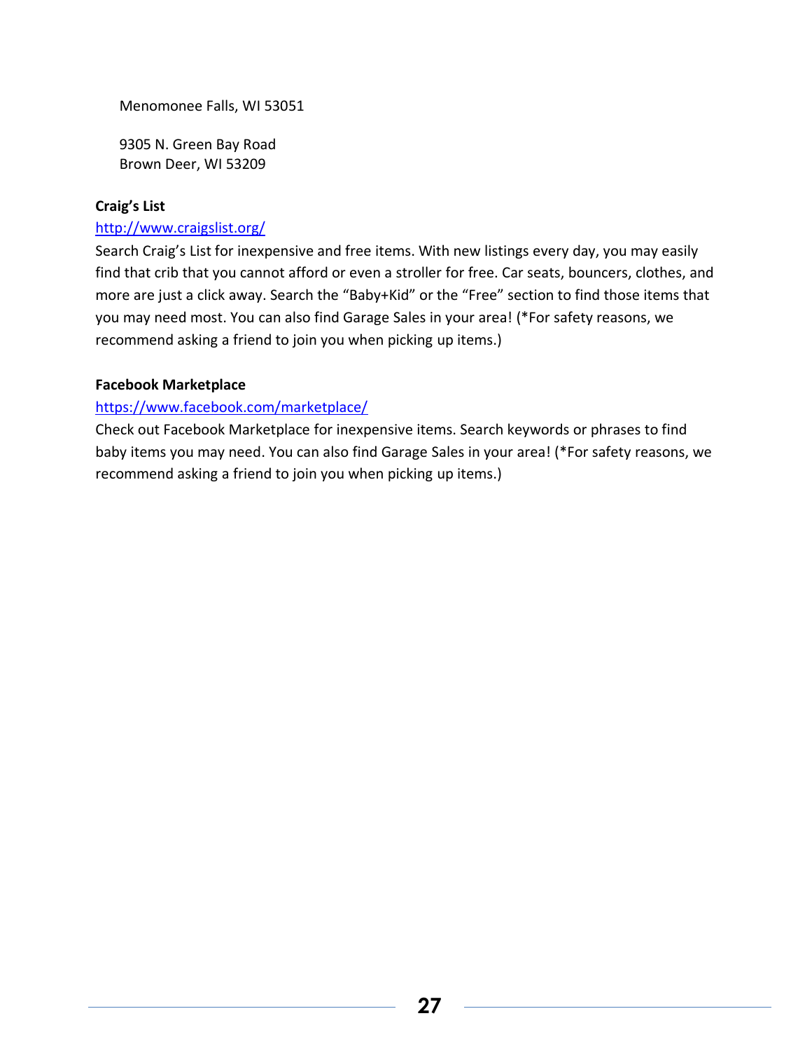Menomonee Falls, WI 53051

9305 N. Green Bay Road
Brown Deer, WI 53209

**Craig's List**

[http://www.craigslist.org/](http://www.craigslist.org/)
Search Craig's List for inexpensive and free items. With new listings every day, you may easily find that crib that you cannot afford or even a stroller for free. Car seats, bouncers, clothes, and more are just a click away. Search the "Baby+Kid" or the "Free" section to find those items that you may need most. You can also find Garage Sales in your area! (*For safety reasons, we recommend asking a friend to join you when picking up items.)

**Facebook Marketplace**

[https://www.facebook.com/marketplace/](https://www.facebook.com/marketplace/)
Check out Facebook Marketplace for inexpensive items. Search keywords or phrases to find baby items you may need. You can also find Garage Sales in your area! (*For safety reasons, we recommend asking a friend to join you when picking up items.)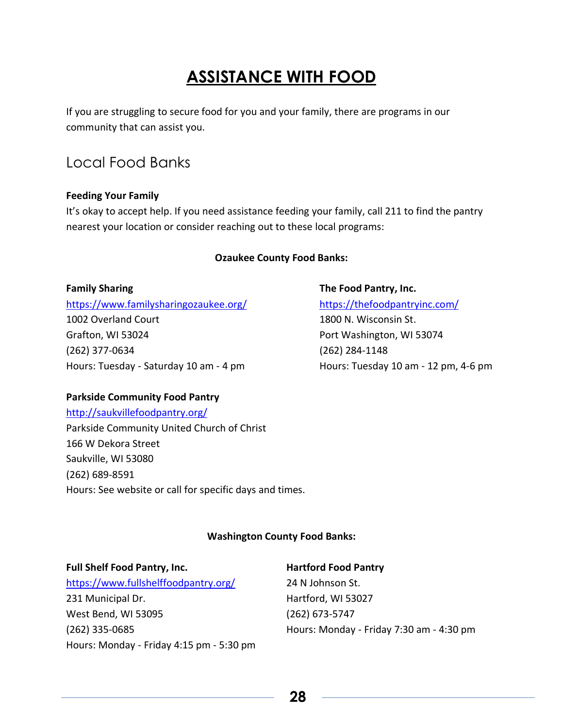# ASSISTANCE WITH FOOD

If you are struggling to secure food for you and your family, there are programs in our community that can assist you.

## Local Food Banks

**Feeding Your Family**

It's okay to accept help. If you need assistance feeding your family, call 211 to find the pantry nearest your location or consider reaching out to these local programs:

**Ozaukee County Food Banks:**

**Family Sharing**
https://www.familysharingozaukee.org/
1002 Overland Court
Grafton, WI 53024
(262) 377-0634
Hours: Tuesday - Saturday 10 am - 4 pm

**The Food Pantry, Inc.**
https://thefoodpantryinc.com/
1800 N. Wisconsin St.
Port Washington, WI 53074
(262) 284-1148
Hours: Tuesday 10 am - 12 pm, 4-6 pm

**Parkside Community Food Pantry**
http://saukvillefoodpantry.org/
Parkside Community United Church of Christ
166 W Dekora Street
Saukville, WI 53080
(262) 689-8591
Hours: See website or call for specific days and times.

**Washington County Food Banks:**

**Full Shelf Food Pantry, Inc.**
https://www.fullshelffoodpantry.org/
231 Municipal Dr.
West Bend, WI 53095
(262) 335-0685
Hours: Monday - Friday 4:15 pm - 5:30 pm

**Hartford Food Pantry**
24 N Johnson St.
Hartford, WI 53027
(262) 673-5747
Hours: Monday - Friday 7:30 am - 4:30 pm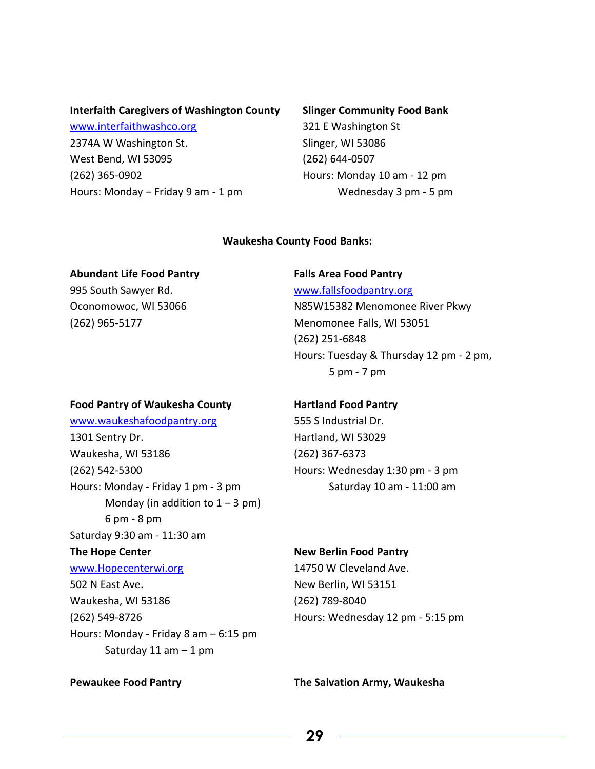**Interfaith Caregivers of Washington County**
www.interfaithwashco.org
2374A W Washington St.
West Bend, WI 53095
(262) 365-0902
Hours: Monday – Friday 9 am - 1 pm

**Slinger Community Food Bank**
321 E Washington St
Slinger, WI 53086
(262) 644-0507
Hours: Monday 10 am - 12 pm
Wednesday 3 pm - 5 pm

**Waukesha County Food Banks:**

**Abundant Life Food Pantry**
995 South Sawyer Rd.
Oconomowoc, WI 53066
(262) 965-5177

**Falls Area Food Pantry**
www.fallsfoodpantry.org
N85W15382 Menomonee River Pkwy
Menomonee Falls, WI 53051
(262) 251-6848
Hours: Tuesday & Thursday 12 pm - 2 pm,
5 pm - 7 pm

**Food Pantry of Waukesha County**
www.waukeshafoodpantry.org
1301 Sentry Dr.
Waukesha, WI 53186
(262) 542-5300
Hours: Monday - Friday 1 pm - 3 pm
Monday (in addition to 1 – 3 pm)
6 pm - 8 pm
Saturday 9:30 am - 11:30 am

**Hartland Food Pantry**
555 S Industrial Dr.
Hartland, WI 53029
(262) 367-6373
Hours: Wednesday 1:30 pm - 3 pm
Saturday 10 am - 11:00 am

**The Hope Center**
www.Hopecenterwi.org
502 N East Ave.
Waukesha, WI 53186
(262) 549-8726
Hours: Monday - Friday 8 am – 6:15 pm
Saturday 11 am – 1 pm

**New Berlin Food Pantry**
14750 W Cleveland Ave.
New Berlin, WI 53151
(262) 789-8040
Hours: Wednesday 12 pm - 5:15 pm

**Pewaukee Food Pantry**

**The Salvation Army, Waukesha**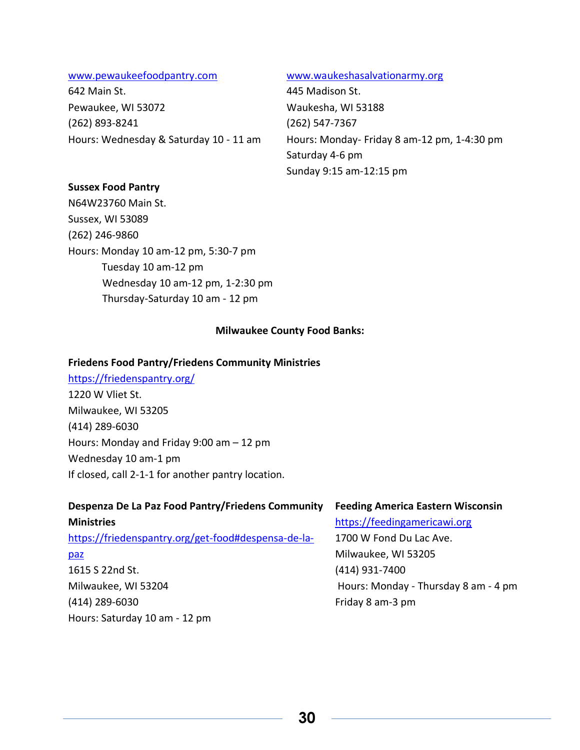[www.pewaukeefoodpantry.com](http://www.pewaukeefoodpantry.com)
642 Main St.
Pewaukee, WI 53072
(262) 893-8241
Hours: Wednesday & Saturday 10 - 11 am

[www.waukeshasalvationarmy.org](http://www.waukeshasalvationarmy.org)
445 Madison St.
Waukesha, WI 53188
(262) 547-7367
Hours: Monday- Friday 8 am-12 pm, 1-4:30 pm
Saturday 4-6 pm
Sunday 9:15 am-12:15 pm

**Sussex Food Pantry**
N64W23760 Main St.
Sussex, WI 53089
(262) 246-9860
Hours: Monday 10 am-12 pm, 5:30-7 pm
Tuesday 10 am-12 pm
Wednesday 10 am-12 pm, 1-2:30 pm
Thursday-Saturday 10 am - 12 pm

## Milwaukee County Food Banks:

**Friedens Food Pantry/Friedens Community Ministries**
[https://friedenspantry.org/](https://friedenspantry.org/)
1220 W Vliet St.
Milwaukee, WI 53205
(414) 289-6030
Hours: Monday and Friday 9:00 am – 12 pm
Wednesday 10 am-1 pm
If closed, call 2-1-1 for another pantry location.

**Despenza De La Paz Food Pantry/Friedens Community Ministries**
[https://friedenspantry.org/get-food#despensa-de-la-paz](https://friedenspantry.org/get-food#despensa-de-la-paz)
1615 S 22nd St.
Milwaukee, WI 53204
(414) 289-6030
Hours: Saturday 10 am - 12 pm

**Feeding America Eastern Wisconsin**
[https://feedingamericawi.org](https://feedingamericawi.org)
1700 W Fond Du Lac Ave.
Milwaukee, WI 53205
(414) 931-7400
Hours: Monday - Thursday 8 am - 4 pm
Friday 8 am-3 pm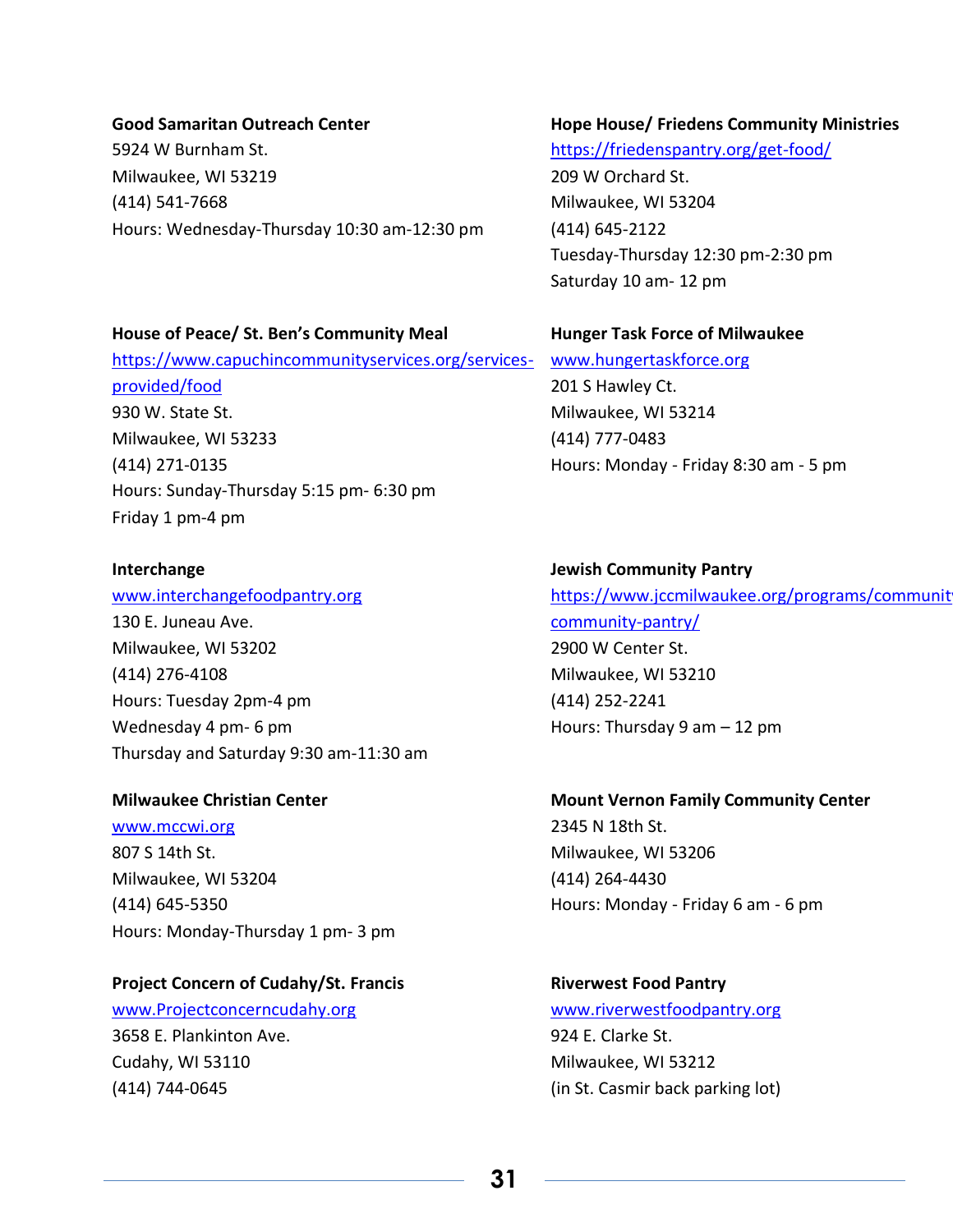**Good Samaritan Outreach Center**
5924 W Burnham St.
Milwaukee, WI 53219
(414) 541-7668
Hours: Wednesday-Thursday 10:30 am-12:30 pm

**Hope House/ Friedens Community Ministries**
https://friedenspantry.org/get-food/
209 W Orchard St.
Milwaukee, WI 53204
(414) 645-2122
Tuesday-Thursday 12:30 pm-2:30 pm
Saturday 10 am- 12 pm

**House of Peace/ St. Ben's Community Meal**
https://www.capuchincommunityservices.org/services-provided/food
930 W. State St.
Milwaukee, WI 53233
(414) 271-0135
Hours: Sunday-Thursday 5:15 pm- 6:30 pm
Friday 1 pm-4 pm

**Hunger Task Force of Milwaukee**
www.hungertaskforce.org
201 S Hawley Ct.
Milwaukee, WI 53214
(414) 777-0483
Hours: Monday - Friday 8:30 am - 5 pm

**Interchange**
www.interchangefoodpantry.org
130 E. Juneau Ave.
Milwaukee, WI 53202
(414) 276-4108
Hours: Tuesday 2pm-4 pm
Wednesday 4 pm- 6 pm
Thursday and Saturday 9:30 am-11:30 am

**Jewish Community Pantry**
https://www.jccmilwaukee.org/programs/communit community-pantry/
2900 W Center St.
Milwaukee, WI 53210
(414) 252-2241
Hours: Thursday 9 am – 12 pm

**Milwaukee Christian Center**
www.mccwi.org
807 S 14th St.
Milwaukee, WI 53204
(414) 645-5350
Hours: Monday-Thursday 1 pm- 3 pm

**Mount Vernon Family Community Center**
2345 N 18th St.
Milwaukee, WI 53206
(414) 264-4430
Hours: Monday - Friday 6 am - 6 pm

**Project Concern of Cudahy/St. Francis**
www.Projectconcerncudahy.org
3658 E. Plankinton Ave.
Cudahy, WI 53110
(414) 744-0645

**Riverwest Food Pantry**
www.riverwestfoodpantry.org
924 E. Clarke St.
Milwaukee, WI 53212
(in St. Casmir back parking lot)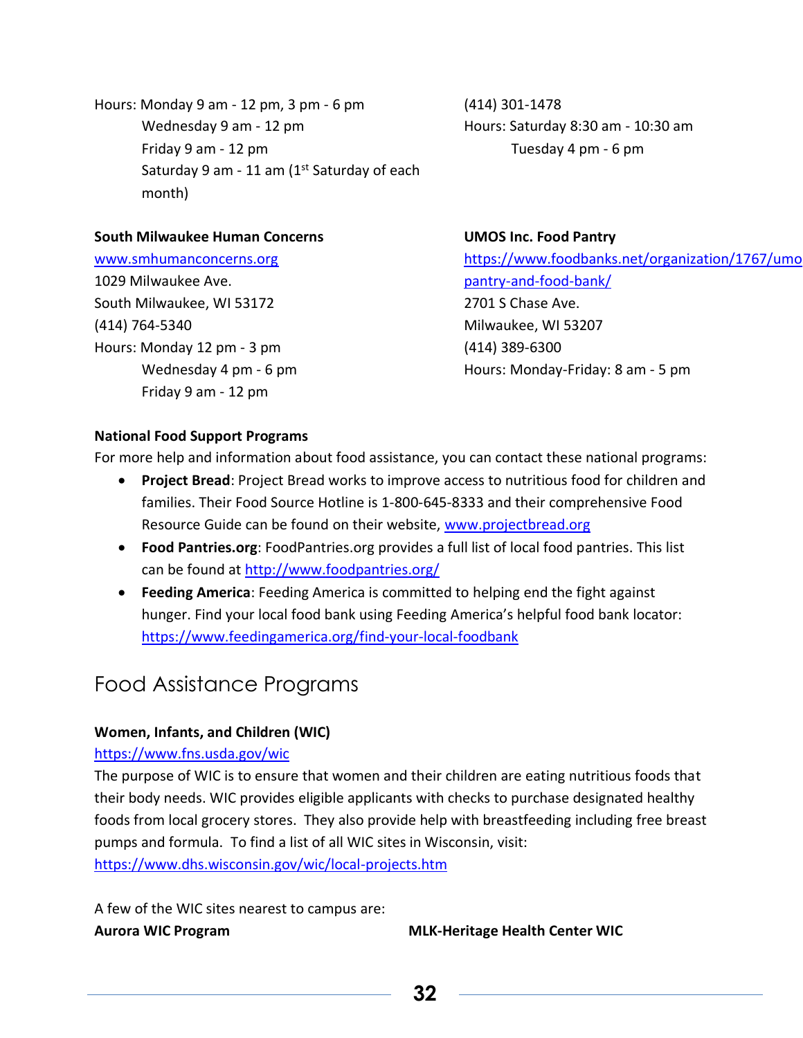Hours: Monday 9 am - 12 pm, 3 pm - 6 pm
Wednesday 9 am - 12 pm
Friday 9 am - 12 pm
Saturday 9 am - 11 am (1st Saturday of each month)

(414) 301-1478
Hours: Saturday 8:30 am - 10:30 am
Tuesday 4 pm - 6 pm

**South Milwaukee Human Concerns**
www.smhumanconcerns.org
1029 Milwaukee Ave.
South Milwaukee, WI 53172
(414) 764-5340
Hours: Monday 12 pm - 3 pm
Wednesday 4 pm - 6 pm
Friday 9 am - 12 pm

**UMOS Inc. Food Pantry**
https://www.foodbanks.net/organization/1767/umo pantry-and-food-bank/
2701 S Chase Ave.
Milwaukee, WI 53207
(414) 389-6300
Hours: Monday-Friday: 8 am - 5 pm

**National Food Support Programs**

For more help and information about food assistance, you can contact these national programs:

- **Project Bread**: Project Bread works to improve access to nutritious food for children and families. Their Food Source Hotline is 1-800-645-8333 and their comprehensive Food Resource Guide can be found on their website, www.projectbread.org
- **Food Pantries.org**: FoodPantries.org provides a full list of local food pantries. This list can be found at http://www.foodpantries.org/
- **Feeding America**: Feeding America is committed to helping end the fight against hunger. Find your local food bank using Feeding America's helpful food bank locator: https://www.feedingamerica.org/find-your-local-foodbank

## Food Assistance Programs

**Women, Infants, and Children (WIC)**
https://www.fns.usda.gov/wic

The purpose of WIC is to ensure that women and their children are eating nutritious foods that their body needs. WIC provides eligible applicants with checks to purchase designated healthy foods from local grocery stores. They also provide help with breastfeeding including free breast pumps and formula. To find a list of all WIC sites in Wisconsin, visit: https://www.dhs.wisconsin.gov/wic/local-projects.htm

A few of the WIC sites nearest to campus are:

**Aurora WIC Program**

**MLK-Heritage Health Center WIC**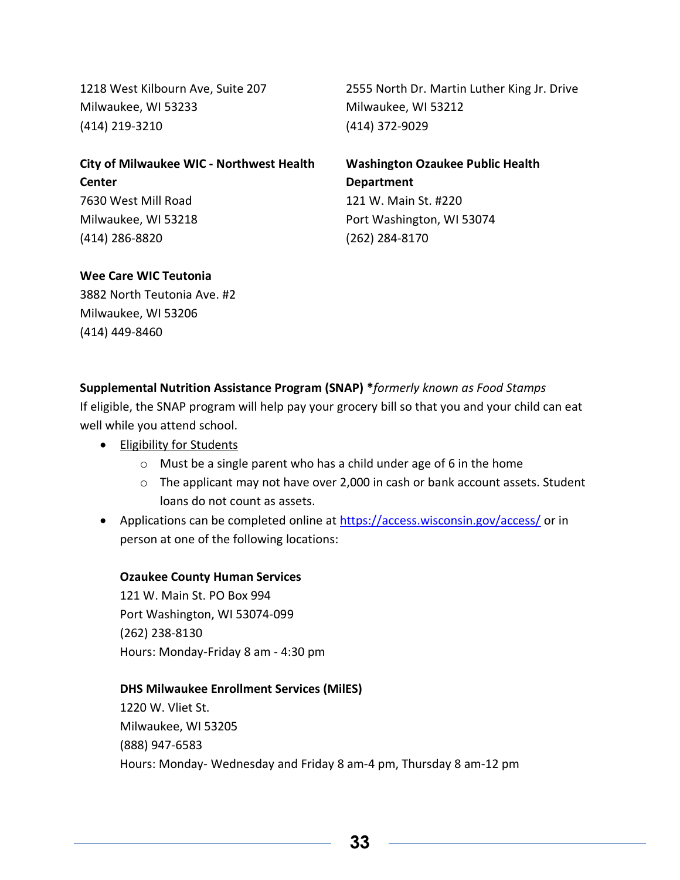1218 West Kilbourn Ave, Suite 207
Milwaukee, WI 53233
(414) 219-3210

2555 North Dr. Martin Luther King Jr. Drive
Milwaukee, WI 53212
(414) 372-9029

**City of Milwaukee WIC - Northwest Health Center**
7630 West Mill Road
Milwaukee, WI 53218
(414) 286-8820

**Washington Ozaukee Public Health Department**
121 W. Main St. #220
Port Washington, WI 53074
(262) 284-8170

**Wee Care WIC Teutonia**
3882 North Teutonia Ave. #2
Milwaukee, WI 53206
(414) 449-8460

**Supplemental Nutrition Assistance Program (SNAP) \****formerly known as Food Stamps*
If eligible, the SNAP program will help pay your grocery bill so that you and your child can eat well while you attend school.

- Eligibility for Students
    - Must be a single parent who has a child under age of 6 in the home
    - The applicant may not have over 2,000 in cash or bank account assets. Student loans do not count as assets.
- Applications can be completed online at [https://access.wisconsin.gov/access/](https://access.wisconsin.gov/access/) or in person at one of the following locations:

  **Ozaukee County Human Services**
  121 W. Main St. PO Box 994
  Port Washington, WI 53074-099
  (262) 238-8130
  Hours: Monday-Friday 8 am - 4:30 pm

  **DHS Milwaukee Enrollment Services (MilES)**
  1220 W. Vliet St.
  Milwaukee, WI 53205
  (888) 947-6583
  Hours: Monday- Wednesday and Friday 8 am-4 pm, Thursday 8 am-12 pm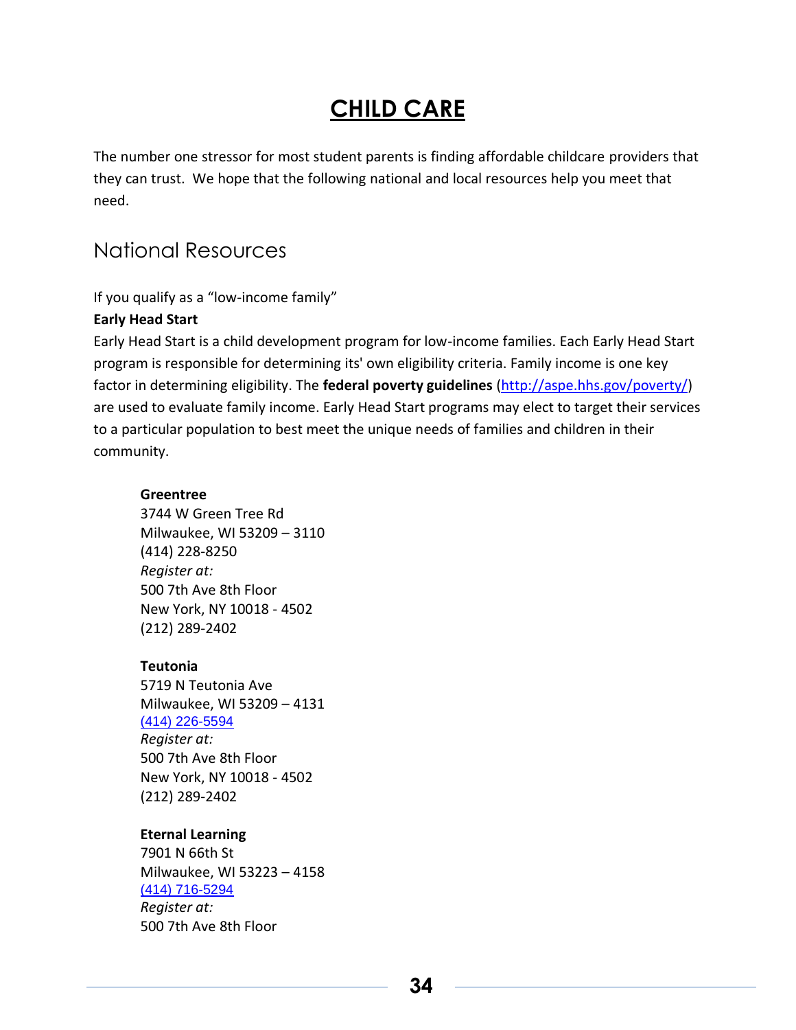# CHILD CARE

The number one stressor for most student parents is finding affordable childcare providers that they can trust. We hope that the following national and local resources help you meet that need.

## National Resources

If you qualify as a "low-income family"

**Early Head Start**

Early Head Start is a child development program for low-income families. Each Early Head Start program is responsible for determining its' own eligibility criteria. Family income is one key factor in determining eligibility. The **federal poverty guidelines** (http://aspe.hhs.gov/poverty/) are used to evaluate family income. Early Head Start programs may elect to target their services to a particular population to best meet the unique needs of families and children in their community.

**Greentree**
3744 W Green Tree Rd
Milwaukee, WI 53209 – 3110
(414) 228-8250
*Register at:*
500 7th Ave 8th Floor
New York, NY 10018 - 4502
(212) 289-2402

**Teutonia**
5719 N Teutonia Ave
Milwaukee, WI 53209 – 4131
(414) 226-5594
*Register at:*
500 7th Ave 8th Floor
New York, NY 10018 - 4502
(212) 289-2402

**Eternal Learning**
7901 N 66th St
Milwaukee, WI 53223 – 4158
(414) 716-5294
*Register at:*
500 7th Ave 8th Floor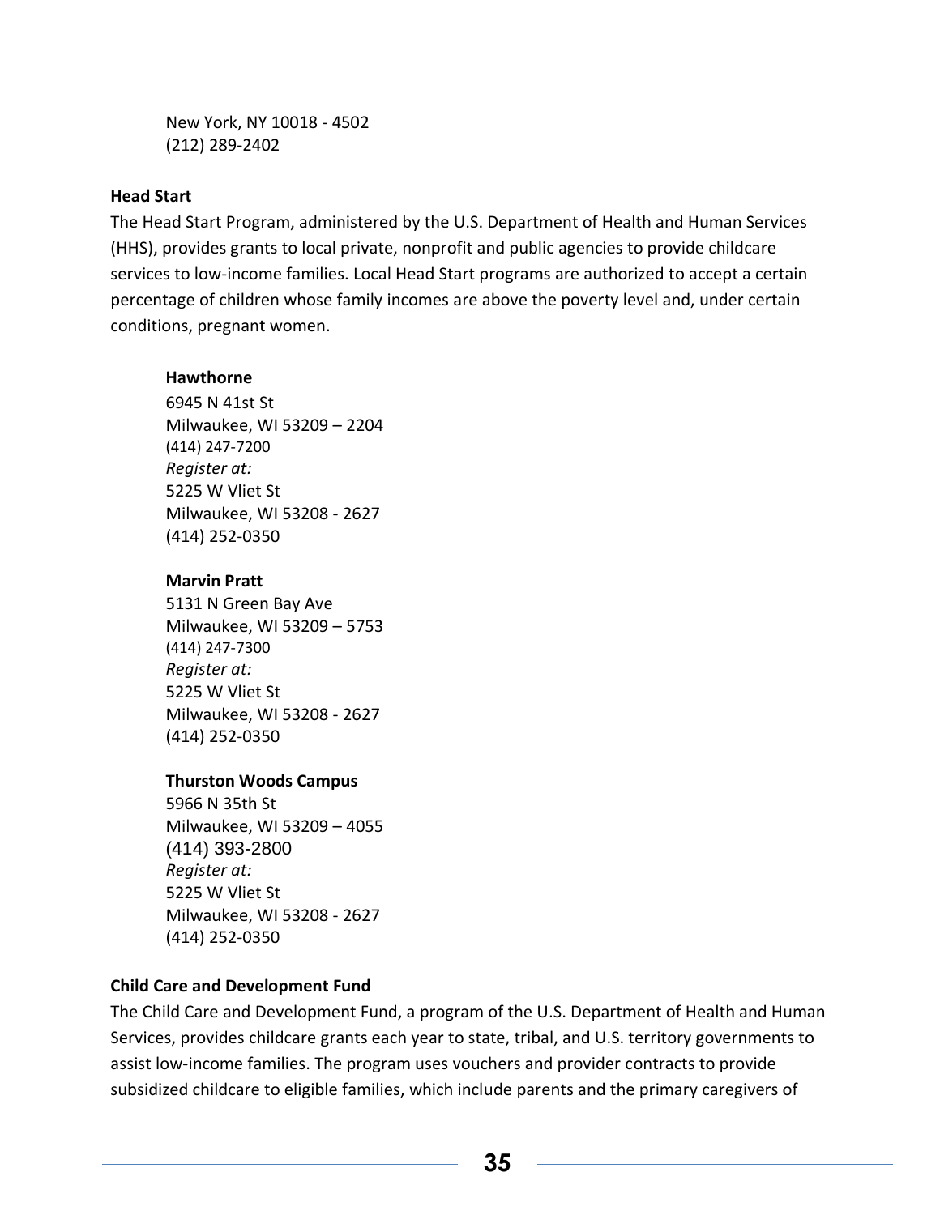New York, NY 10018 - 4502
(212) 289-2402

**Head Start**

The Head Start Program, administered by the U.S. Department of Health and Human Services (HHS), provides grants to local private, nonprofit and public agencies to provide childcare services to low-income families. Local Head Start programs are authorized to accept a certain percentage of children whose family incomes are above the poverty level and, under certain conditions, pregnant women.

**Hawthorne**
6945 N 41st St
Milwaukee, WI 53209 – 2204
(414) 247-7200
*Register at:*
5225 W Vliet St
Milwaukee, WI 53208 - 2627
(414) 252-0350

**Marvin Pratt**
5131 N Green Bay Ave
Milwaukee, WI 53209 – 5753
(414) 247-7300
*Register at:*
5225 W Vliet St
Milwaukee, WI 53208 - 2627
(414) 252-0350

**Thurston Woods Campus**
5966 N 35th St
Milwaukee, WI 53209 – 4055
(414) 393-2800
*Register at:*
5225 W Vliet St
Milwaukee, WI 53208 - 2627
(414) 252-0350

**Child Care and Development Fund**

The Child Care and Development Fund, a program of the U.S. Department of Health and Human Services, provides childcare grants each year to state, tribal, and U.S. territory governments to assist low-income families. The program uses vouchers and provider contracts to provide subsidized childcare to eligible families, which include parents and the primary caregivers of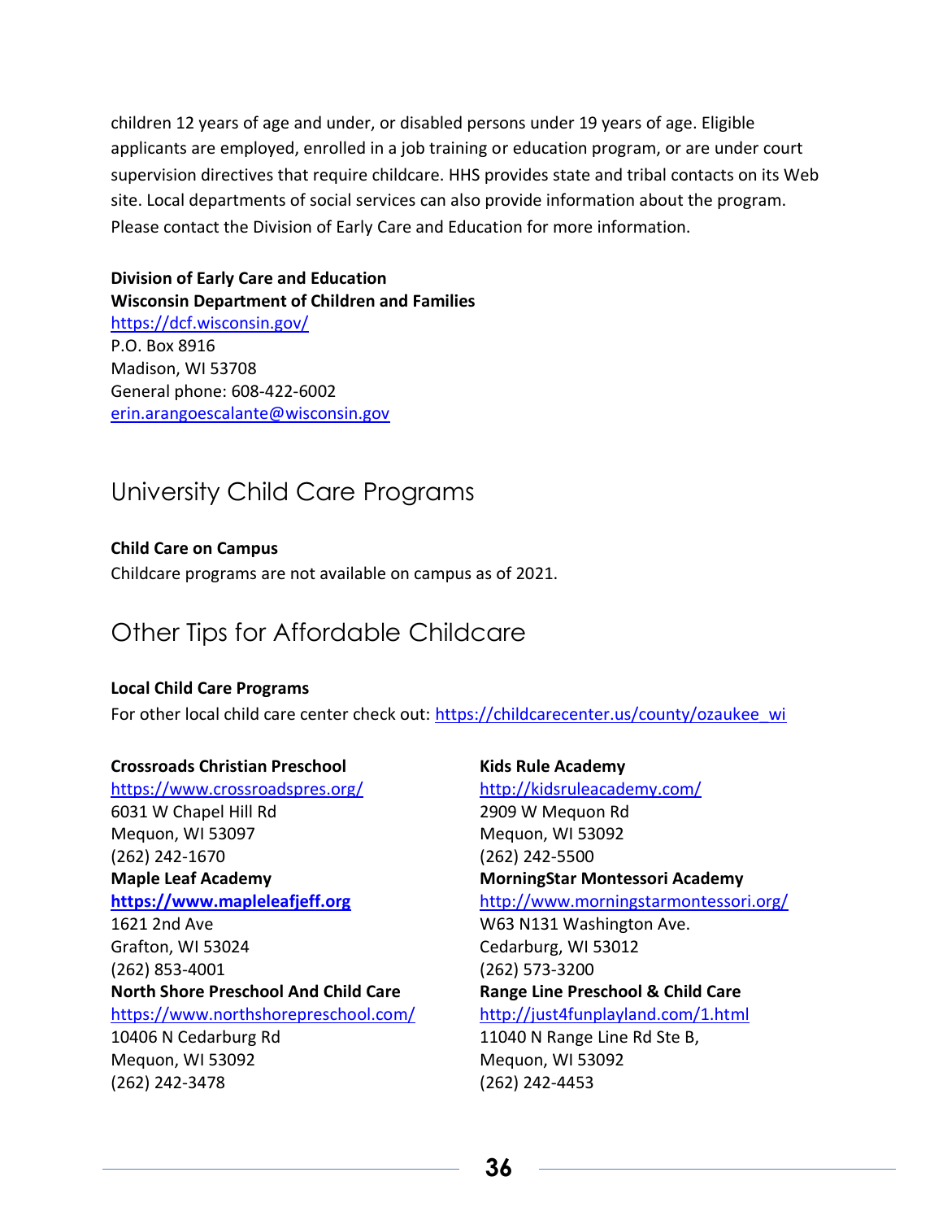children 12 years of age and under, or disabled persons under 19 years of age. Eligible applicants are employed, enrolled in a job training or education program, or are under court supervision directives that require childcare. HHS provides state and tribal contacts on its Web site. Local departments of social services can also provide information about the program. Please contact the Division of Early Care and Education for more information.

**Division of Early Care and Education**
**Wisconsin Department of Children and Families**
https://dcf.wisconsin.gov/
P.O. Box 8916
Madison, WI 53708
General phone: 608-422-6002
erin.arangoescalante@wisconsin.gov

## University Child Care Programs

**Child Care on Campus**
Childcare programs are not available on campus as of 2021.

## Other Tips for Affordable Childcare

**Local Child Care Programs**
For other local child care center check out: https://childcarecenter.us/county/ozaukee_wi

**Crossroads Christian Preschool**
https://www.crossroadspres.org/
6031 W Chapel Hill Rd
Mequon, WI 53097
(262) 242-1670

**Maple Leaf Academy**
**https://www.mapleleafjeff.org**
1621 2nd Ave
Grafton, WI 53024
(262) 853-4001

**North Shore Preschool And Child Care**
https://www.northshorepreschool.com/
10406 N Cedarburg Rd
Mequon, WI 53092
(262) 242-3478

**Kids Rule Academy**
http://kidsruleacademy.com/
2909 W Mequon Rd
Mequon, WI 53092
(262) 242-5500

**MorningStar Montessori Academy**
http://www.morningstarmontessori.org/
W63 N131 Washington Ave.
Cedarburg, WI 53012
(262) 573-3200

**Range Line Preschool & Child Care**
http://just4funplayland.com/1.html
11040 N Range Line Rd Ste B,
Mequon, WI 53092
(262) 242-4453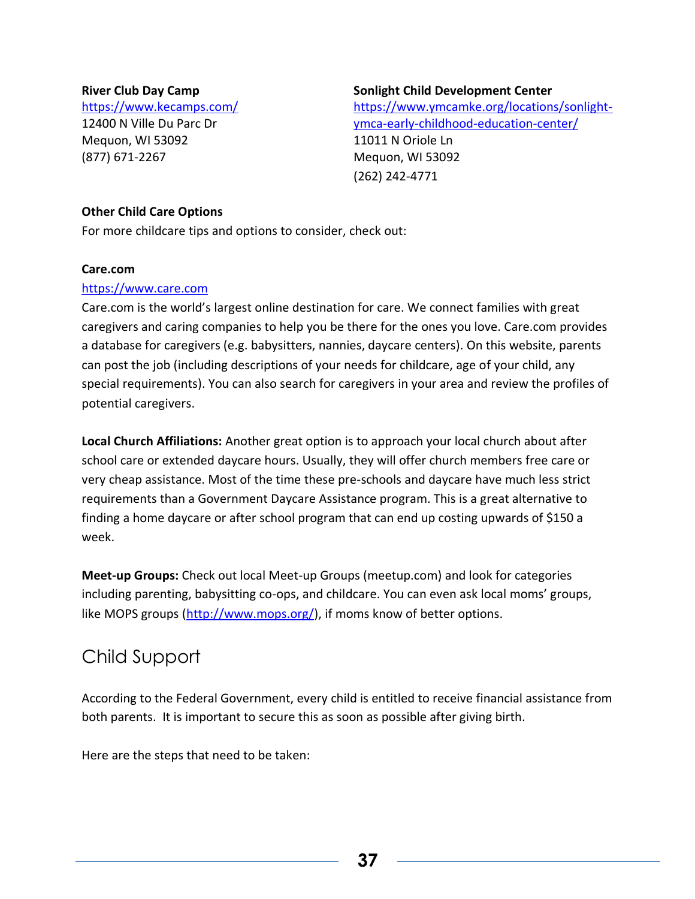**River Club Day Camp**
https://www.kecamps.com/
12400 N Ville Du Parc Dr
Mequon, WI 53092
(877) 671-2267

**Sonlight Child Development Center**
https://www.ymcamke.org/locations/sonlight-ymca-early-childhood-education-center/
11011 N Oriole Ln
Mequon, WI 53092
(262) 242-4771

**Other Child Care Options**

For more childcare tips and options to consider, check out:

**Care.com**

https://www.care.com

Care.com is the world's largest online destination for care. We connect families with great caregivers and caring companies to help you be there for the ones you love. Care.com provides a database for caregivers (e.g. babysitters, nannies, daycare centers). On this website, parents can post the job (including descriptions of your needs for childcare, age of your child, any special requirements). You can also search for caregivers in your area and review the profiles of potential caregivers.

**Local Church Affiliations:** Another great option is to approach your local church about after school care or extended daycare hours. Usually, they will offer church members free care or very cheap assistance. Most of the time these pre-schools and daycare have much less strict requirements than a Government Daycare Assistance program. This is a great alternative to finding a home daycare or after school program that can end up costing upwards of $150 a week.

**Meet-up Groups:** Check out local Meet-up Groups (meetup.com) and look for categories including parenting, babysitting co-ops, and childcare. You can even ask local moms' groups, like MOPS groups (http://www.mops.org/), if moms know of better options.

## Child Support

According to the Federal Government, every child is entitled to receive financial assistance from both parents. It is important to secure this as soon as possible after giving birth.

Here are the steps that need to be taken: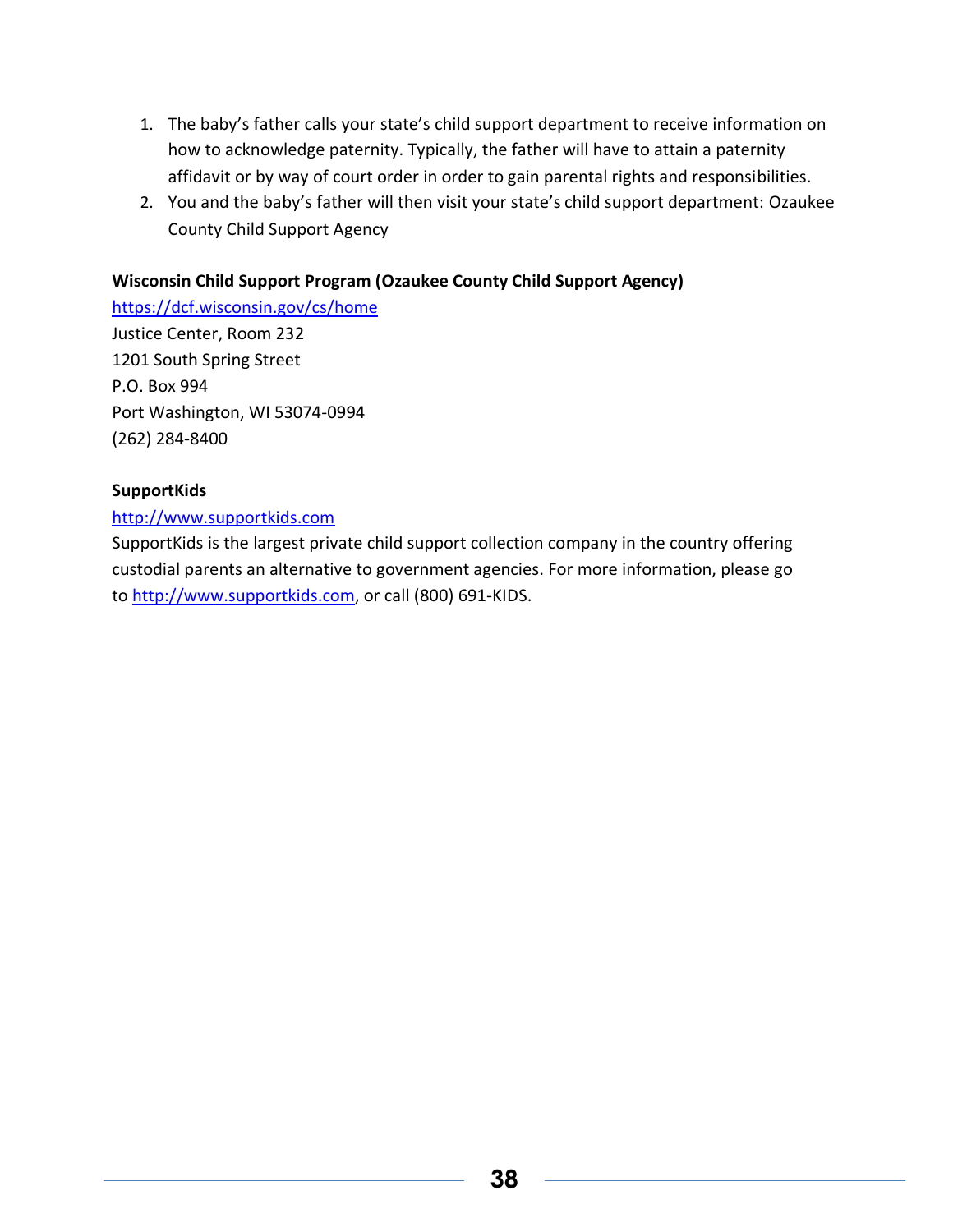1. The baby's father calls your state's child support department to receive information on how to acknowledge paternity. Typically, the father will have to attain a paternity affidavit or by way of court order in order to gain parental rights and responsibilities.
2. You and the baby's father will then visit your state's child support department: Ozaukee County Child Support Agency

**Wisconsin Child Support Program (Ozaukee County Child Support Agency)**

[https://dcf.wisconsin.gov/cs/home](https://dcf.wisconsin.gov/cs/home)
Justice Center, Room 232
1201 South Spring Street
P.O. Box 994
Port Washington, WI 53074-0994
(262) 284-8400

**SupportKids**

[http://www.supportkids.com](http://www.supportkids.com)
SupportKids is the largest private child support collection company in the country offering custodial parents an alternative to government agencies. For more information, please go to [http://www.supportkids.com](http://www.supportkids.com), or call (800) 691-KIDS.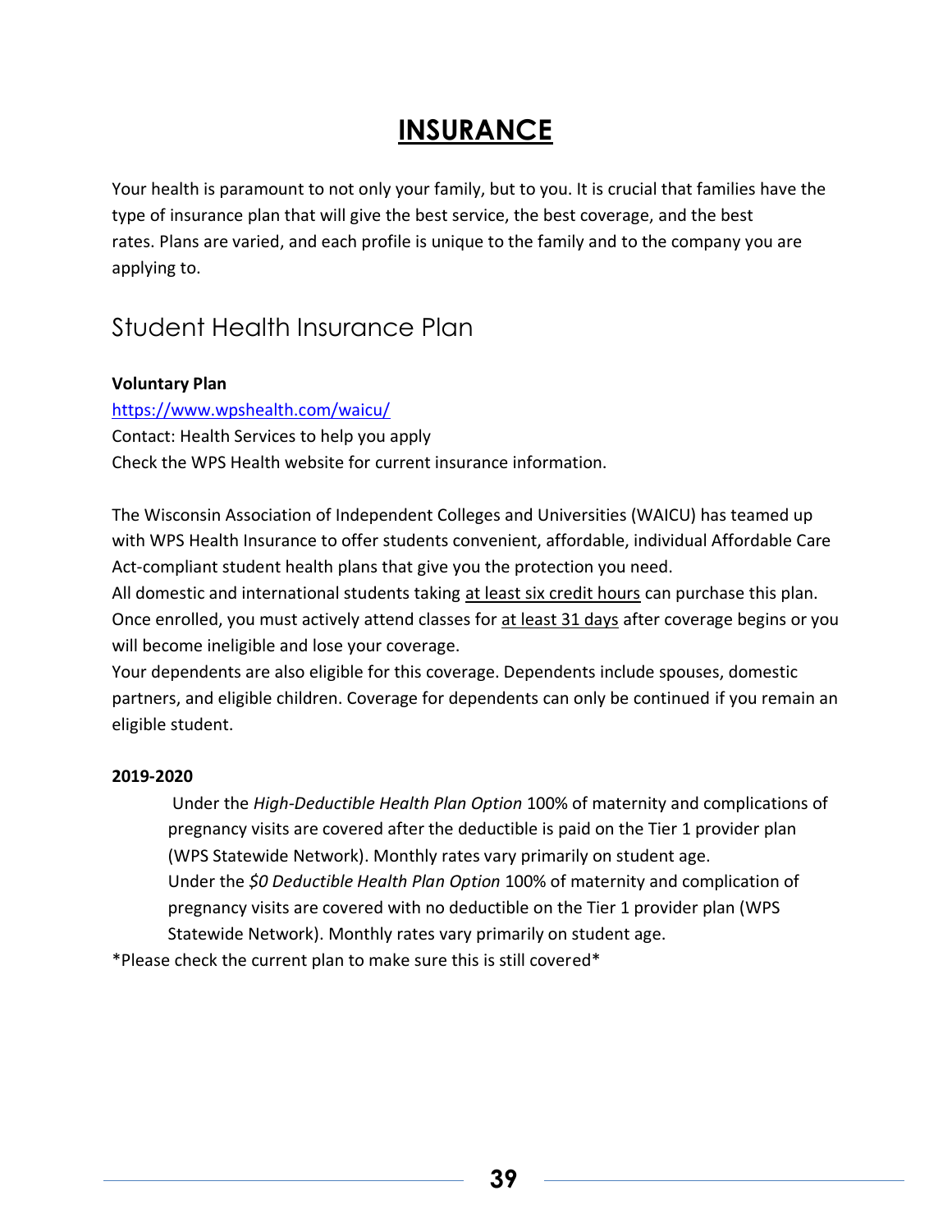# INSURANCE

Your health is paramount to not only your family, but to you. It is crucial that families have the type of insurance plan that will give the best service, the best coverage, and the best rates. Plans are varied, and each profile is unique to the family and to the company you are applying to.

## Student Health Insurance Plan

**Voluntary Plan**

https://www.wpshealth.com/waicu/

Contact: Health Services to help you apply

Check the WPS Health website for current insurance information.

The Wisconsin Association of Independent Colleges and Universities (WAICU) has teamed up with WPS Health Insurance to offer students convenient, affordable, individual Affordable Care Act-compliant student health plans that give you the protection you need.

All domestic and international students taking at least six credit hours can purchase this plan. Once enrolled, you must actively attend classes for at least 31 days after coverage begins or you will become ineligible and lose your coverage.

Your dependents are also eligible for this coverage. Dependents include spouses, domestic partners, and eligible children. Coverage for dependents can only be continued if you remain an eligible student.

**2019-2020**

Under the *High-Deductible Health Plan Option* 100% of maternity and complications of pregnancy visits are covered after the deductible is paid on the Tier 1 provider plan (WPS Statewide Network). Monthly rates vary primarily on student age.

Under the *$0 Deductible Health Plan Option* 100% of maternity and complication of pregnancy visits are covered with no deductible on the Tier 1 provider plan (WPS Statewide Network). Monthly rates vary primarily on student age.

*Please check the current plan to make sure this is still covered*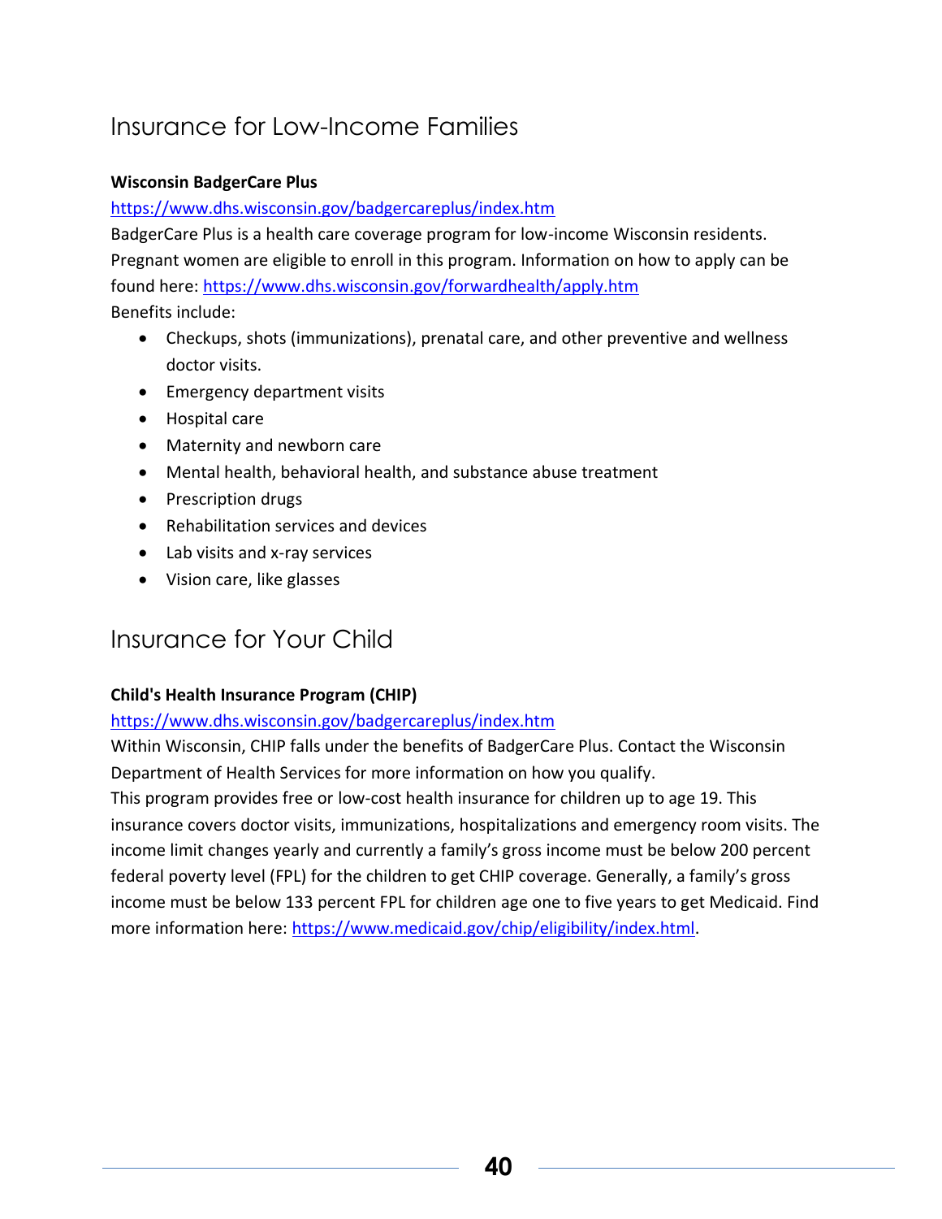## Insurance for Low-Income Families

**Wisconsin BadgerCare Plus**

https://www.dhs.wisconsin.gov/badgercareplus/index.htm

BadgerCare Plus is a health care coverage program for low-income Wisconsin residents. Pregnant women are eligible to enroll in this program. Information on how to apply can be found here: https://www.dhs.wisconsin.gov/forwardhealth/apply.htm

Benefits include:

- Checkups, shots (immunizations), prenatal care, and other preventive and wellness doctor visits.
- Emergency department visits
- Hospital care
- Maternity and newborn care
- Mental health, behavioral health, and substance abuse treatment
- Prescription drugs
- Rehabilitation services and devices
- Lab visits and x-ray services
- Vision care, like glasses

## Insurance for Your Child

**Child's Health Insurance Program (CHIP)**

https://www.dhs.wisconsin.gov/badgercareplus/index.htm

Within Wisconsin, CHIP falls under the benefits of BadgerCare Plus. Contact the Wisconsin Department of Health Services for more information on how you qualify.

This program provides free or low-cost health insurance for children up to age 19. This insurance covers doctor visits, immunizations, hospitalizations and emergency room visits. The income limit changes yearly and currently a family's gross income must be below 200 percent federal poverty level (FPL) for the children to get CHIP coverage. Generally, a family's gross income must be below 133 percent FPL for children age one to five years to get Medicaid. Find more information here: https://www.medicaid.gov/chip/eligibility/index.html.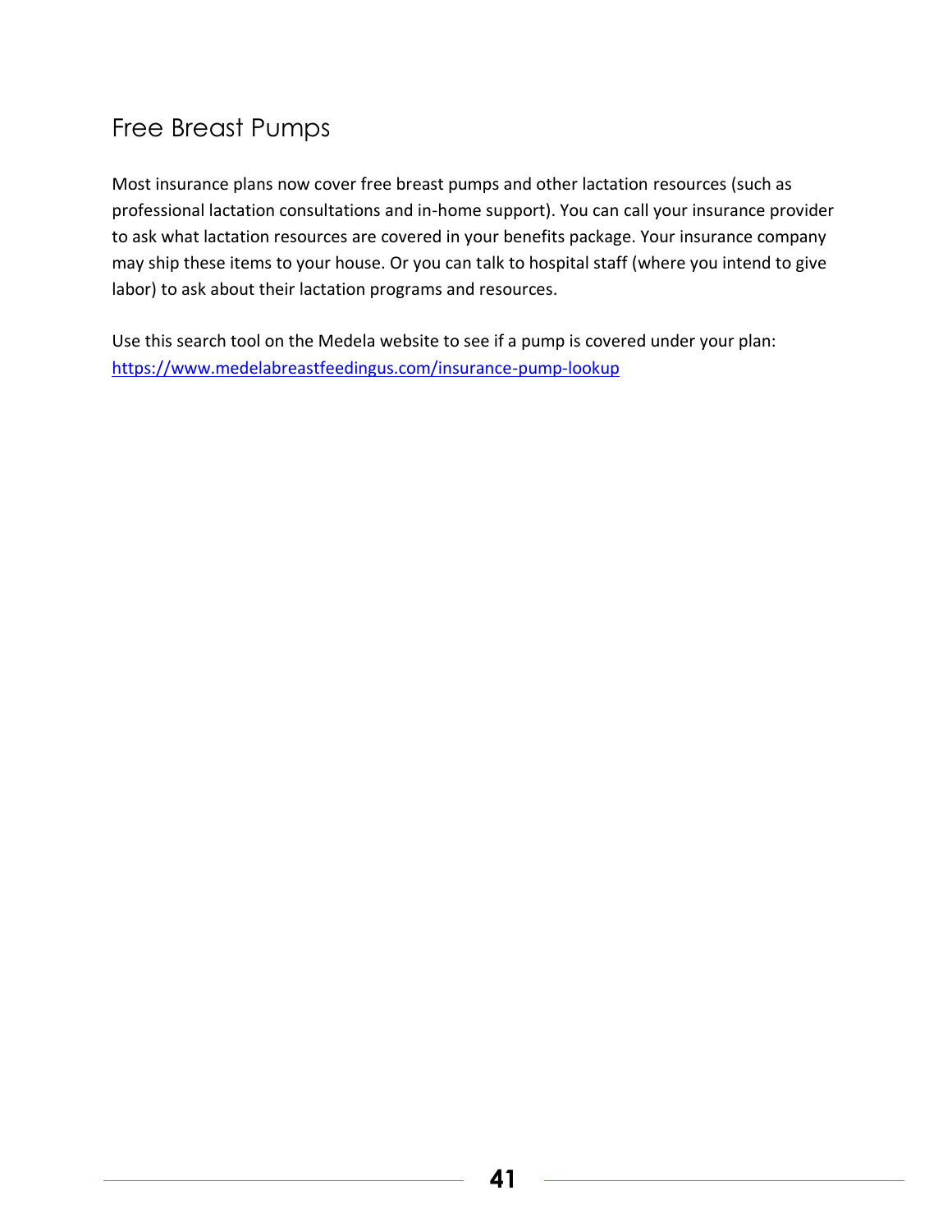## Free Breast Pumps

Most insurance plans now cover free breast pumps and other lactation resources (such as professional lactation consultations and in-home support). You can call your insurance provider to ask what lactation resources are covered in your benefits package. Your insurance company may ship these items to your house. Or you can talk to hospital staff (where you intend to give labor) to ask about their lactation programs and resources.

Use this search tool on the Medela website to see if a pump is covered under your plan: [https://www.medelabreastfeedingus.com/insurance-pump-lookup](https://www.medelabreastfeedingus.com/insurance-pump-lookup)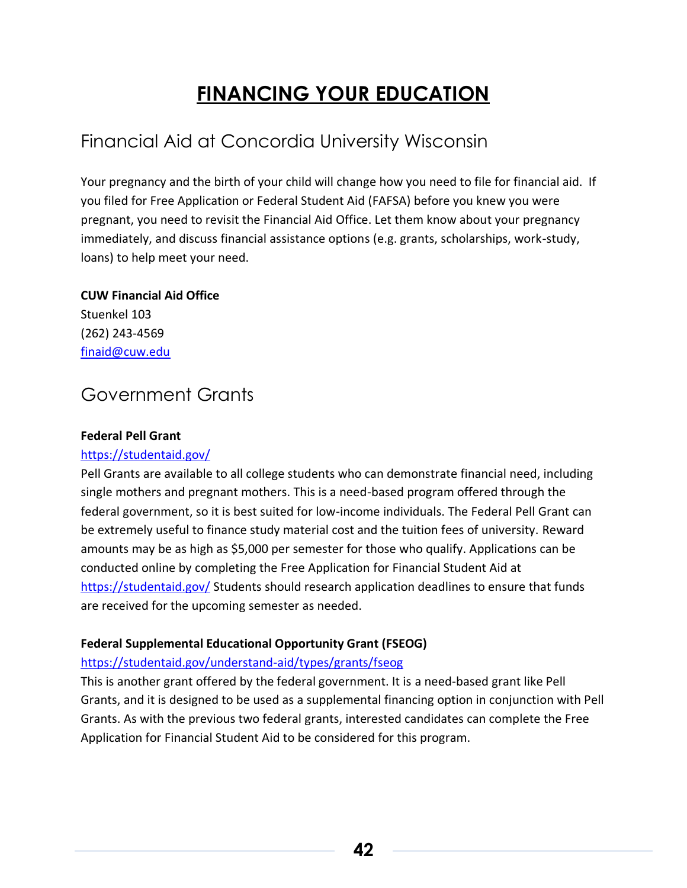# FINANCING YOUR EDUCATION

## Financial Aid at Concordia University Wisconsin

Your pregnancy and the birth of your child will change how you need to file for financial aid. If you filed for Free Application or Federal Student Aid (FAFSA) before you knew you were pregnant, you need to revisit the Financial Aid Office. Let them know about your pregnancy immediately, and discuss financial assistance options (e.g. grants, scholarships, work-study, loans) to help meet your need.

**CUW Financial Aid Office**
Stuenkel 103
(262) 243-4569
finaid@cuw.edu

## Government Grants

**Federal Pell Grant**
https://studentaid.gov/
Pell Grants are available to all college students who can demonstrate financial need, including single mothers and pregnant mothers. This is a need-based program offered through the federal government, so it is best suited for low-income individuals. The Federal Pell Grant can be extremely useful to finance study material cost and the tuition fees of university. Reward amounts may be as high as $5,000 per semester for those who qualify. Applications can be conducted online by completing the Free Application for Financial Student Aid at https://studentaid.gov/ Students should research application deadlines to ensure that funds are received for the upcoming semester as needed.

**Federal Supplemental Educational Opportunity Grant (FSEOG)**
https://studentaid.gov/understand-aid/types/grants/fseog
This is another grant offered by the federal government. It is a need-based grant like Pell Grants, and it is designed to be used as a supplemental financing option in conjunction with Pell Grants. As with the previous two federal grants, interested candidates can complete the Free Application for Financial Student Aid to be considered for this program.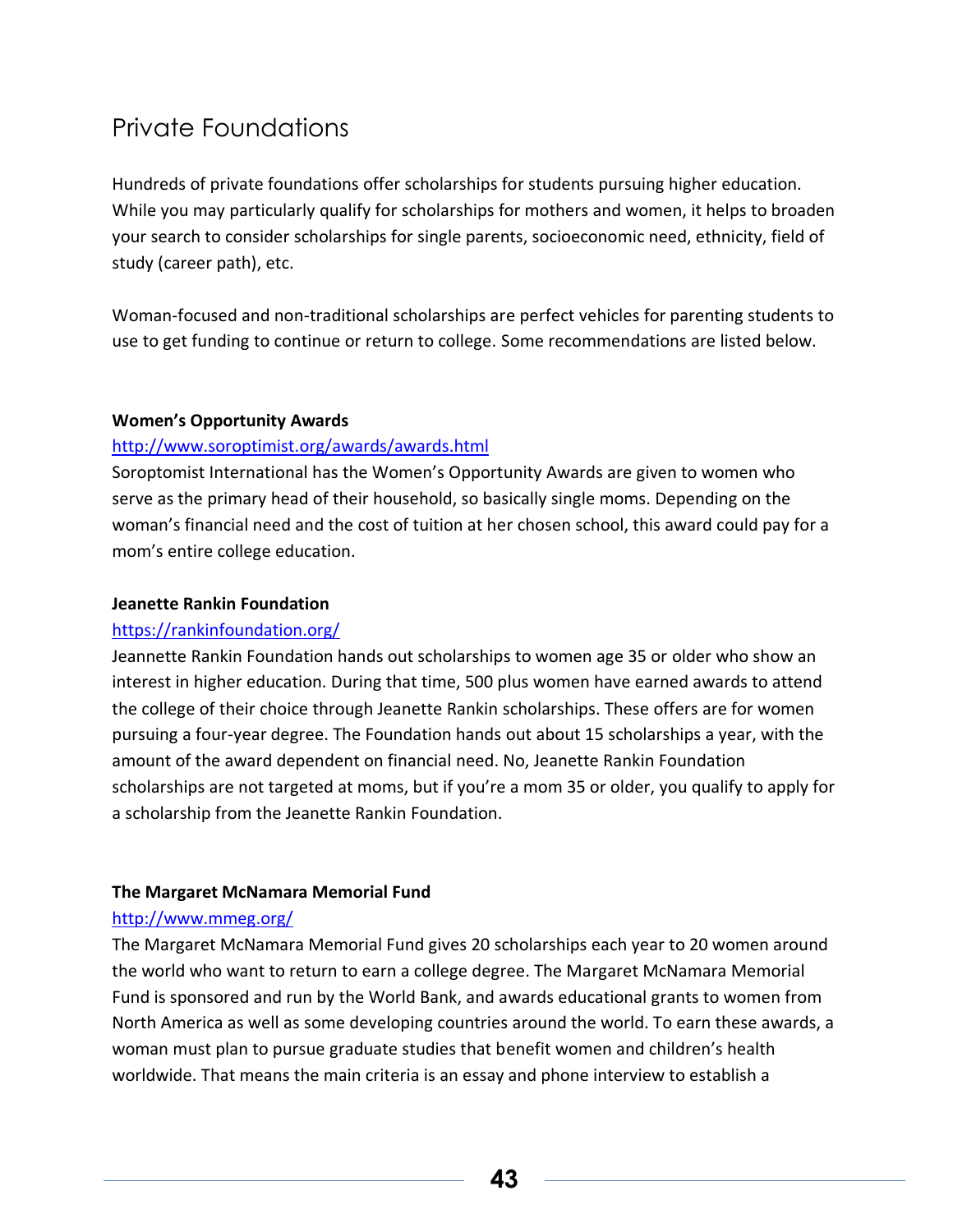## Private Foundations

Hundreds of private foundations offer scholarships for students pursuing higher education. While you may particularly qualify for scholarships for mothers and women, it helps to broaden your search to consider scholarships for single parents, socioeconomic need, ethnicity, field of study (career path), etc.

Woman-focused and non-traditional scholarships are perfect vehicles for parenting students to use to get funding to continue or return to college. Some recommendations are listed below.

**Women's Opportunity Awards**

http://www.soroptimist.org/awards/awards.html

Soroptomist International has the Women's Opportunity Awards are given to women who serve as the primary head of their household, so basically single moms. Depending on the woman's financial need and the cost of tuition at her chosen school, this award could pay for a mom's entire college education.

**Jeanette Rankin Foundation**

https://rankinfoundation.org/

Jeannette Rankin Foundation hands out scholarships to women age 35 or older who show an interest in higher education. During that time, 500 plus women have earned awards to attend the college of their choice through Jeanette Rankin scholarships. These offers are for women pursuing a four-year degree. The Foundation hands out about 15 scholarships a year, with the amount of the award dependent on financial need. No, Jeanette Rankin Foundation scholarships are not targeted at moms, but if you're a mom 35 or older, you qualify to apply for a scholarship from the Jeanette Rankin Foundation.

**The Margaret McNamara Memorial Fund**

http://www.mmeg.org/

The Margaret McNamara Memorial Fund gives 20 scholarships each year to 20 women around the world who want to return to earn a college degree. The Margaret McNamara Memorial Fund is sponsored and run by the World Bank, and awards educational grants to women from North America as well as some developing countries around the world. To earn these awards, a woman must plan to pursue graduate studies that benefit women and children's health worldwide. That means the main criteria is an essay and phone interview to establish a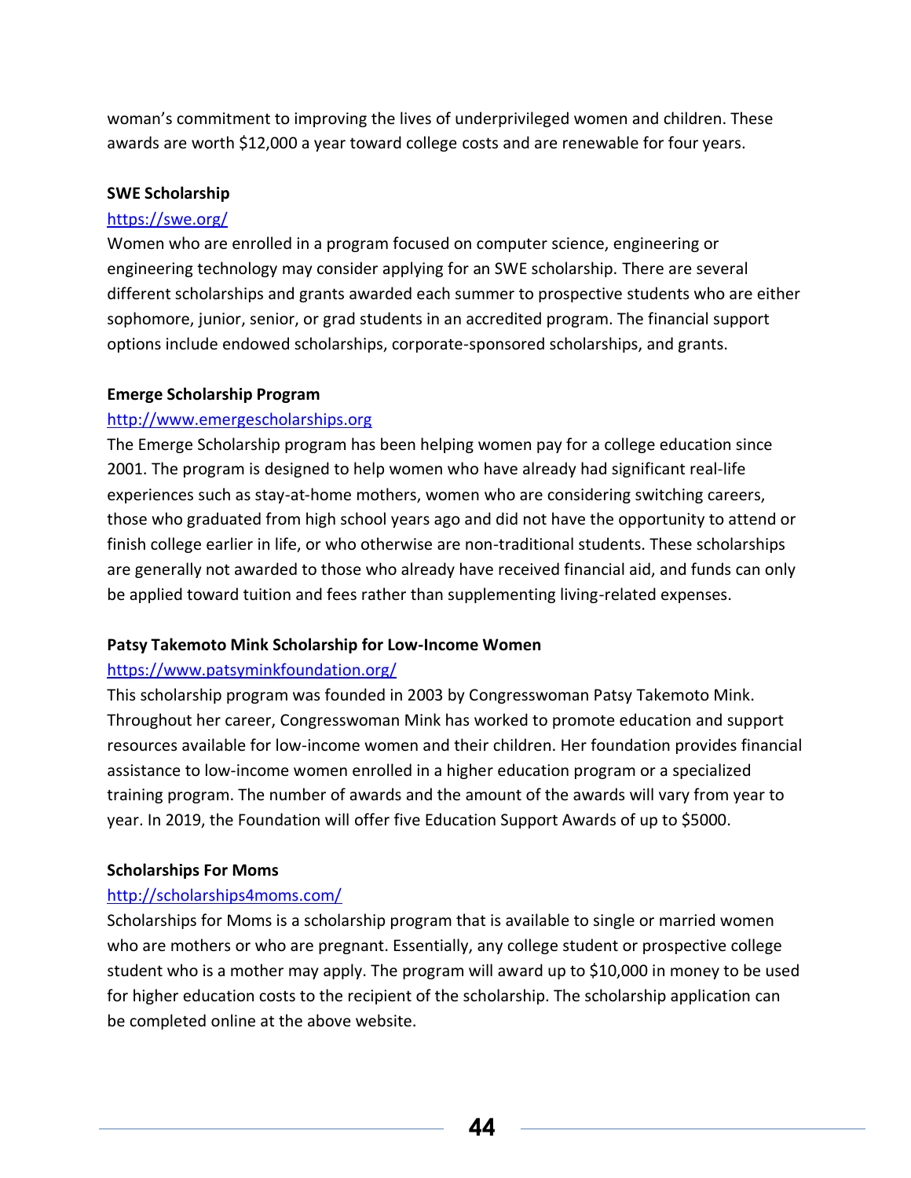woman's commitment to improving the lives of underprivileged women and children. These awards are worth $12,000 a year toward college costs and are renewable for four years.

**SWE Scholarship**

https://swe.org/

Women who are enrolled in a program focused on computer science, engineering or engineering technology may consider applying for an SWE scholarship. There are several different scholarships and grants awarded each summer to prospective students who are either sophomore, junior, senior, or grad students in an accredited program. The financial support options include endowed scholarships, corporate-sponsored scholarships, and grants.

**Emerge Scholarship Program**

http://www.emergescholarships.org

The Emerge Scholarship program has been helping women pay for a college education since 2001. The program is designed to help women who have already had significant real-life experiences such as stay-at-home mothers, women who are considering switching careers, those who graduated from high school years ago and did not have the opportunity to attend or finish college earlier in life, or who otherwise are non-traditional students. These scholarships are generally not awarded to those who already have received financial aid, and funds can only be applied toward tuition and fees rather than supplementing living-related expenses.

**Patsy Takemoto Mink Scholarship for Low-Income Women**

https://www.patsyminkfoundation.org/

This scholarship program was founded in 2003 by Congresswoman Patsy Takemoto Mink. Throughout her career, Congresswoman Mink has worked to promote education and support resources available for low-income women and their children. Her foundation provides financial assistance to low-income women enrolled in a higher education program or a specialized training program. The number of awards and the amount of the awards will vary from year to year. In 2019, the Foundation will offer five Education Support Awards of up to $5000.

**Scholarships For Moms**

http://scholarships4moms.com/

Scholarships for Moms is a scholarship program that is available to single or married women who are mothers or who are pregnant. Essentially, any college student or prospective college student who is a mother may apply. The program will award up to $10,000 in money to be used for higher education costs to the recipient of the scholarship. The scholarship application can be completed online at the above website.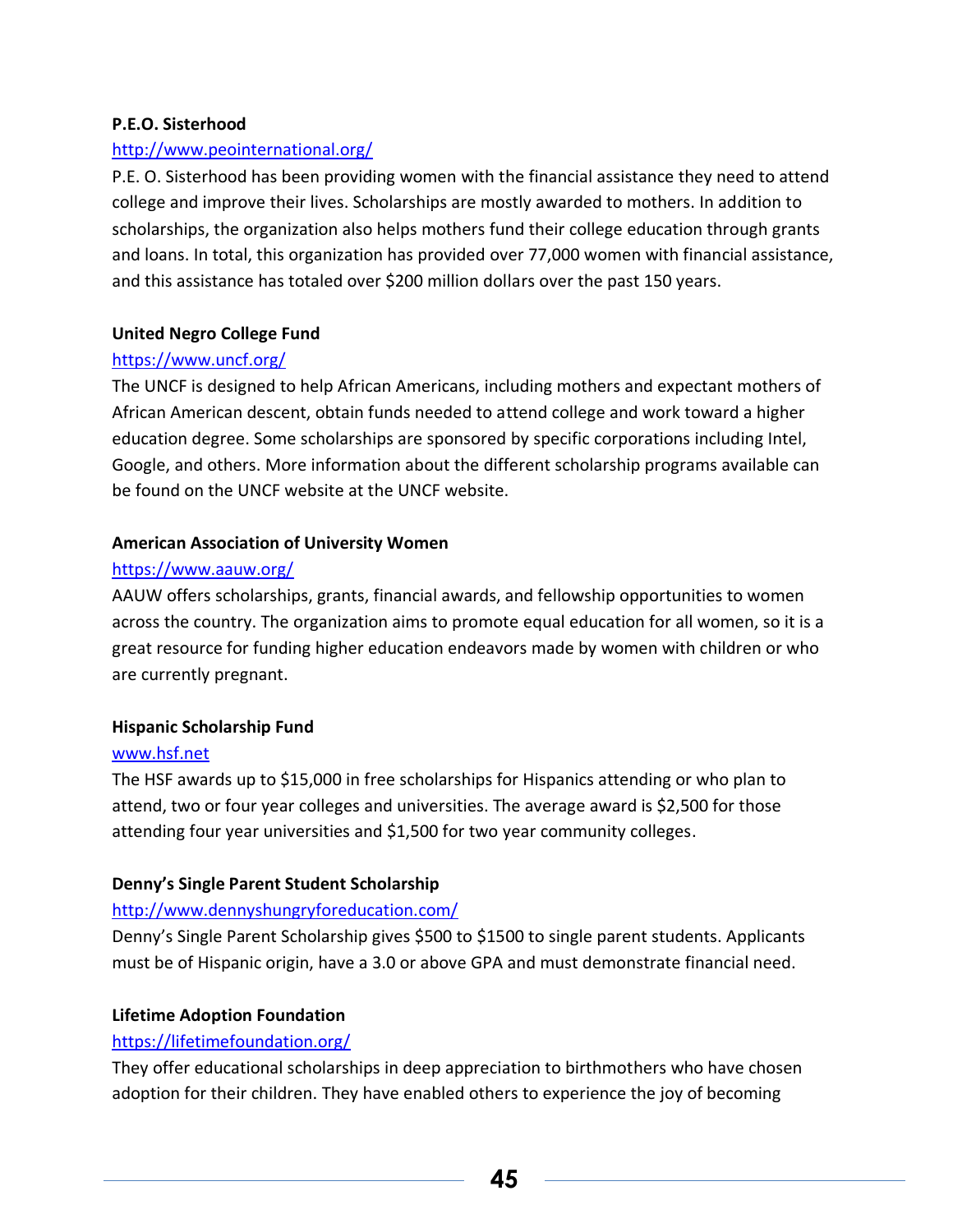**P.E.O. Sisterhood**

http://www.peointernational.org/

P.E. O. Sisterhood has been providing women with the financial assistance they need to attend college and improve their lives. Scholarships are mostly awarded to mothers. In addition to scholarships, the organization also helps mothers fund their college education through grants and loans. In total, this organization has provided over 77,000 women with financial assistance, and this assistance has totaled over $200 million dollars over the past 150 years.

**United Negro College Fund**

https://www.uncf.org/

The UNCF is designed to help African Americans, including mothers and expectant mothers of African American descent, obtain funds needed to attend college and work toward a higher education degree. Some scholarships are sponsored by specific corporations including Intel, Google, and others. More information about the different scholarship programs available can be found on the UNCF website at the UNCF website.

**American Association of University Women**

https://www.aauw.org/

AAUW offers scholarships, grants, financial awards, and fellowship opportunities to women across the country. The organization aims to promote equal education for all women, so it is a great resource for funding higher education endeavors made by women with children or who are currently pregnant.

**Hispanic Scholarship Fund**

www.hsf.net

The HSF awards up to $15,000 in free scholarships for Hispanics attending or who plan to attend, two or four year colleges and universities. The average award is $2,500 for those attending four year universities and $1,500 for two year community colleges.

**Denny's Single Parent Student Scholarship**

http://www.dennyshungryforeducation.com/

Denny's Single Parent Scholarship gives $500 to $1500 to single parent students. Applicants must be of Hispanic origin, have a 3.0 or above GPA and must demonstrate financial need.

**Lifetime Adoption Foundation**

https://lifetimefoundation.org/

They offer educational scholarships in deep appreciation to birthmothers who have chosen adoption for their children. They have enabled others to experience the joy of becoming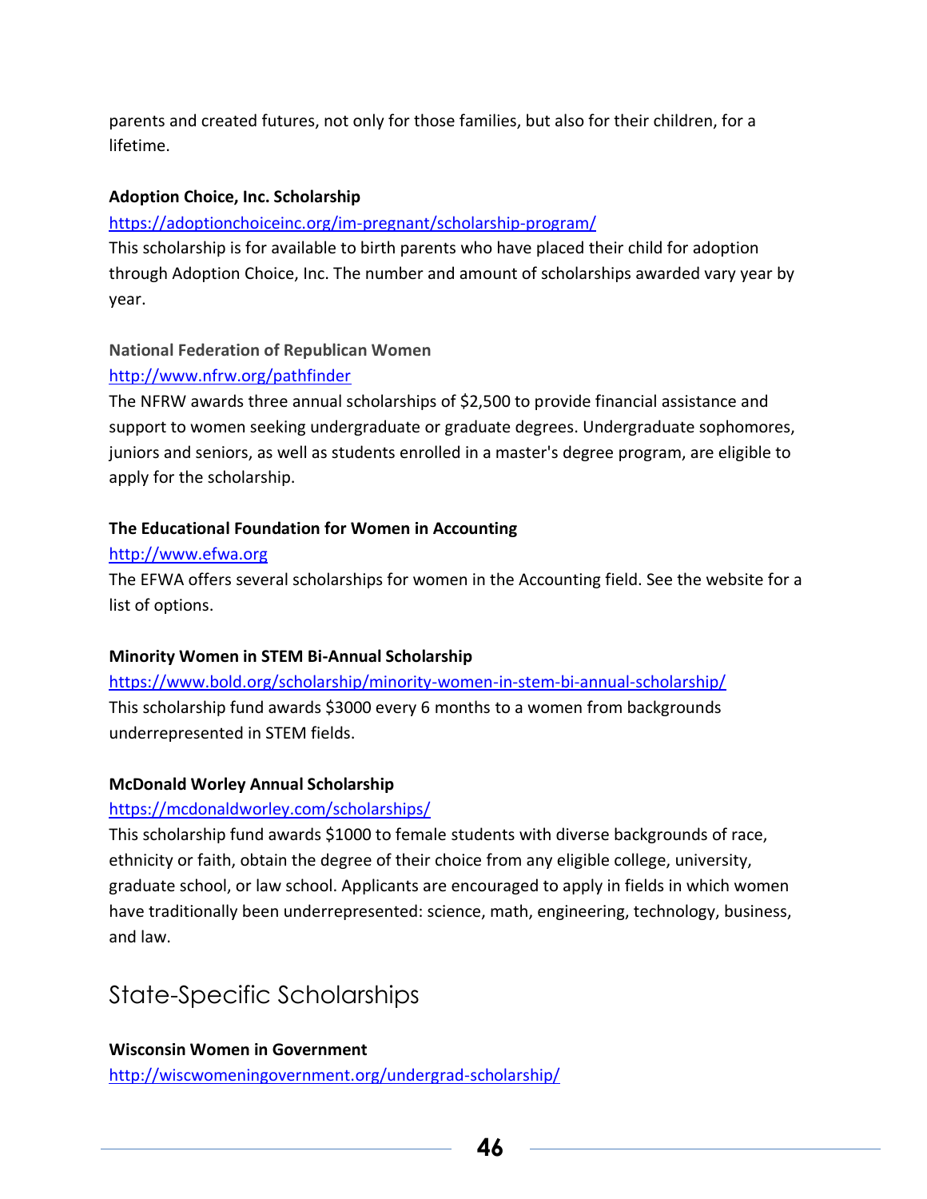parents and created futures, not only for those families, but also for their children, for a lifetime.

**Adoption Choice, Inc. Scholarship**

https://adoptionchoiceinc.org/im-pregnant/scholarship-program/

This scholarship is for available to birth parents who have placed their child for adoption through Adoption Choice, Inc. The number and amount of scholarships awarded vary year by year.

**National Federation of Republican Women**

http://www.nfrw.org/pathfinder

The NFRW awards three annual scholarships of $2,500 to provide financial assistance and support to women seeking undergraduate or graduate degrees. Undergraduate sophomores, juniors and seniors, as well as students enrolled in a master's degree program, are eligible to apply for the scholarship.

**The Educational Foundation for Women in Accounting**

http://www.efwa.org

The EFWA offers several scholarships for women in the Accounting field. See the website for a list of options.

**Minority Women in STEM Bi-Annual Scholarship**

https://www.bold.org/scholarship/minority-women-in-stem-bi-annual-scholarship/

This scholarship fund awards $3000 every 6 months to a women from backgrounds underrepresented in STEM fields.

**McDonald Worley Annual Scholarship**

https://mcdonaldworley.com/scholarships/

This scholarship fund awards $1000 to female students with diverse backgrounds of race, ethnicity or faith, obtain the degree of their choice from any eligible college, university, graduate school, or law school. Applicants are encouraged to apply in fields in which women have traditionally been underrepresented: science, math, engineering, technology, business, and law.

## State-Specific Scholarships

**Wisconsin Women in Government**

http://wiscwomeningovernment.org/undergrad-scholarship/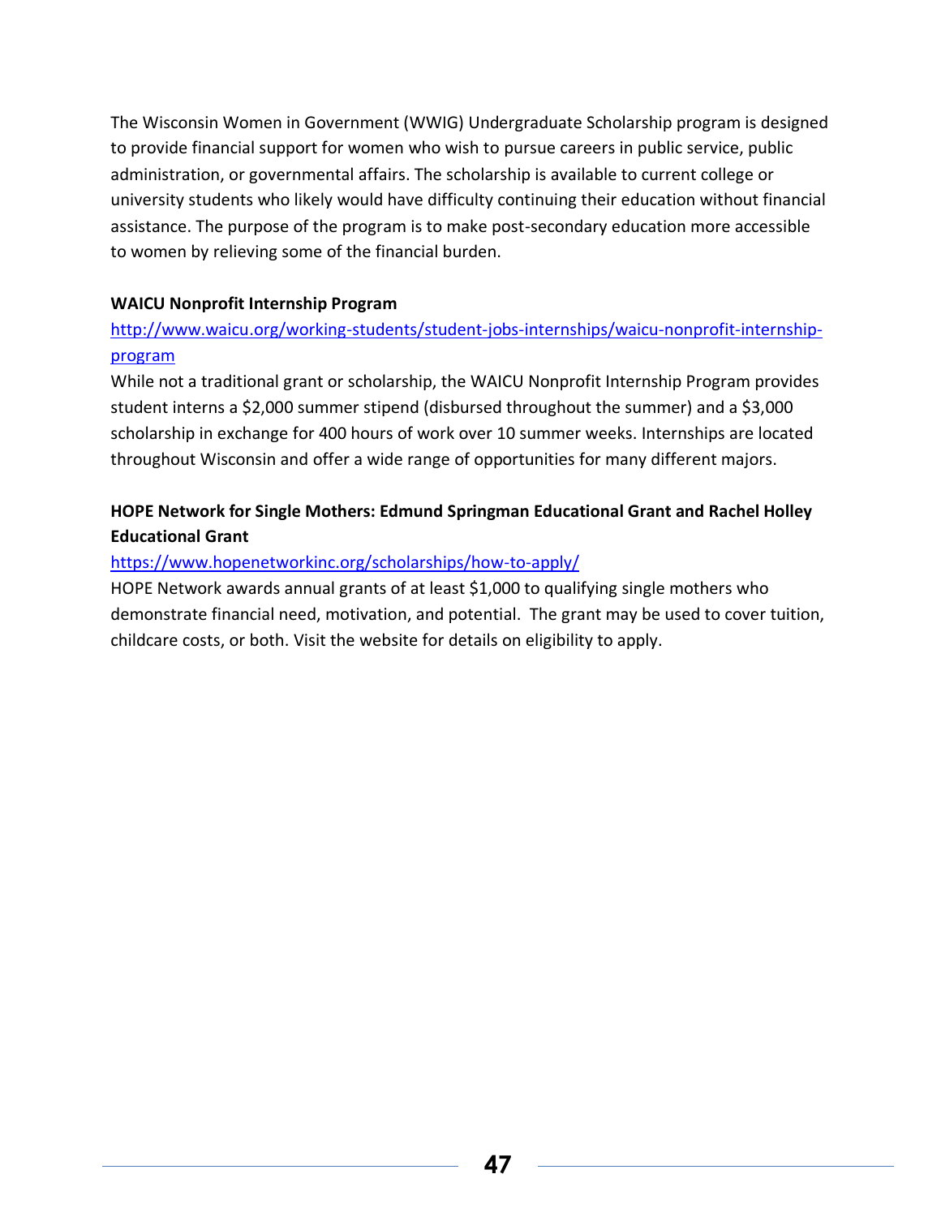The Wisconsin Women in Government (WWIG) Undergraduate Scholarship program is designed to provide financial support for women who wish to pursue careers in public service, public administration, or governmental affairs. The scholarship is available to current college or university students who likely would have difficulty continuing their education without financial assistance. The purpose of the program is to make post-secondary education more accessible to women by relieving some of the financial burden.

**WAICU Nonprofit Internship Program**

[http://www.waicu.org/working-students/student-jobs-internships/waicu-nonprofit-internship-program](http://www.waicu.org/working-students/student-jobs-internships/waicu-nonprofit-internship-program)

While not a traditional grant or scholarship, the WAICU Nonprofit Internship Program provides student interns a $2,000 summer stipend (disbursed throughout the summer) and a $3,000 scholarship in exchange for 400 hours of work over 10 summer weeks. Internships are located throughout Wisconsin and offer a wide range of opportunities for many different majors.

**HOPE Network for Single Mothers: Edmund Springman Educational Grant and Rachel Holley Educational Grant**

[https://www.hopenetworkinc.org/scholarships/how-to-apply/](https://www.hopenetworkinc.org/scholarships/how-to-apply/)

HOPE Network awards annual grants of at least $1,000 to qualifying single mothers who demonstrate financial need, motivation, and potential. The grant may be used to cover tuition, childcare costs, or both. Visit the website for details on eligibility to apply.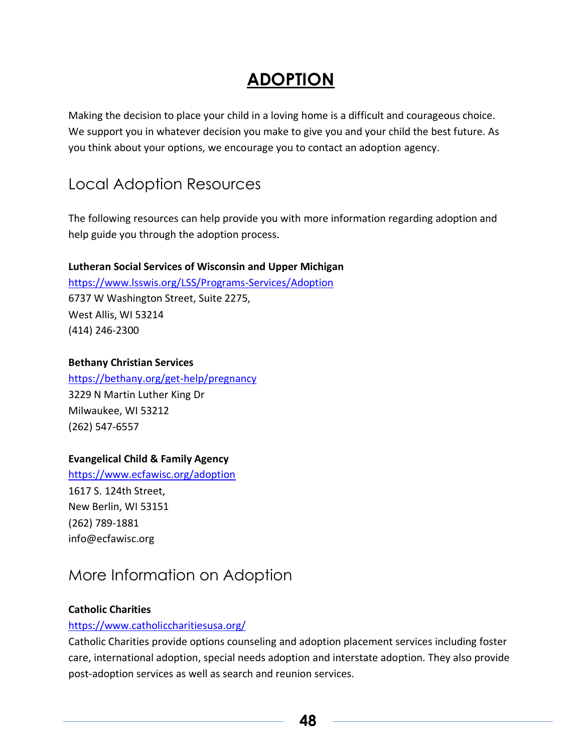# ADOPTION

Making the decision to place your child in a loving home is a difficult and courageous choice. We support you in whatever decision you make to give you and your child the best future. As you think about your options, we encourage you to contact an adoption agency.

## Local Adoption Resources

The following resources can help provide you with more information regarding adoption and help guide you through the adoption process.

**Lutheran Social Services of Wisconsin and Upper Michigan**
https://www.lsswis.org/LSS/Programs-Services/Adoption
6737 W Washington Street, Suite 2275,
West Allis, WI 53214
(414) 246-2300

**Bethany Christian Services**
https://bethany.org/get-help/pregnancy
3229 N Martin Luther King Dr
Milwaukee, WI 53212
(262) 547-6557

**Evangelical Child & Family Agency**
https://www.ecfawisc.org/adoption
1617 S. 124th Street,
New Berlin, WI 53151
(262) 789-1881
info@ecfawisc.org

## More Information on Adoption

**Catholic Charities**
https://www.catholiccharitiesusa.org/
Catholic Charities provide options counseling and adoption placement services including foster care, international adoption, special needs adoption and interstate adoption. They also provide post-adoption services as well as search and reunion services.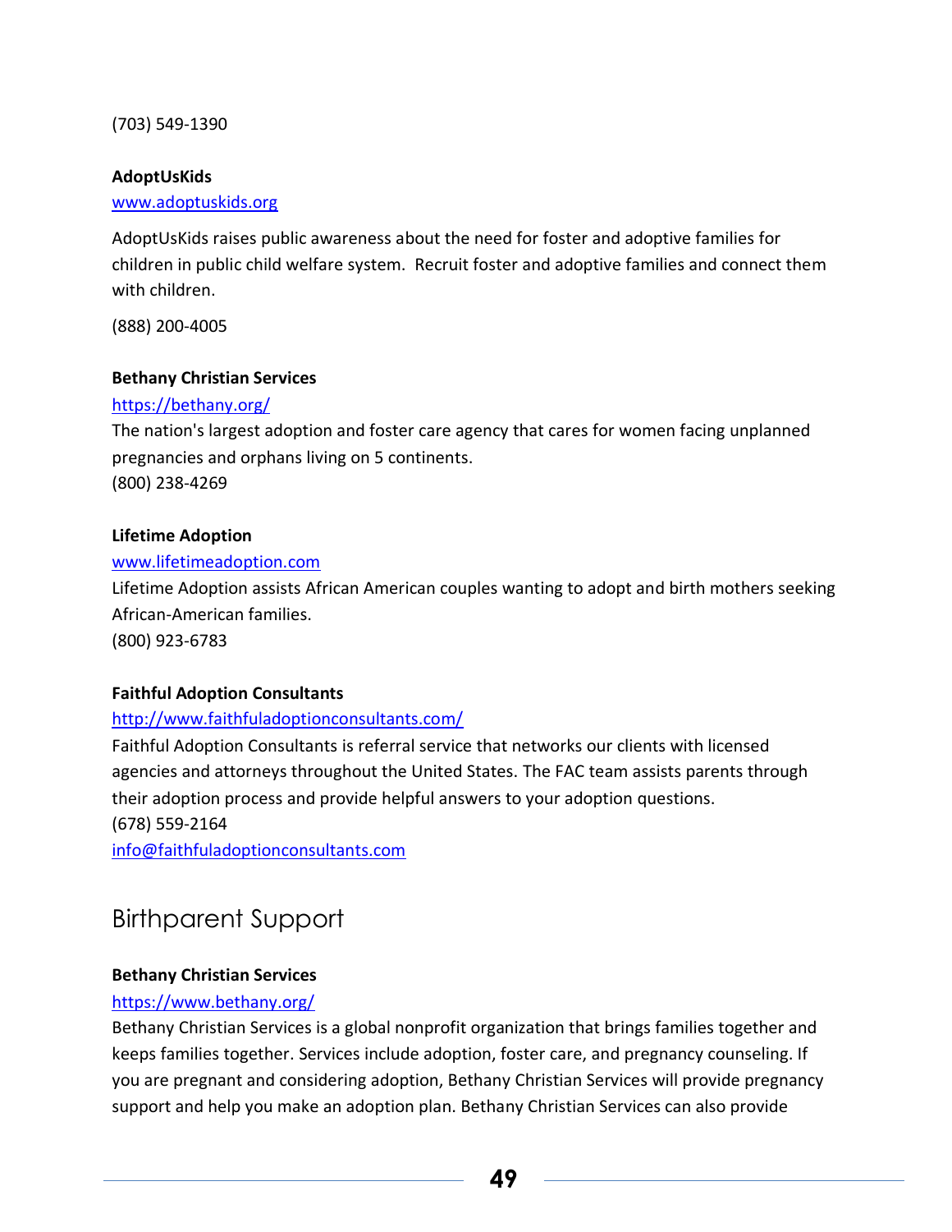(703) 549-1390

**AdoptUsKids**
[www.adoptuskids.org](http://www.adoptuskids.org)

AdoptUsKids raises public awareness about the need for foster and adoptive families for children in public child welfare system.  Recruit foster and adoptive families and connect them with children.

(888) 200-4005

**Bethany Christian Services**
[https://bethany.org/](https://bethany.org/)
The nation's largest adoption and foster care agency that cares for women facing unplanned pregnancies and orphans living on 5 continents.
(800) 238-4269

**Lifetime Adoption**
[www.lifetimeadoption.com](http://www.lifetimeadoption.com)
Lifetime Adoption assists African American couples wanting to adopt and birth mothers seeking African-American families.
(800) 923-6783

**Faithful Adoption Consultants**
[http://www.faithfuladoptionconsultants.com/](http://www.faithfuladoptionconsultants.com/)
Faithful Adoption Consultants is referral service that networks our clients with licensed agencies and attorneys throughout the United States. The FAC team assists parents through their adoption process and provide helpful answers to your adoption questions.
(678) 559-2164
[info@faithfuladoptionconsultants.com](mailto:info@faithfuladoptionconsultants.com)

## Birthparent Support

**Bethany Christian Services**
[https://www.bethany.org/](https://www.bethany.org/)
Bethany Christian Services is a global nonprofit organization that brings families together and keeps families together. Services include adoption, foster care, and pregnancy counseling. If you are pregnant and considering adoption, Bethany Christian Services will provide pregnancy support and help you make an adoption plan. Bethany Christian Services can also provide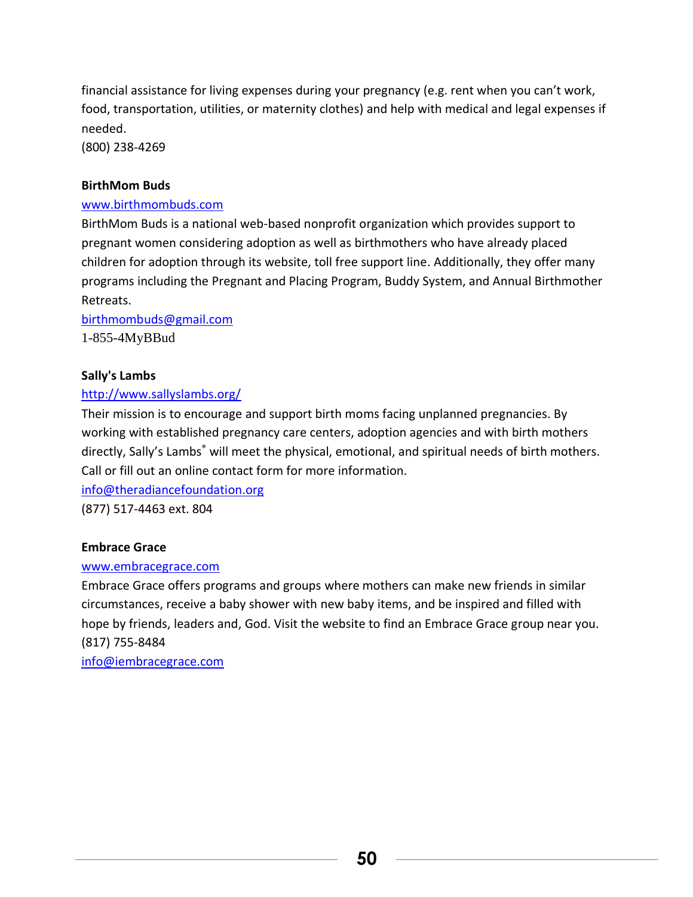financial assistance for living expenses during your pregnancy (e.g. rent when you can't work, food, transportation, utilities, or maternity clothes) and help with medical and legal expenses if needed.
(800) 238-4269

**BirthMom Buds**

www.birthmombuds.com

BirthMom Buds is a national web-based nonprofit organization which provides support to pregnant women considering adoption as well as birthmothers who have already placed children for adoption through its website, toll free support line. Additionally, they offer many programs including the Pregnant and Placing Program, Buddy System, and Annual Birthmother Retreats.

birthmombuds@gmail.com
1-855-4MyBBud

**Sally's Lambs**

http://www.sallyslambs.org/

Their mission is to encourage and support birth moms facing unplanned pregnancies. By working with established pregnancy care centers, adoption agencies and with birth mothers directly, Sally's Lambs® will meet the physical, emotional, and spiritual needs of birth mothers. Call or fill out an online contact form for more information.

info@theradiancefoundation.org
(877) 517-4463 ext. 804

**Embrace Grace**

www.embracegrace.com

Embrace Grace offers programs and groups where mothers can make new friends in similar circumstances, receive a baby shower with new baby items, and be inspired and filled with hope by friends, leaders and, God. Visit the website to find an Embrace Grace group near you.
(817) 755-8484
info@iembracegrace.com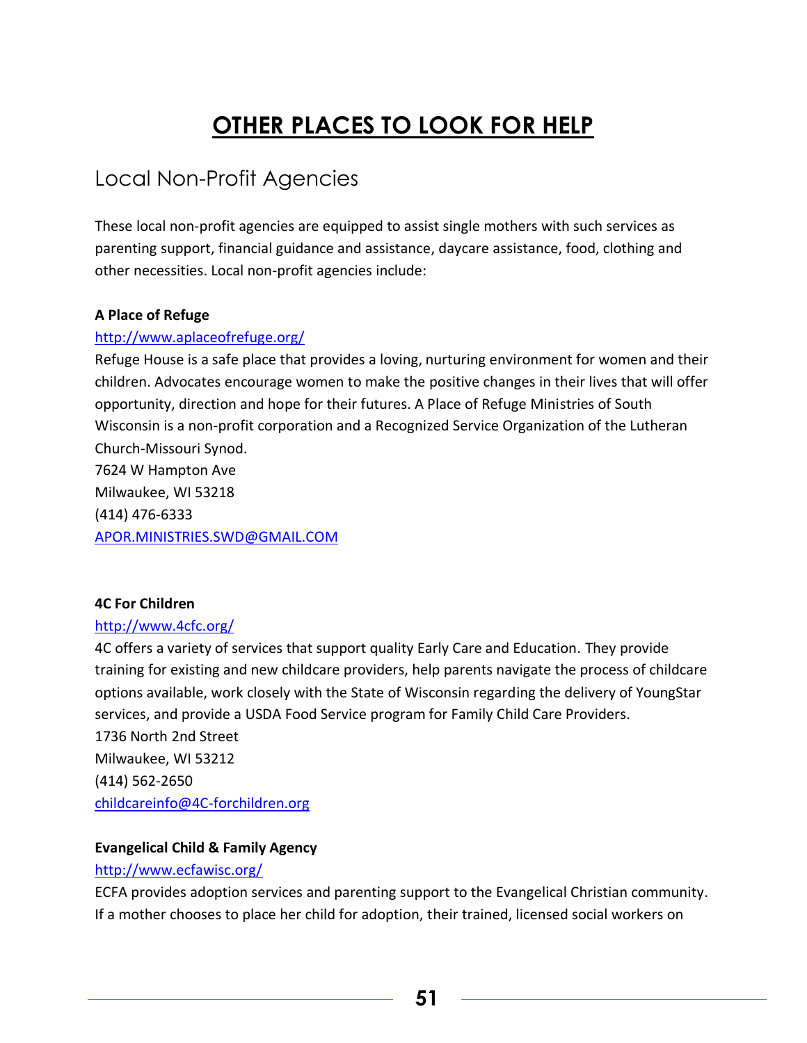# OTHER PLACES TO LOOK FOR HELP

## Local Non-Profit Agencies

These local non-profit agencies are equipped to assist single mothers with such services as parenting support, financial guidance and assistance, daycare assistance, food, clothing and other necessities. Local non-profit agencies include:

**A Place of Refuge**

http://www.aplaceofrefuge.org/

Refuge House is a safe place that provides a loving, nurturing environment for women and their children. Advocates encourage women to make the positive changes in their lives that will offer opportunity, direction and hope for their futures. A Place of Refuge Ministries of South Wisconsin is a non-profit corporation and a Recognized Service Organization of the Lutheran Church-Missouri Synod.
7624 W Hampton Ave
Milwaukee, WI 53218
(414) 476-6333
APOR.MINISTRIES.SWD@GMAIL.COM

**4C For Children**

http://www.4cfc.org/

4C offers a variety of services that support quality Early Care and Education. They provide training for existing and new childcare providers, help parents navigate the process of childcare options available, work closely with the State of Wisconsin regarding the delivery of YoungStar services, and provide a USDA Food Service program for Family Child Care Providers.
1736 North 2nd Street
Milwaukee, WI 53212
(414) 562-2650
childcareinfo@4C-forchildren.org

**Evangelical Child & Family Agency**

http://www.ecfawisc.org/

ECFA provides adoption services and parenting support to the Evangelical Christian community. If a mother chooses to place her child for adoption, their trained, licensed social workers on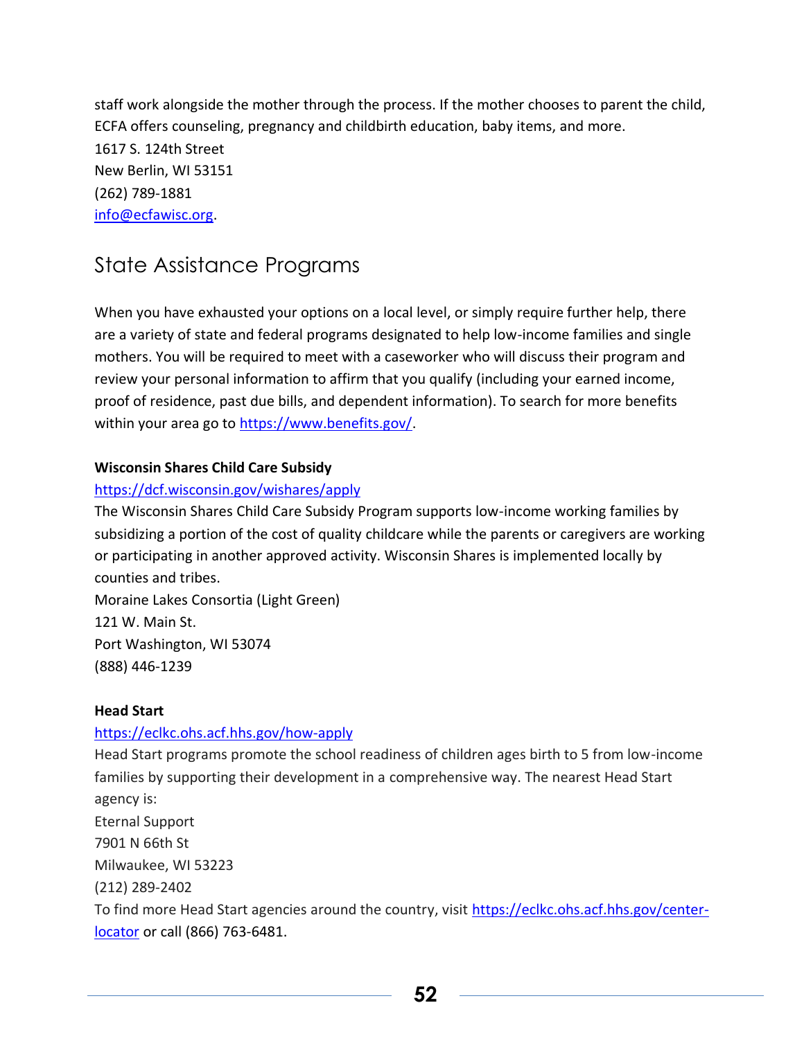staff work alongside the mother through the process. If the mother chooses to parent the child, ECFA offers counseling, pregnancy and childbirth education, baby items, and more.
1617 S. 124th Street
New Berlin, WI 53151
(262) 789-1881
info@ecfawisc.org.

## State Assistance Programs

When you have exhausted your options on a local level, or simply require further help, there are a variety of state and federal programs designated to help low-income families and single mothers. You will be required to meet with a caseworker who will discuss their program and review your personal information to affirm that you qualify (including your earned income, proof of residence, past due bills, and dependent information). To search for more benefits within your area go to https://www.benefits.gov/.

**Wisconsin Shares Child Care Subsidy**

https://dcf.wisconsin.gov/wishares/apply

The Wisconsin Shares Child Care Subsidy Program supports low-income working families by subsidizing a portion of the cost of quality childcare while the parents or caregivers are working or participating in another approved activity. Wisconsin Shares is implemented locally by counties and tribes.
Moraine Lakes Consortia (Light Green)
121 W. Main St.
Port Washington, WI 53074
(888) 446-1239

**Head Start**

https://eclkc.ohs.acf.hhs.gov/how-apply

Head Start programs promote the school readiness of children ages birth to 5 from low-income families by supporting their development in a comprehensive way. The nearest Head Start agency is:
Eternal Support
7901 N 66th St
Milwaukee, WI 53223
(212) 289-2402
To find more Head Start agencies around the country, visit https://eclkc.ohs.acf.hhs.gov/center-locator or call (866) 763-6481.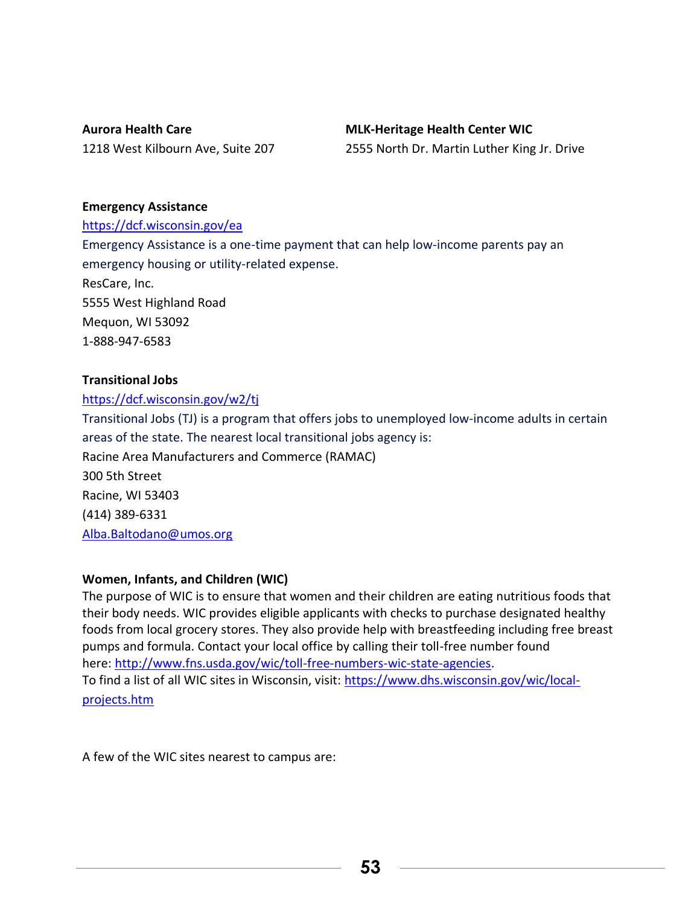**Aurora Health Care**
1218 West Kilbourn Ave, Suite 207

**MLK-Heritage Health Center WIC**
2555 North Dr. Martin Luther King Jr. Drive

**Emergency Assistance**

https://dcf.wisconsin.gov/ea

Emergency Assistance is a one-time payment that can help low-income parents pay an emergency housing or utility-related expense.

ResCare, Inc.
5555 West Highland Road
Mequon, WI 53092
1-888-947-6583

**Transitional Jobs**

https://dcf.wisconsin.gov/w2/tj

Transitional Jobs (TJ) is a program that offers jobs to unemployed low-income adults in certain areas of the state. The nearest local transitional jobs agency is:

Racine Area Manufacturers and Commerce (RAMAC)
300 5th Street
Racine, WI 53403
(414) 389-6331
Alba.Baltodano@umos.org

**Women, Infants, and Children (WIC)**

The purpose of WIC is to ensure that women and their children are eating nutritious foods that their body needs. WIC provides eligible applicants with checks to purchase designated healthy foods from local grocery stores. They also provide help with breastfeeding including free breast pumps and formula. Contact your local office by calling their toll-free number found here: http://www.fns.usda.gov/wic/toll-free-numbers-wic-state-agencies.

To find a list of all WIC sites in Wisconsin, visit: https://www.dhs.wisconsin.gov/wic/local-projects.htm

A few of the WIC sites nearest to campus are: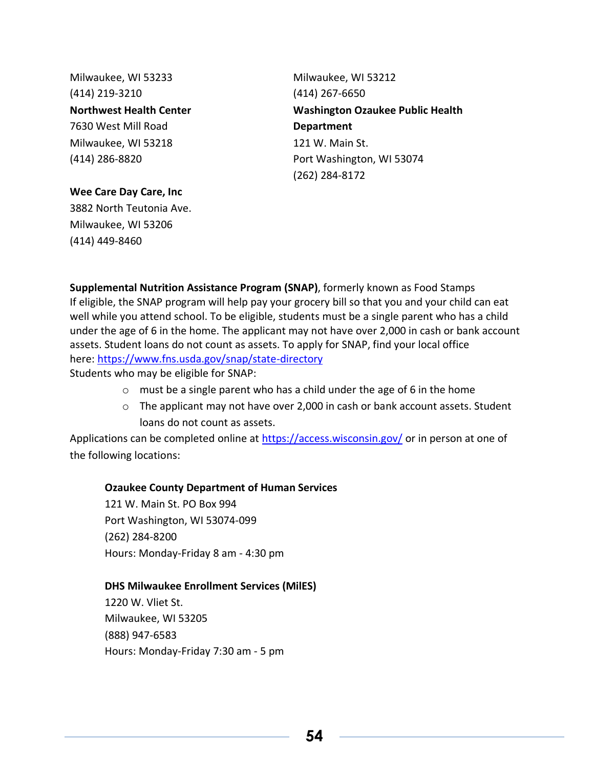Milwaukee, WI 53233
(414) 219-3210

**Northwest Health Center**
7630 West Mill Road
Milwaukee, WI 53218
(414) 286-8820

**Wee Care Day Care, Inc**
3882 North Teutonia Ave.
Milwaukee, WI 53206
(414) 449-8460

Milwaukee, WI 53212
(414) 267-6650

**Washington Ozaukee Public Health Department**
121 W. Main St.
Port Washington, WI 53074
(262) 284-8172

**Supplemental Nutrition Assistance Program (SNAP)**, formerly known as Food Stamps
If eligible, the SNAP program will help pay your grocery bill so that you and your child can eat well while you attend school. To be eligible, students must be a single parent who has a child under the age of 6 in the home. The applicant may not have over 2,000 in cash or bank account assets. Student loans do not count as assets. To apply for SNAP, find your local office here: [https://www.fns.usda.gov/snap/state-directory](https://www.fns.usda.gov/snap/state-directory)
Students who may be eligible for SNAP:

- must be a single parent who has a child under the age of 6 in the home
- The applicant may not have over 2,000 in cash or bank account assets. Student loans do not count as assets.

Applications can be completed online at [https://access.wisconsin.gov/](https://access.wisconsin.gov/) or in person at one of the following locations:

**Ozaukee County Department of Human Services**
121 W. Main St. PO Box 994
Port Washington, WI 53074-099
(262) 284-8200
Hours: Monday-Friday 8 am - 4:30 pm

**DHS Milwaukee Enrollment Services (MilES)**
1220 W. Vliet St.
Milwaukee, WI 53205
(888) 947-6583
Hours: Monday-Friday 7:30 am - 5 pm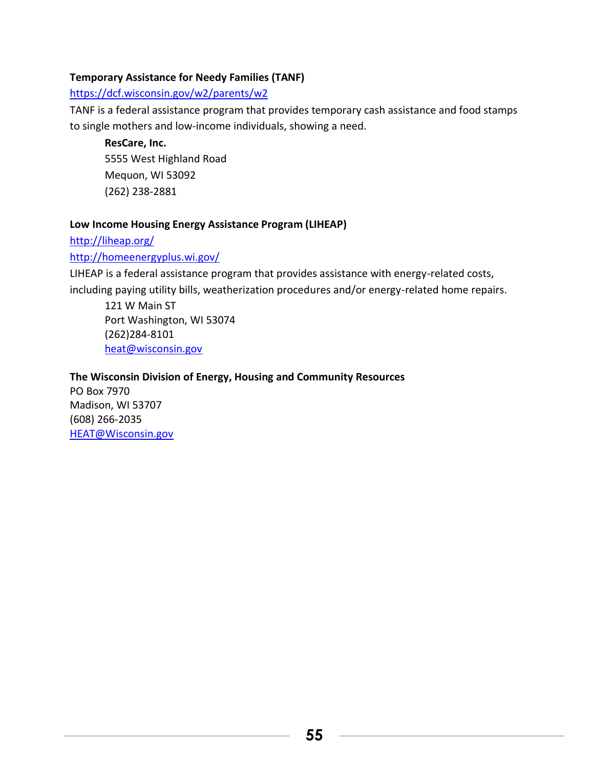**Temporary Assistance for Needy Families (TANF)**

https://dcf.wisconsin.gov/w2/parents/w2

TANF is a federal assistance program that provides temporary cash assistance and food stamps to single mothers and low-income individuals, showing a need.

> **ResCare, Inc.**
> 5555 West Highland Road
> Mequon, WI 53092
> (262) 238-2881

**Low Income Housing Energy Assistance Program (LIHEAP)**

http://liheap.org/

http://homeenergyplus.wi.gov/

LIHEAP is a federal assistance program that provides assistance with energy-related costs, including paying utility bills, weatherization procedures and/or energy-related home repairs.

> 121 W Main ST
> Port Washington, WI 53074
> (262)284-8101
> heat@wisconsin.gov

**The Wisconsin Division of Energy, Housing and Community Resources**

PO Box 7970
Madison, WI 53707
(608) 266-2035
HEAT@Wisconsin.gov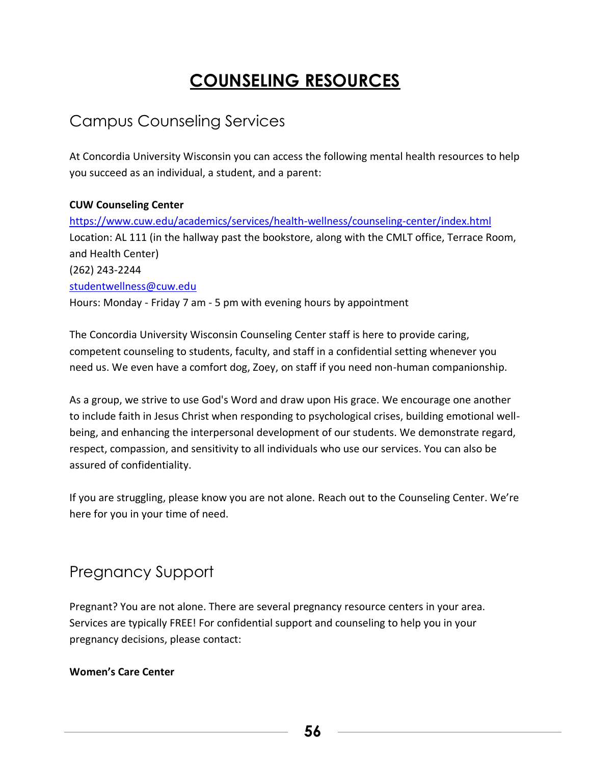# COUNSELING RESOURCES

## Campus Counseling Services

At Concordia University Wisconsin you can access the following mental health resources to help you succeed as an individual, a student, and a parent:

**CUW Counseling Center**
https://www.cuw.edu/academics/services/health-wellness/counseling-center/index.html
Location: AL 111 (in the hallway past the bookstore, along with the CMLT office, Terrace Room, and Health Center)
(262) 243-2244
studentwellness@cuw.edu
Hours: Monday - Friday 7 am - 5 pm with evening hours by appointment

The Concordia University Wisconsin Counseling Center staff is here to provide caring, competent counseling to students, faculty, and staff in a confidential setting whenever you need us. We even have a comfort dog, Zoey, on staff if you need non-human companionship.

As a group, we strive to use God's Word and draw upon His grace. We encourage one another to include faith in Jesus Christ when responding to psychological crises, building emotional well-being, and enhancing the interpersonal development of our students. We demonstrate regard, respect, compassion, and sensitivity to all individuals who use our services. You can also be assured of confidentiality.

If you are struggling, please know you are not alone. Reach out to the Counseling Center. We're here for you in your time of need.

## Pregnancy Support

Pregnant? You are not alone. There are several pregnancy resource centers in your area. Services are typically FREE! For confidential support and counseling to help you in your pregnancy decisions, please contact:

**Women's Care Center**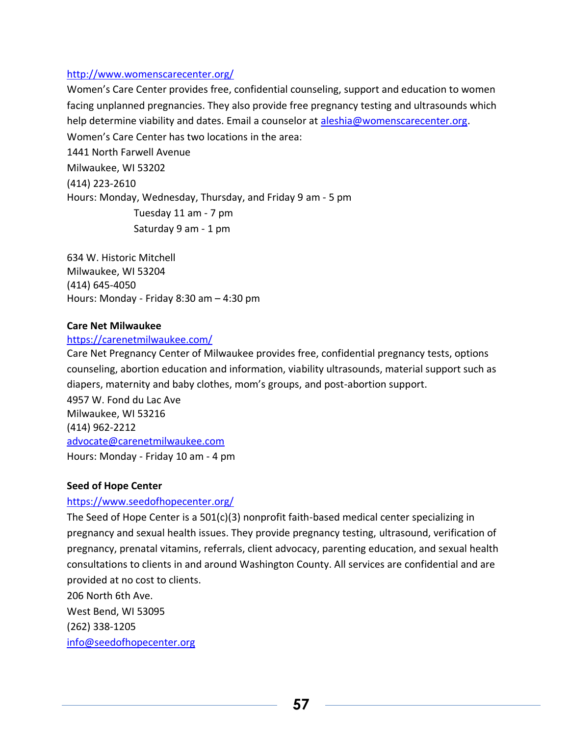http://www.womenscarecenter.org/

Women's Care Center provides free, confidential counseling, support and education to women facing unplanned pregnancies. They also provide free pregnancy testing and ultrasounds which help determine viability and dates. Email a counselor at aleshia@womenscarecenter.org.

Women's Care Center has two locations in the area:

1441 North Farwell Avenue
Milwaukee, WI 53202
(414) 223-2610
Hours: Monday, Wednesday, Thursday, and Friday 9 am - 5 pm
Tuesday 11 am - 7 pm
Saturday 9 am - 1 pm

634 W. Historic Mitchell
Milwaukee, WI 53204
(414) 645-4050
Hours: Monday - Friday 8:30 am – 4:30 pm

**Care Net Milwaukee**

https://carenetmilwaukee.com/

Care Net Pregnancy Center of Milwaukee provides free, confidential pregnancy tests, options counseling, abortion education and information, viability ultrasounds, material support such as diapers, maternity and baby clothes, mom's groups, and post-abortion support.

4957 W. Fond du Lac Ave
Milwaukee, WI 53216
(414) 962-2212
advocate@carenetmilwaukee.com
Hours: Monday - Friday 10 am - 4 pm

**Seed of Hope Center**

https://www.seedofhopecenter.org/

The Seed of Hope Center is a 501(c)(3) nonprofit faith-based medical center specializing in pregnancy and sexual health issues. They provide pregnancy testing, ultrasound, verification of pregnancy, prenatal vitamins, referrals, client advocacy, parenting education, and sexual health consultations to clients in and around Washington County. All services are confidential and are provided at no cost to clients.

206 North 6th Ave.
West Bend, WI 53095
(262) 338-1205
info@seedofhopecenter.org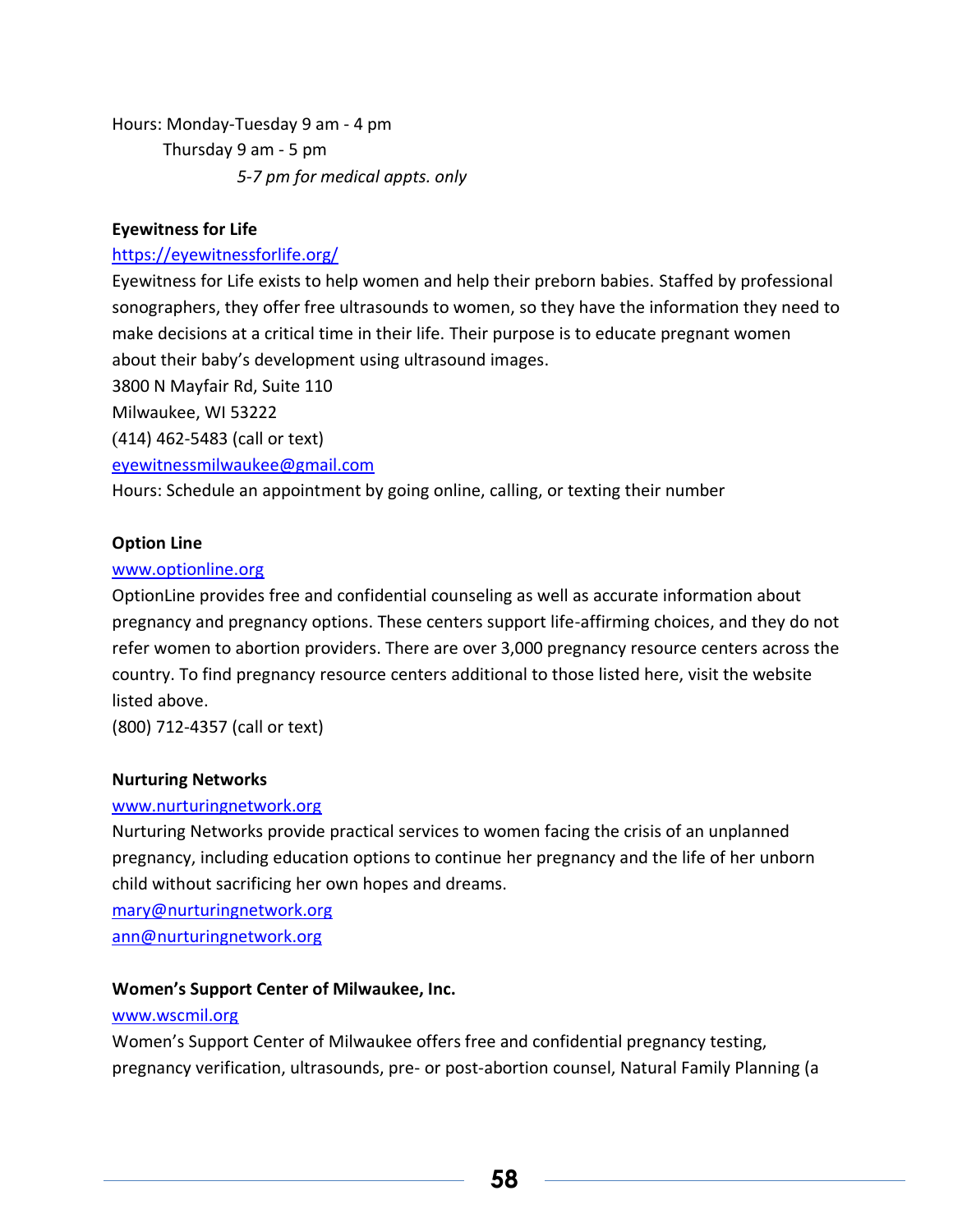Hours: Monday-Tuesday 9 am - 4 pm
Thursday 9 am - 5 pm
*5-7 pm for medical appts. only*

**Eyewitness for Life**

https://eyewitnessforlife.org/

Eyewitness for Life exists to help women and help their preborn babies. Staffed by professional sonographers, they offer free ultrasounds to women, so they have the information they need to make decisions at a critical time in their life. Their purpose is to educate pregnant women about their baby's development using ultrasound images.
3800 N Mayfair Rd, Suite 110
Milwaukee, WI 53222
(414) 462-5483 (call or text)
eyewitnessmilwaukee@gmail.com
Hours: Schedule an appointment by going online, calling, or texting their number

**Option Line**

www.optionline.org

OptionLine provides free and confidential counseling as well as accurate information about pregnancy and pregnancy options. These centers support life-affirming choices, and they do not refer women to abortion providers. There are over 3,000 pregnancy resource centers across the country. To find pregnancy resource centers additional to those listed here, visit the website listed above.
(800) 712-4357 (call or text)

**Nurturing Networks**

www.nurturingnetwork.org

Nurturing Networks provide practical services to women facing the crisis of an unplanned pregnancy, including education options to continue her pregnancy and the life of her unborn child without sacrificing her own hopes and dreams.
mary@nurturingnetwork.org
ann@nurturingnetwork.org

**Women's Support Center of Milwaukee, Inc.**

www.wscmil.org

Women's Support Center of Milwaukee offers free and confidential pregnancy testing, pregnancy verification, ultrasounds, pre- or post-abortion counsel, Natural Family Planning (a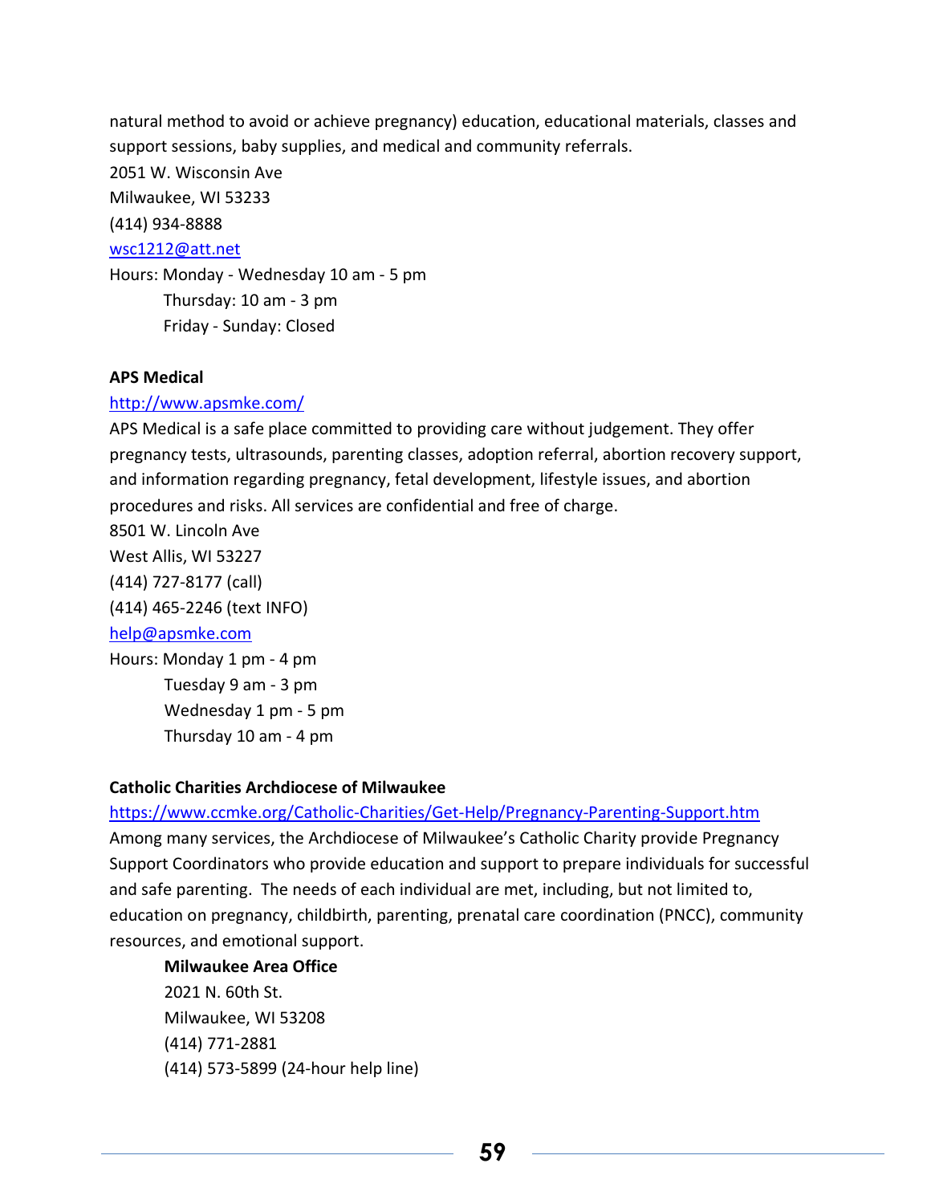natural method to avoid or achieve pregnancy) education, educational materials, classes and support sessions, baby supplies, and medical and community referrals.

2051 W. Wisconsin Ave
Milwaukee, WI 53233
(414) 934-8888
wsc1212@att.net

Hours: Monday - Wednesday 10 am - 5 pm
Thursday: 10 am - 3 pm
Friday - Sunday: Closed

**APS Medical**

http://www.apsmke.com/

APS Medical is a safe place committed to providing care without judgement. They offer pregnancy tests, ultrasounds, parenting classes, adoption referral, abortion recovery support, and information regarding pregnancy, fetal development, lifestyle issues, and abortion procedures and risks. All services are confidential and free of charge.

8501 W. Lincoln Ave
West Allis, WI 53227
(414) 727-8177 (call)
(414) 465-2246 (text INFO)
help@apsmke.com

Hours: Monday 1 pm - 4 pm
Tuesday 9 am - 3 pm
Wednesday 1 pm - 5 pm
Thursday 10 am - 4 pm

**Catholic Charities Archdiocese of Milwaukee**

https://www.ccmke.org/Catholic-Charities/Get-Help/Pregnancy-Parenting-Support.htm

Among many services, the Archdiocese of Milwaukee's Catholic Charity provide Pregnancy Support Coordinators who provide education and support to prepare individuals for successful and safe parenting. The needs of each individual are met, including, but not limited to, education on pregnancy, childbirth, parenting, prenatal care coordination (PNCC), community resources, and emotional support.

**Milwaukee Area Office**
2021 N. 60th St.
Milwaukee, WI 53208
(414) 771-2881
(414) 573-5899 (24-hour help line)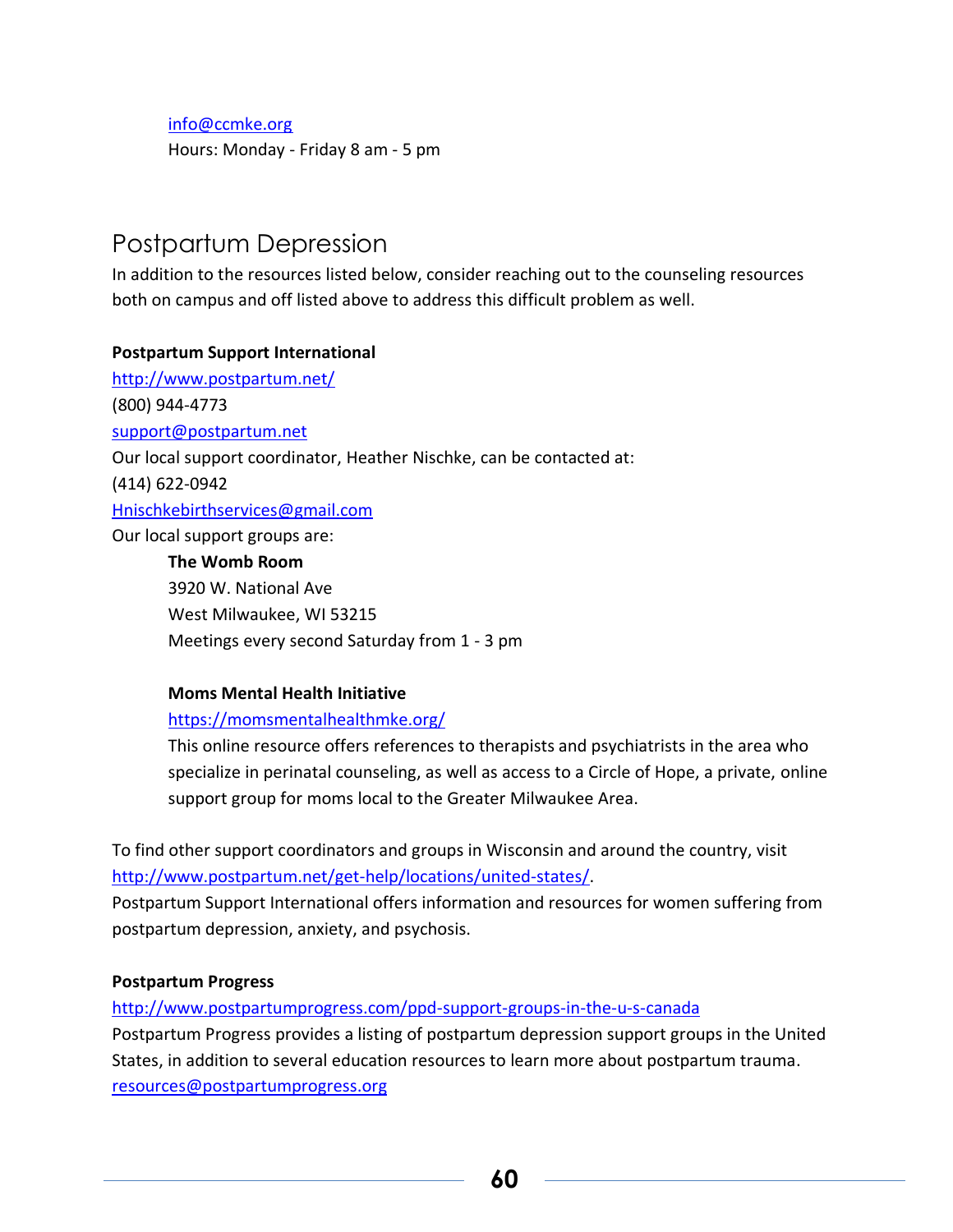info@ccmke.org
Hours: Monday - Friday 8 am - 5 pm

## Postpartum Depression

In addition to the resources listed below, consider reaching out to the counseling resources both on campus and off listed above to address this difficult problem as well.

**Postpartum Support International**

http://www.postpartum.net/
(800) 944-4773
support@postpartum.net
Our local support coordinator, Heather Nischke, can be contacted at:
(414) 622-0942
Hnischkebirthservices@gmail.com
Our local support groups are:

> **The Womb Room**
> 3920 W. National Ave
> West Milwaukee, WI 53215
> Meetings every second Saturday from 1 - 3 pm
>
> **Moms Mental Health Initiative**
> https://momsmentalhealthmke.org/
> This online resource offers references to therapists and psychiatrists in the area who specialize in perinatal counseling, as well as access to a Circle of Hope, a private, online support group for moms local to the Greater Milwaukee Area.

To find other support coordinators and groups in Wisconsin and around the country, visit http://www.postpartum.net/get-help/locations/united-states/.
Postpartum Support International offers information and resources for women suffering from postpartum depression, anxiety, and psychosis.

**Postpartum Progress**

http://www.postpartumprogress.com/ppd-support-groups-in-the-u-s-canada
Postpartum Progress provides a listing of postpartum depression support groups in the United States, in addition to several education resources to learn more about postpartum trauma.
resources@postpartumprogress.org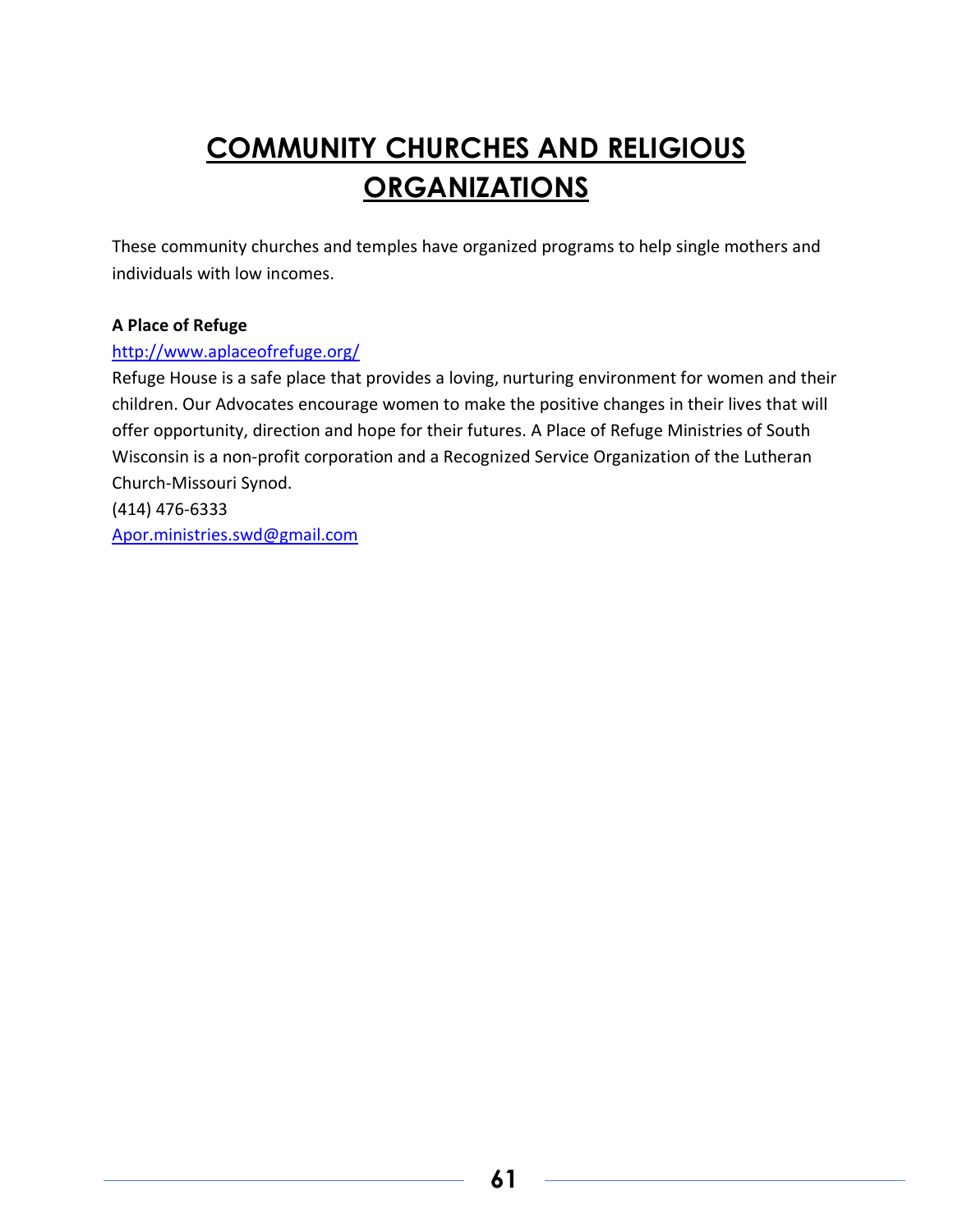# COMMUNITY CHURCHES AND RELIGIOUS ORGANIZATIONS

These community churches and temples have organized programs to help single mothers and individuals with low incomes.

**A Place of Refuge**

http://www.aplaceofrefuge.org/

Refuge House is a safe place that provides a loving, nurturing environment for women and their children. Our Advocates encourage women to make the positive changes in their lives that will offer opportunity, direction and hope for their futures. A Place of Refuge Ministries of South Wisconsin is a non-profit corporation and a Recognized Service Organization of the Lutheran Church-Missouri Synod.

(414) 476-6333

Apor.ministries.swd@gmail.com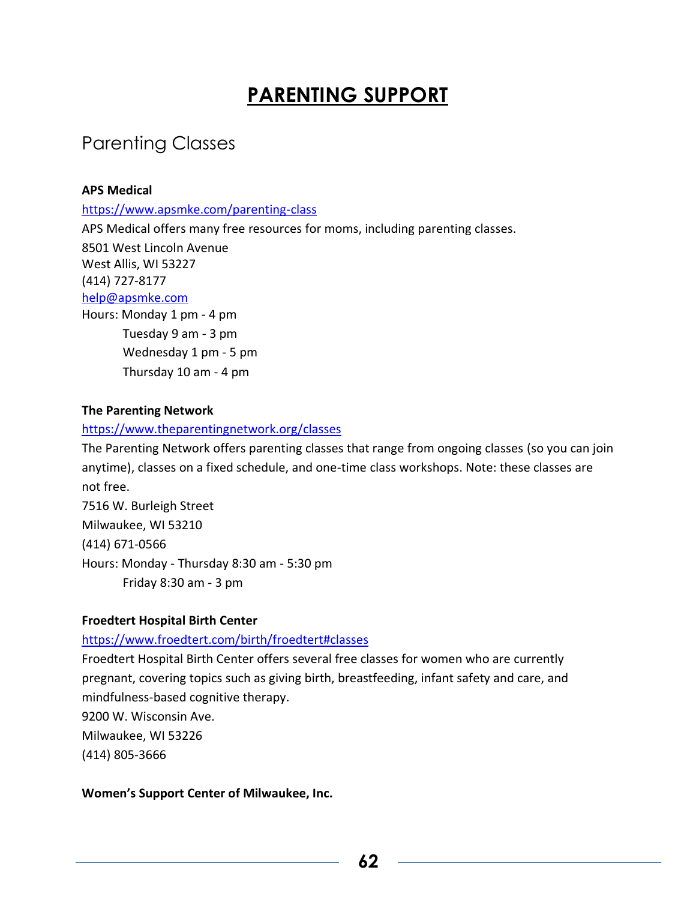# PARENTING SUPPORT

## Parenting Classes

**APS Medical**

https://www.apsmke.com/parenting-class

APS Medical offers many free resources for moms, including parenting classes.

8501 West Lincoln Avenue
West Allis, WI 53227
(414) 727-8177
help@apsmke.com
Hours: Monday 1 pm - 4 pm
Tuesday 9 am - 3 pm
Wednesday 1 pm - 5 pm
Thursday 10 am - 4 pm

**The Parenting Network**

https://www.theparentingnetwork.org/classes

The Parenting Network offers parenting classes that range from ongoing classes (so you can join anytime), classes on a fixed schedule, and one-time class workshops. Note: these classes are not free.

7516 W. Burleigh Street
Milwaukee, WI 53210
(414) 671-0566
Hours: Monday - Thursday 8:30 am - 5:30 pm
Friday 8:30 am - 3 pm

**Froedtert Hospital Birth Center**

https://www.froedtert.com/birth/froedtert#classes

Froedtert Hospital Birth Center offers several free classes for women who are currently pregnant, covering topics such as giving birth, breastfeeding, infant safety and care, and mindfulness-based cognitive therapy.

9200 W. Wisconsin Ave.
Milwaukee, WI 53226
(414) 805-3666

**Women's Support Center of Milwaukee, Inc.**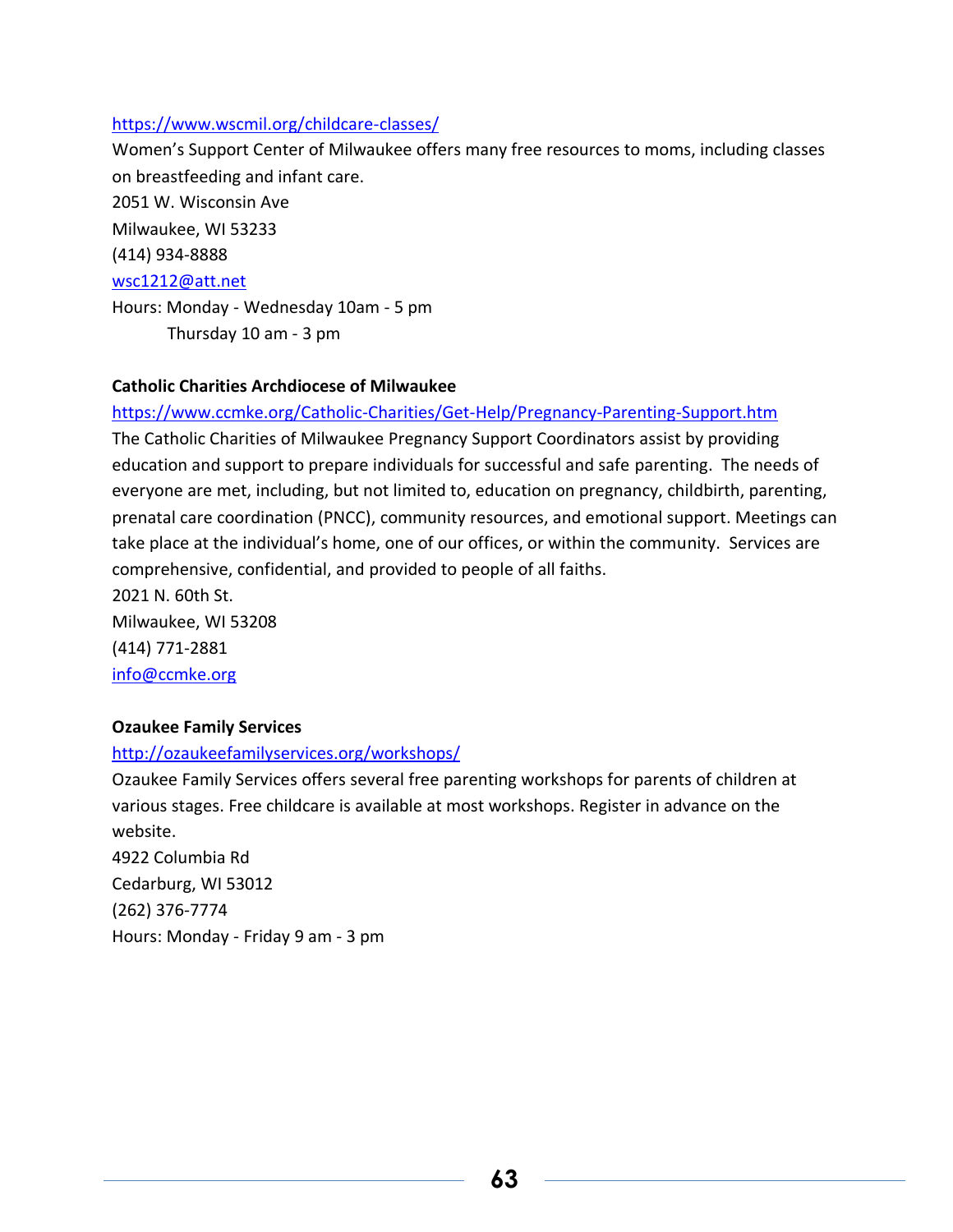https://www.wscmil.org/childcare-classes/

Women's Support Center of Milwaukee offers many free resources to moms, including classes on breastfeeding and infant care.

2051 W. Wisconsin Ave
Milwaukee, WI 53233
(414) 934-8888
wsc1212@att.net
Hours: Monday - Wednesday 10am - 5 pm
Thursday 10 am - 3 pm

**Catholic Charities Archdiocese of Milwaukee**

https://www.ccmke.org/Catholic-Charities/Get-Help/Pregnancy-Parenting-Support.htm

The Catholic Charities of Milwaukee Pregnancy Support Coordinators assist by providing education and support to prepare individuals for successful and safe parenting. The needs of everyone are met, including, but not limited to, education on pregnancy, childbirth, parenting, prenatal care coordination (PNCC), community resources, and emotional support. Meetings can take place at the individual's home, one of our offices, or within the community. Services are comprehensive, confidential, and provided to people of all faiths.

2021 N. 60th St.
Milwaukee, WI 53208
(414) 771-2881
info@ccmke.org

**Ozaukee Family Services**

http://ozaukeefamilyservices.org/workshops/

Ozaukee Family Services offers several free parenting workshops for parents of children at various stages. Free childcare is available at most workshops. Register in advance on the website.

4922 Columbia Rd
Cedarburg, WI 53012
(262) 376-7774
Hours: Monday - Friday 9 am - 3 pm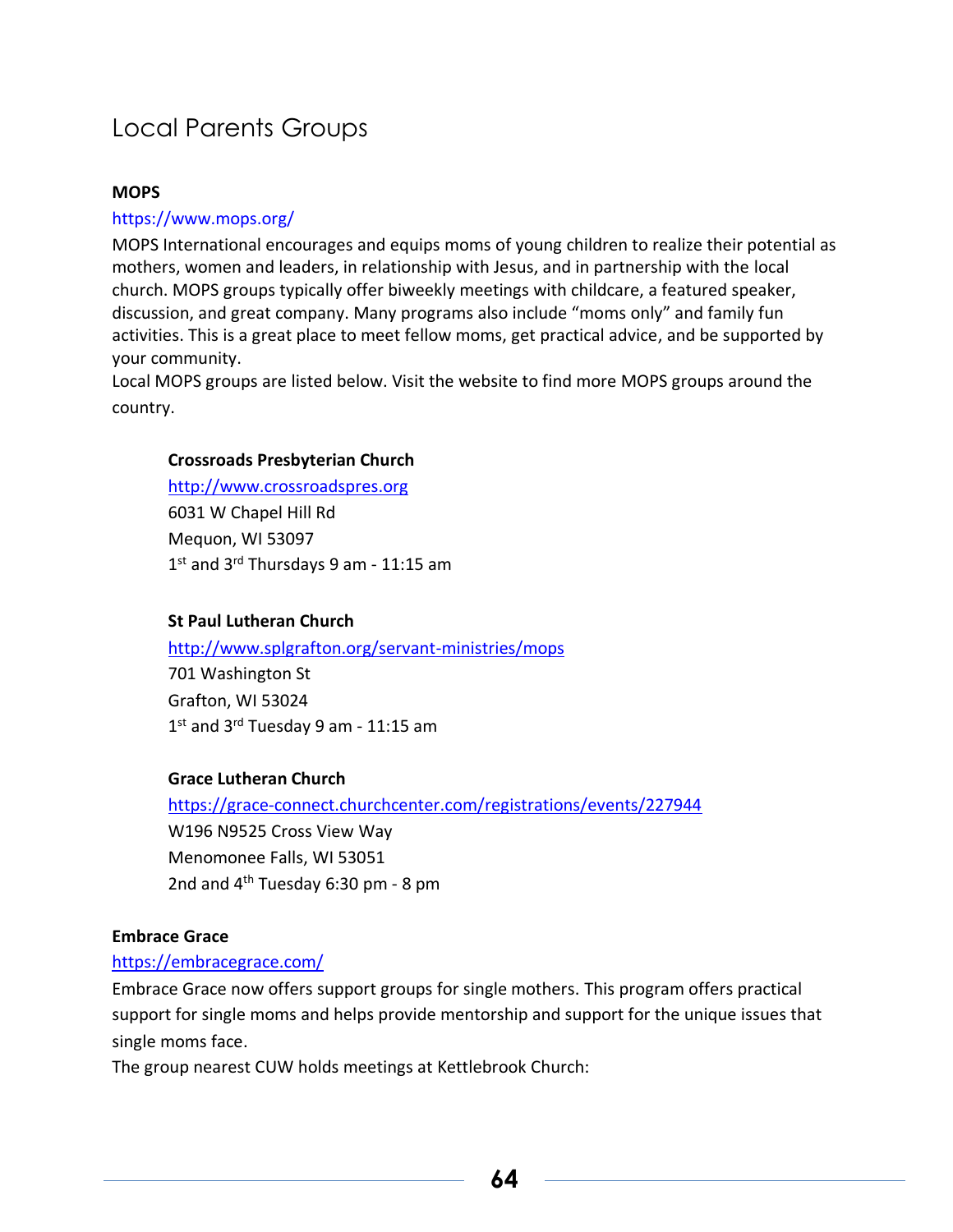# Local Parents Groups

### MOPS

https://www.mops.org/

MOPS International encourages and equips moms of young children to realize their potential as mothers, women and leaders, in relationship with Jesus, and in partnership with the local church. MOPS groups typically offer biweekly meetings with childcare, a featured speaker, discussion, and great company. Many programs also include "moms only" and family fun activities. This is a great place to meet fellow moms, get practical advice, and be supported by your community.

Local MOPS groups are listed below. Visit the website to find more MOPS groups around the country.

**Crossroads Presbyterian Church**
http://www.crossroadspres.org
6031 W Chapel Hill Rd
Mequon, WI 53097
1st and 3rd Thursdays 9 am - 11:15 am

**St Paul Lutheran Church**
http://www.splgrafton.org/servant-ministries/mops
701 Washington St
Grafton, WI 53024
1st and 3rd Tuesday 9 am - 11:15 am

**Grace Lutheran Church**
https://grace-connect.churchcenter.com/registrations/events/227944
W196 N9525 Cross View Way
Menomonee Falls, WI 53051
2nd and 4th Tuesday 6:30 pm - 8 pm

### Embrace Grace

https://embracegrace.com/

Embrace Grace now offers support groups for single mothers. This program offers practical support for single moms and helps provide mentorship and support for the unique issues that single moms face.

The group nearest CUW holds meetings at Kettlebrook Church: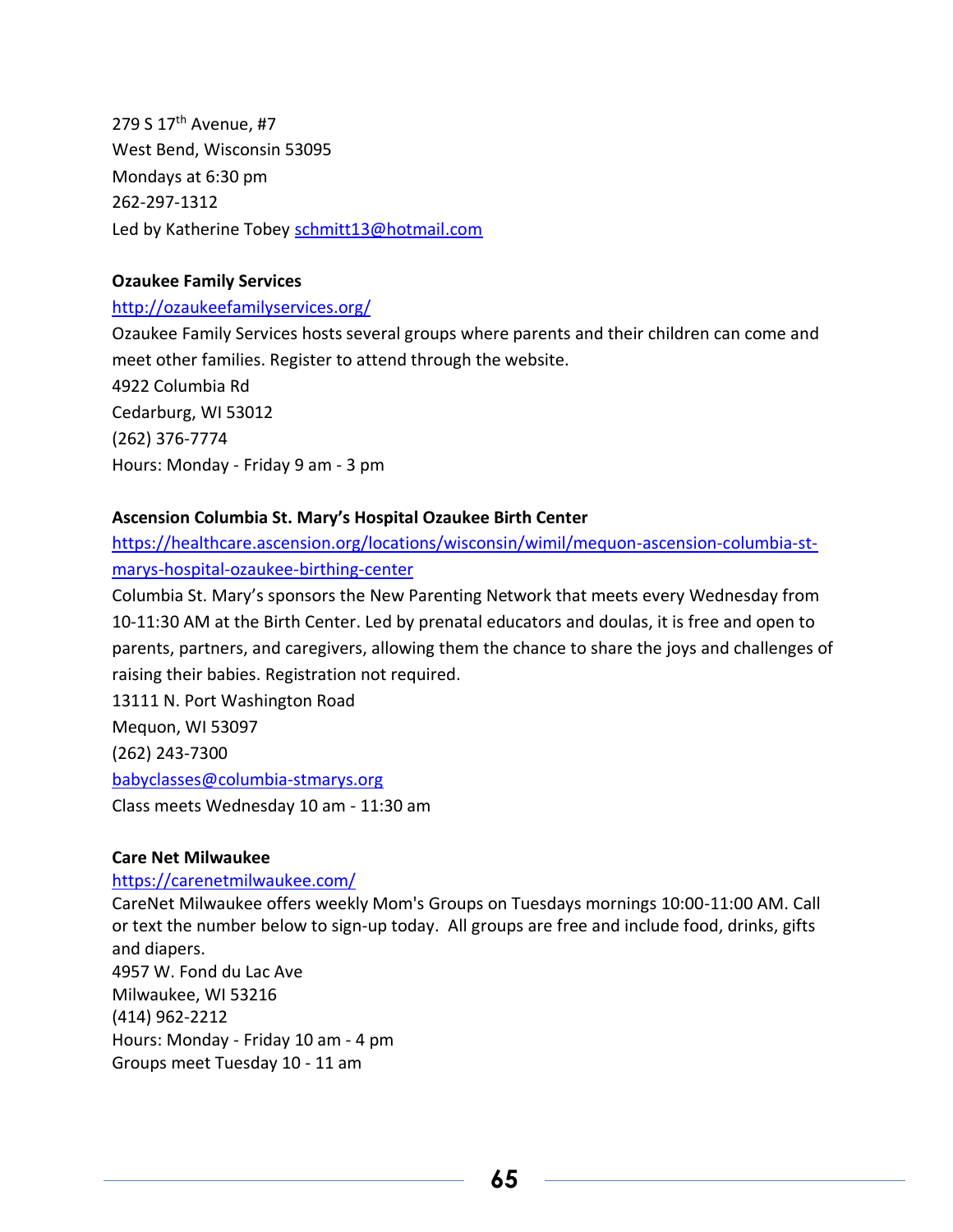279 S 17th Avenue, #7
West Bend, Wisconsin 53095
Mondays at 6:30 pm
262-297-1312
Led by Katherine Tobey schmitt13@hotmail.com

**Ozaukee Family Services**

http://ozaukeefamilyservices.org/

Ozaukee Family Services hosts several groups where parents and their children can come and meet other families. Register to attend through the website.
4922 Columbia Rd
Cedarburg, WI 53012
(262) 376-7774
Hours: Monday - Friday 9 am - 3 pm

**Ascension Columbia St. Mary's Hospital Ozaukee Birth Center**

https://healthcare.ascension.org/locations/wisconsin/wimil/mequon-ascension-columbia-st-marys-hospital-ozaukee-birthing-center

Columbia St. Mary's sponsors the New Parenting Network that meets every Wednesday from 10-11:30 AM at the Birth Center. Led by prenatal educators and doulas, it is free and open to parents, partners, and caregivers, allowing them the chance to share the joys and challenges of raising their babies. Registration not required.
13111 N. Port Washington Road
Mequon, WI 53097
(262) 243-7300
babyclasses@columbia-stmarys.org
Class meets Wednesday 10 am - 11:30 am

**Care Net Milwaukee**

https://carenetmilwaukee.com/

CareNet Milwaukee offers weekly Mom's Groups on Tuesdays mornings 10:00-11:00 AM. Call or text the number below to sign-up today. All groups are free and include food, drinks, gifts and diapers.
4957 W. Fond du Lac Ave
Milwaukee, WI 53216
(414) 962-2212
Hours: Monday - Friday 10 am - 4 pm
Groups meet Tuesday 10 - 11 am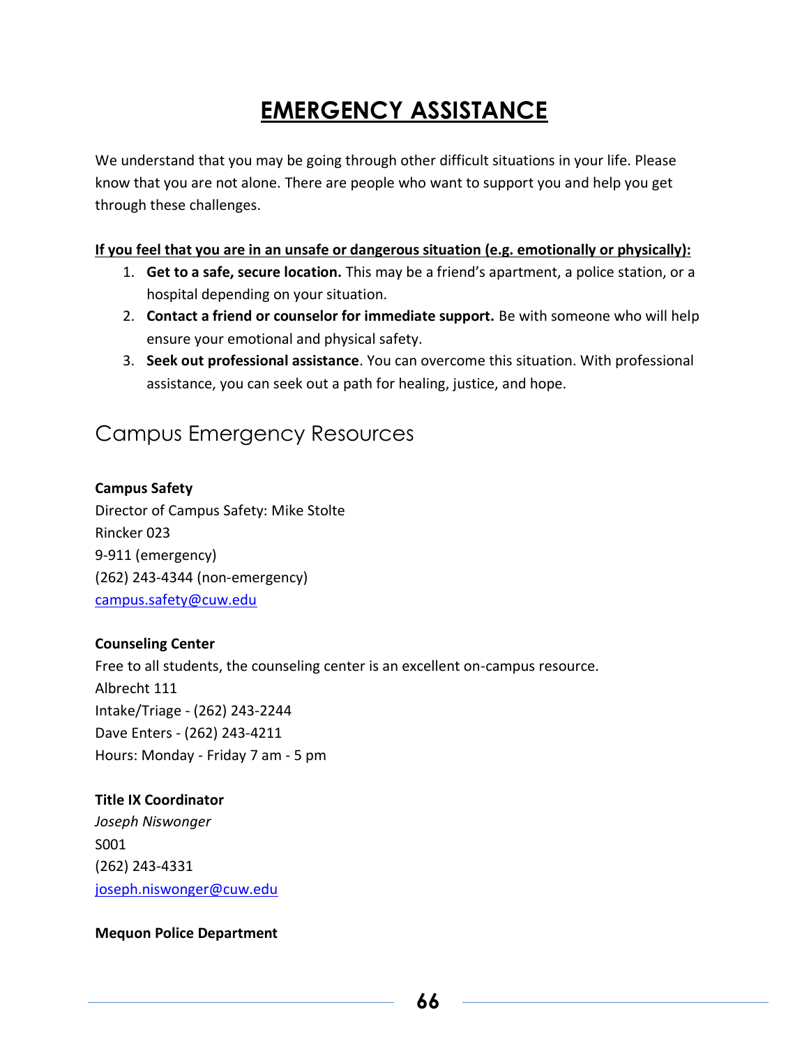# EMERGENCY ASSISTANCE

We understand that you may be going through other difficult situations in your life. Please know that you are not alone. There are people who want to support you and help you get through these challenges.

**If you feel that you are in an unsafe or dangerous situation (e.g. emotionally or physically):**

1. **Get to a safe, secure location.** This may be a friend's apartment, a police station, or a hospital depending on your situation.
2. **Contact a friend or counselor for immediate support.** Be with someone who will help ensure your emotional and physical safety.
3. **Seek out professional assistance**. You can overcome this situation. With professional assistance, you can seek out a path for healing, justice, and hope.

## Campus Emergency Resources

**Campus Safety**
Director of Campus Safety: Mike Stolte
Rincker 023
9-911 (emergency)
(262) 243-4344 (non-emergency)
campus.safety@cuw.edu

**Counseling Center**
Free to all students, the counseling center is an excellent on-campus resource.
Albrecht 111
Intake/Triage - (262) 243-2244
Dave Enters - (262) 243-4211
Hours: Monday - Friday 7 am - 5 pm

**Title IX Coordinator**
*Joseph Niswonger*
S001
(262) 243-4331
joseph.niswonger@cuw.edu

**Mequon Police Department**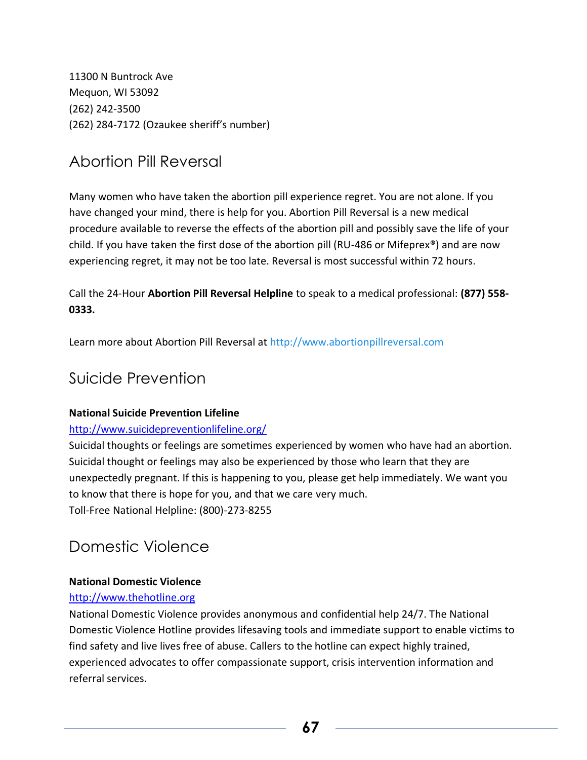11300 N Buntrock Ave
Mequon, WI 53092
(262) 242-3500
(262) 284-7172 (Ozaukee sheriff's number)

## Abortion Pill Reversal

Many women who have taken the abortion pill experience regret. You are not alone. If you have changed your mind, there is help for you. Abortion Pill Reversal is a new medical procedure available to reverse the effects of the abortion pill and possibly save the life of your child. If you have taken the first dose of the abortion pill (RU-486 or Mifeprex®) and are now experiencing regret, it may not be too late. Reversal is most successful within 72 hours.

Call the 24-Hour **Abortion Pill Reversal Helpline** to speak to a medical professional: **(877) 558-0333.**

Learn more about Abortion Pill Reversal at http://www.abortionpillreversal.com

## Suicide Prevention

**National Suicide Prevention Lifeline**

http://www.suicidepreventionlifeline.org/

Suicidal thoughts or feelings are sometimes experienced by women who have had an abortion. Suicidal thought or feelings may also be experienced by those who learn that they are unexpectedly pregnant. If this is happening to you, please get help immediately. We want you to know that there is hope for you, and that we care very much.
Toll-Free National Helpline: (800)-273-8255

## Domestic Violence

**National Domestic Violence**

http://www.thehotline.org

National Domestic Violence provides anonymous and confidential help 24/7. The National Domestic Violence Hotline provides lifesaving tools and immediate support to enable victims to find safety and live lives free of abuse. Callers to the hotline can expect highly trained, experienced advocates to offer compassionate support, crisis intervention information and referral services.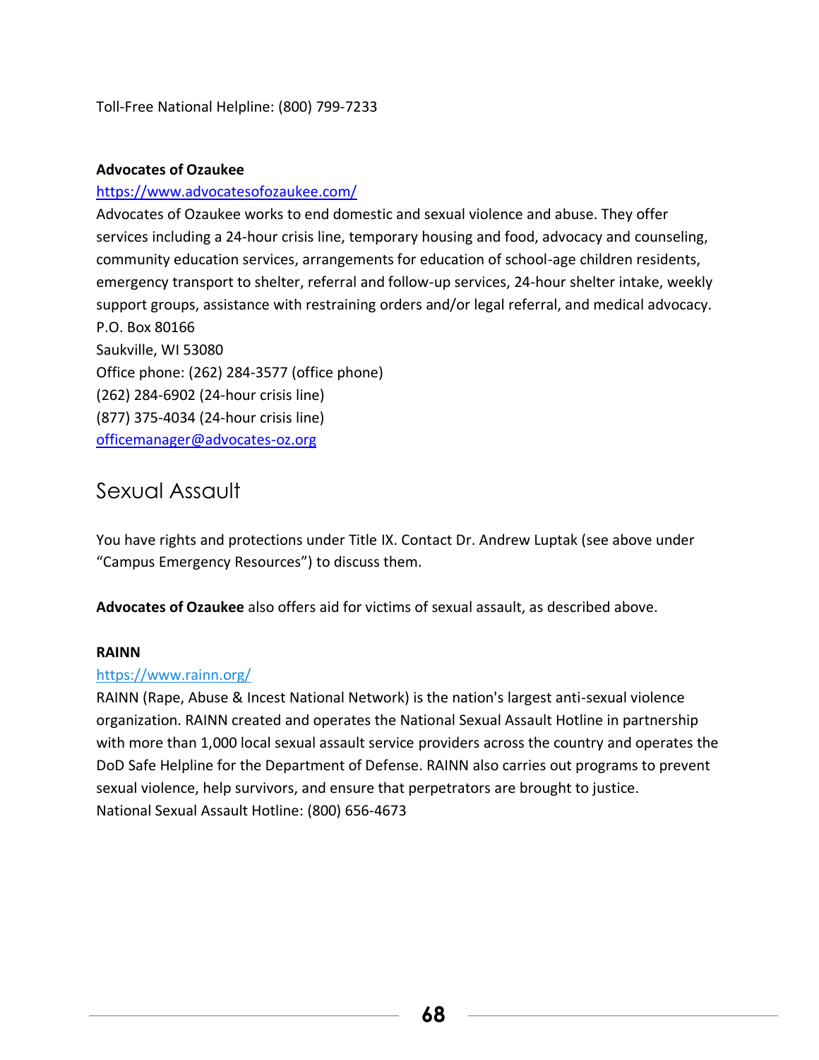Toll-Free National Helpline: (800) 799-7233

**Advocates of Ozaukee**

https://www.advocatesofozaukee.com/

Advocates of Ozaukee works to end domestic and sexual violence and abuse. They offer services including a 24-hour crisis line, temporary housing and food, advocacy and counseling, community education services, arrangements for education of school-age children residents, emergency transport to shelter, referral and follow-up services, 24-hour shelter intake, weekly support groups, assistance with restraining orders and/or legal referral, and medical advocacy.
P.O. Box 80166
Saukville, WI 53080
Office phone: (262) 284-3577 (office phone)
(262) 284-6902 (24-hour crisis line)
(877) 375-4034 (24-hour crisis line)
officemanager@advocates-oz.org

## Sexual Assault

You have rights and protections under Title IX. Contact Dr. Andrew Luptak (see above under "Campus Emergency Resources") to discuss them.

**Advocates of Ozaukee** also offers aid for victims of sexual assault, as described above.

**RAINN**

https://www.rainn.org/

RAINN (Rape, Abuse & Incest National Network) is the nation's largest anti-sexual violence organization. RAINN created and operates the National Sexual Assault Hotline in partnership with more than 1,000 local sexual assault service providers across the country and operates the DoD Safe Helpline for the Department of Defense. RAINN also carries out programs to prevent sexual violence, help survivors, and ensure that perpetrators are brought to justice.
National Sexual Assault Hotline: (800) 656-4673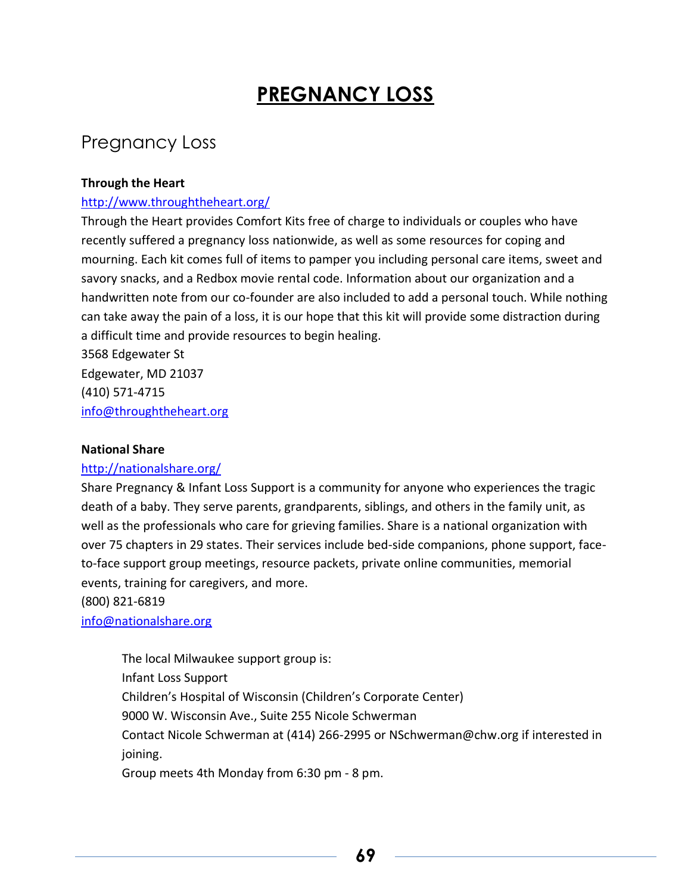# PREGNANCY LOSS

## Pregnancy Loss

**Through the Heart**

http://www.throughtheheart.org/

Through the Heart provides Comfort Kits free of charge to individuals or couples who have recently suffered a pregnancy loss nationwide, as well as some resources for coping and mourning. Each kit comes full of items to pamper you including personal care items, sweet and savory snacks, and a Redbox movie rental code. Information about our organization and a handwritten note from our co-founder are also included to add a personal touch. While nothing can take away the pain of a loss, it is our hope that this kit will provide some distraction during a difficult time and provide resources to begin healing.
3568 Edgewater St
Edgewater, MD 21037
(410) 571-4715
info@throughtheheart.org

**National Share**

http://nationalshare.org/

Share Pregnancy & Infant Loss Support is a community for anyone who experiences the tragic death of a baby. They serve parents, grandparents, siblings, and others in the family unit, as well as the professionals who care for grieving families. Share is a national organization with over 75 chapters in 29 states. Their services include bed-side companions, phone support, face-to-face support group meetings, resource packets, private online communities, memorial events, training for caregivers, and more.
(800) 821-6819
info@nationalshare.org

> The local Milwaukee support group is:
> Infant Loss Support
> Children's Hospital of Wisconsin (Children's Corporate Center)
> 9000 W. Wisconsin Ave., Suite 255 Nicole Schwerman
> Contact Nicole Schwerman at (414) 266-2995 or NSchwerman@chw.org if interested in joining.
> Group meets 4th Monday from 6:30 pm - 8 pm.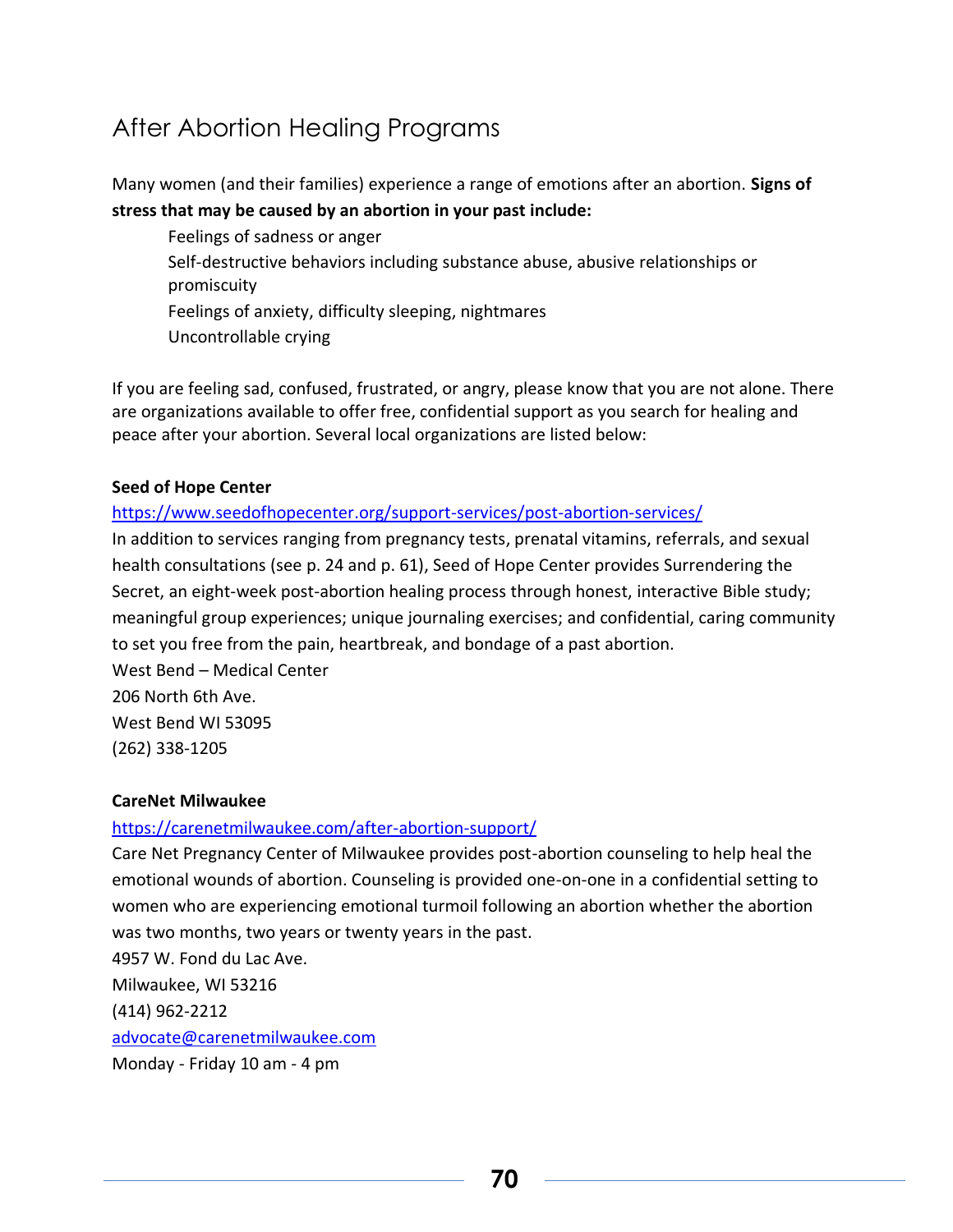# After Abortion Healing Programs

Many women (and their families) experience a range of emotions after an abortion. **Signs of stress that may be caused by an abortion in your past include:**

- Feelings of sadness or anger
- Self-destructive behaviors including substance abuse, abusive relationships or promiscuity
- Feelings of anxiety, difficulty sleeping, nightmares
- Uncontrollable crying

If you are feeling sad, confused, frustrated, or angry, please know that you are not alone. There are organizations available to offer free, confidential support as you search for healing and peace after your abortion. Several local organizations are listed below:

**Seed of Hope Center**

https://www.seedofhopecenter.org/support-services/post-abortion-services/

In addition to services ranging from pregnancy tests, prenatal vitamins, referrals, and sexual health consultations (see p. 24 and p. 61), Seed of Hope Center provides Surrendering the Secret, an eight-week post-abortion healing process through honest, interactive Bible study; meaningful group experiences; unique journaling exercises; and confidential, caring community to set you free from the pain, heartbreak, and bondage of a past abortion.

West Bend – Medical Center
206 North 6th Ave.
West Bend WI 53095
(262) 338-1205

**CareNet Milwaukee**

https://carenetmilwaukee.com/after-abortion-support/

Care Net Pregnancy Center of Milwaukee provides post-abortion counseling to help heal the emotional wounds of abortion. Counseling is provided one-on-one in a confidential setting to women who are experiencing emotional turmoil following an abortion whether the abortion was two months, two years or twenty years in the past.

4957 W. Fond du Lac Ave.
Milwaukee, WI 53216
(414) 962-2212
advocate@carenetmilwaukee.com
Monday - Friday 10 am - 4 pm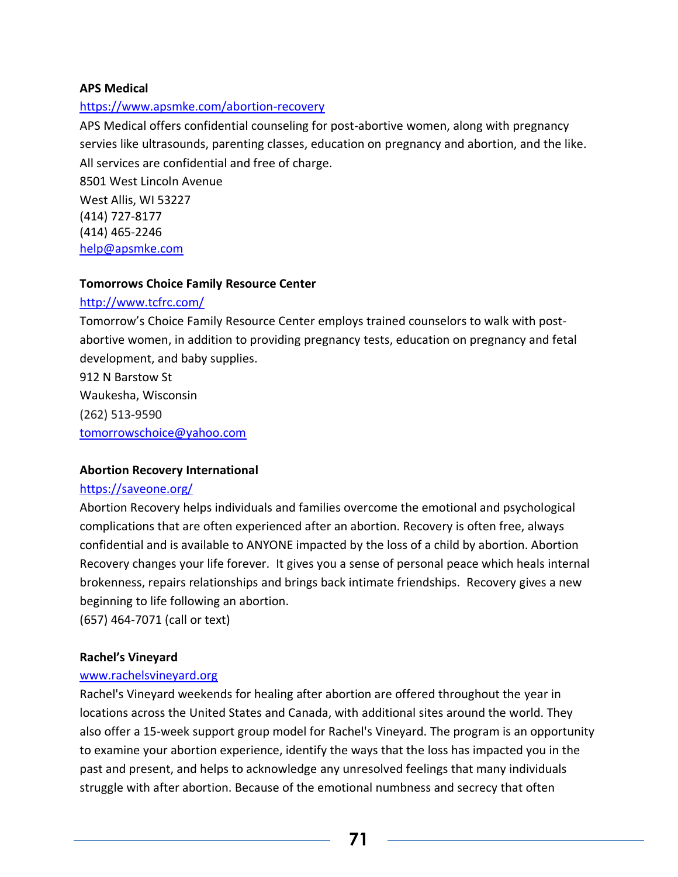**APS Medical**

https://www.apsmke.com/abortion-recovery

APS Medical offers confidential counseling for post-abortive women, along with pregnancy servies like ultrasounds, parenting classes, education on pregnancy and abortion, and the like. All services are confidential and free of charge.

8501 West Lincoln Avenue
West Allis, WI 53227
(414) 727-8177
(414) 465-2246
help@apsmke.com

**Tomorrows Choice Family Resource Center**

http://www.tcfrc.com/

Tomorrow's Choice Family Resource Center employs trained counselors to walk with post-abortive women, in addition to providing pregnancy tests, education on pregnancy and fetal development, and baby supplies.

912 N Barstow St
Waukesha, Wisconsin
(262) 513-9590
tomorrowschoice@yahoo.com

**Abortion Recovery International**

https://saveone.org/

Abortion Recovery helps individuals and families overcome the emotional and psychological complications that are often experienced after an abortion. Recovery is often free, always confidential and is available to ANYONE impacted by the loss of a child by abortion. Abortion Recovery changes your life forever. It gives you a sense of personal peace which heals internal brokenness, repairs relationships and brings back intimate friendships. Recovery gives a new beginning to life following an abortion.

(657) 464-7071 (call or text)

**Rachel's Vineyard**

www.rachelsvineyard.org

Rachel's Vineyard weekends for healing after abortion are offered throughout the year in locations across the United States and Canada, with additional sites around the world. They also offer a 15-week support group model for Rachel's Vineyard. The program is an opportunity to examine your abortion experience, identify the ways that the loss has impacted you in the past and present, and helps to acknowledge any unresolved feelings that many individuals struggle with after abortion. Because of the emotional numbness and secrecy that often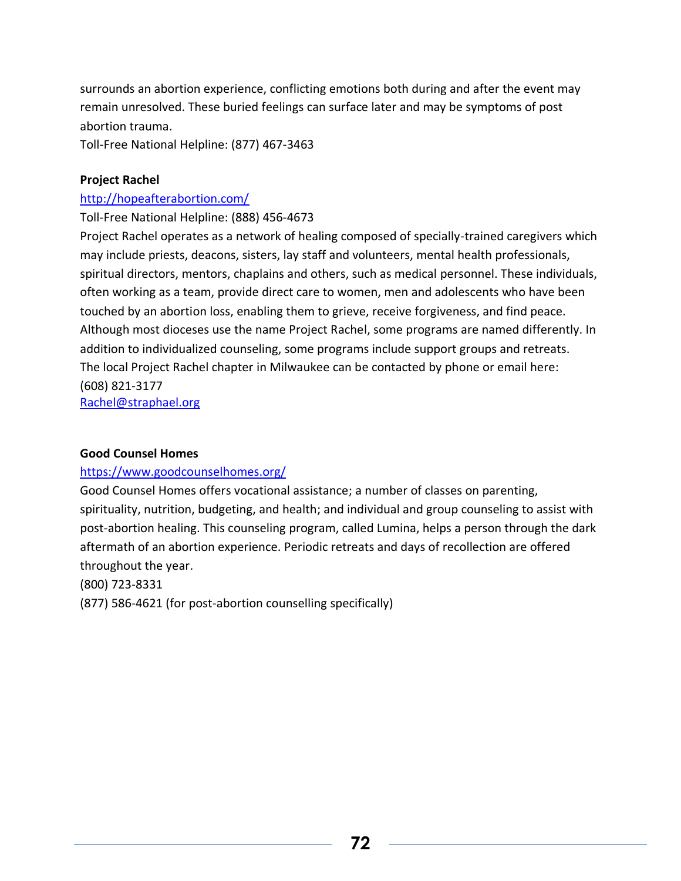surrounds an abortion experience, conflicting emotions both during and after the event may remain unresolved. These buried feelings can surface later and may be symptoms of post abortion trauma.
Toll-Free National Helpline: (877) 467-3463

**Project Rachel**

http://hopeafterabortion.com/

Toll-Free National Helpline: (888) 456-4673

Project Rachel operates as a network of healing composed of specially-trained caregivers which may include priests, deacons, sisters, lay staff and volunteers, mental health professionals, spiritual directors, mentors, chaplains and others, such as medical personnel. These individuals, often working as a team, provide direct care to women, men and adolescents who have been touched by an abortion loss, enabling them to grieve, receive forgiveness, and find peace. Although most dioceses use the name Project Rachel, some programs are named differently. In addition to individualized counseling, some programs include support groups and retreats. The local Project Rachel chapter in Milwaukee can be contacted by phone or email here:
(608) 821-3177
Rachel@straphael.org

**Good Counsel Homes**

https://www.goodcounselhomes.org/

Good Counsel Homes offers vocational assistance; a number of classes on parenting, spirituality, nutrition, budgeting, and health; and individual and group counseling to assist with post-abortion healing. This counseling program, called Lumina, helps a person through the dark aftermath of an abortion experience. Periodic retreats and days of recollection are offered throughout the year.

(800) 723-8331
(877) 586-4621 (for post-abortion counselling specifically)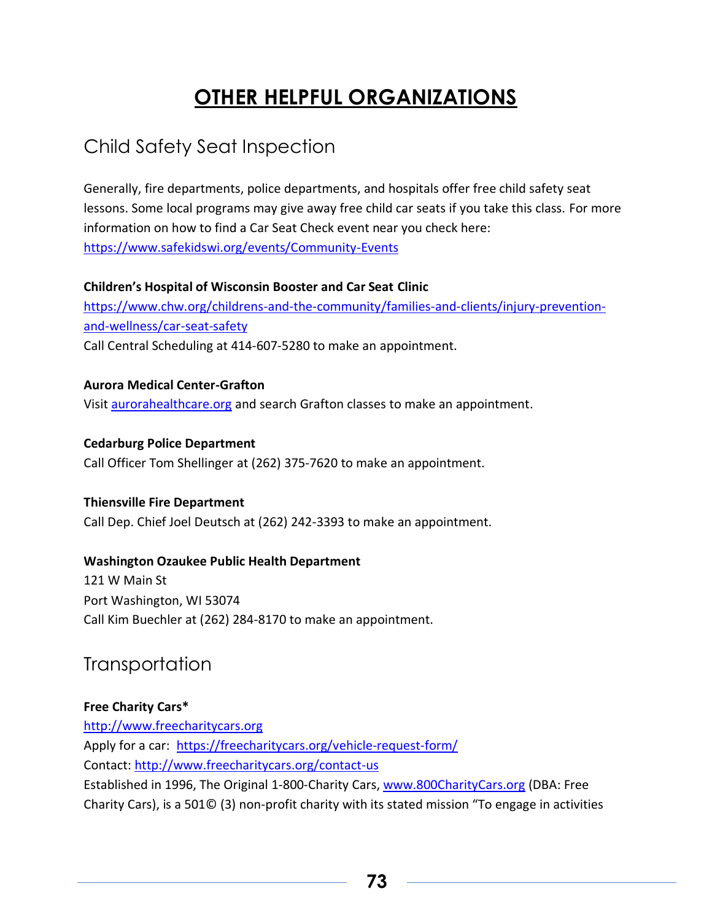# OTHER HELPFUL ORGANIZATIONS

## Child Safety Seat Inspection

Generally, fire departments, police departments, and hospitals offer free child safety seat lessons. Some local programs may give away free child car seats if you take this class. For more information on how to find a Car Seat Check event near you check here: https://www.safekidswi.org/events/Community-Events

**Children's Hospital of Wisconsin Booster and Car Seat Clinic**
https://www.chw.org/childrens-and-the-community/families-and-clients/injury-prevention-and-wellness/car-seat-safety
Call Central Scheduling at 414-607-5280 to make an appointment.

**Aurora Medical Center-Grafton**
Visit aurorahealthcare.org and search Grafton classes to make an appointment.

**Cedarburg Police Department**
Call Officer Tom Shellinger at (262) 375-7620 to make an appointment.

**Thiensville Fire Department**
Call Dep. Chief Joel Deutsch at (262) 242-3393 to make an appointment.

**Washington Ozaukee Public Health Department**
121 W Main St
Port Washington, WI 53074
Call Kim Buechler at (262) 284-8170 to make an appointment.

## Transportation

**Free Charity Cars***
http://www.freecharitycars.org
Apply for a car: https://freecharitycars.org/vehicle-request-form/
Contact: http://www.freecharitycars.org/contact-us
Established in 1996, The Original 1-800-Charity Cars, www.800CharityCars.org (DBA: Free Charity Cars), is a 501© (3) non-profit charity with its stated mission "To engage in activities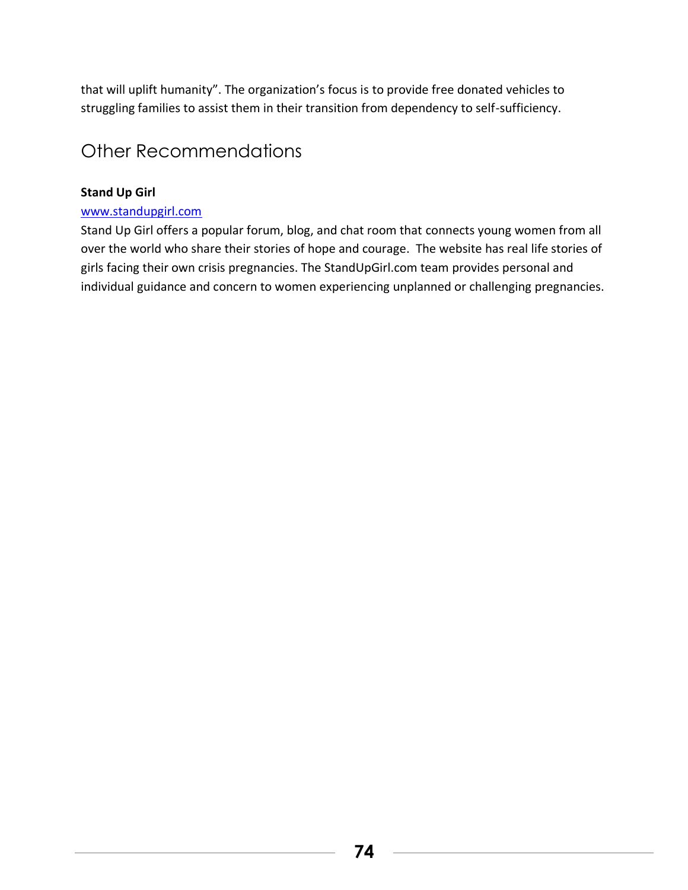that will uplift humanity". The organization's focus is to provide free donated vehicles to struggling families to assist them in their transition from dependency to self-sufficiency.

## Other Recommendations

**Stand Up Girl**

[www.standupgirl.com](http://www.standupgirl.com)

Stand Up Girl offers a popular forum, blog, and chat room that connects young women from all over the world who share their stories of hope and courage. The website has real life stories of girls facing their own crisis pregnancies. The StandUpGirl.com team provides personal and individual guidance and concern to women experiencing unplanned or challenging pregnancies.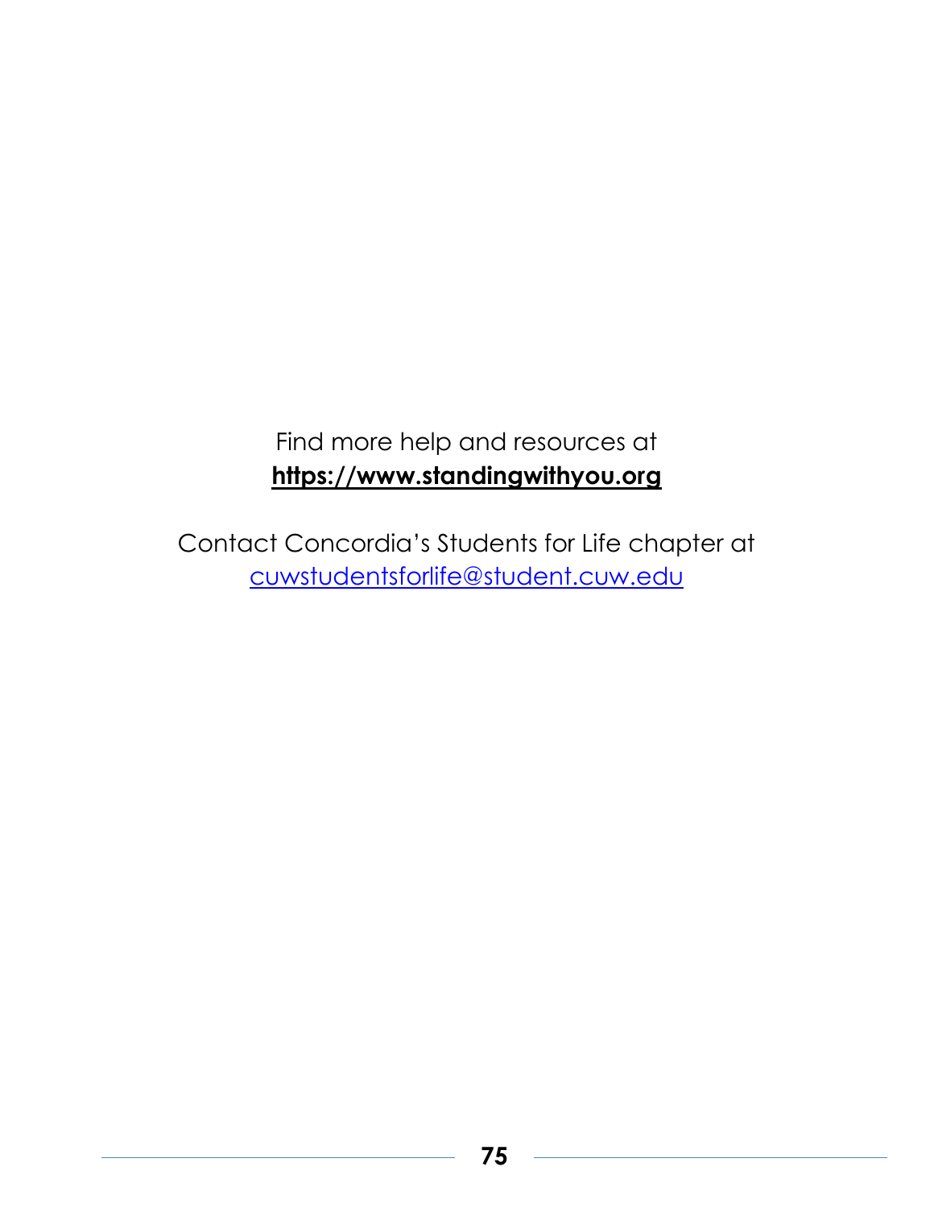Find more help and resources at
**https://www.standingwithyou.org**

Contact Concordia's Students for Life chapter at
cuwstudentsforlife@student.cuw.edu